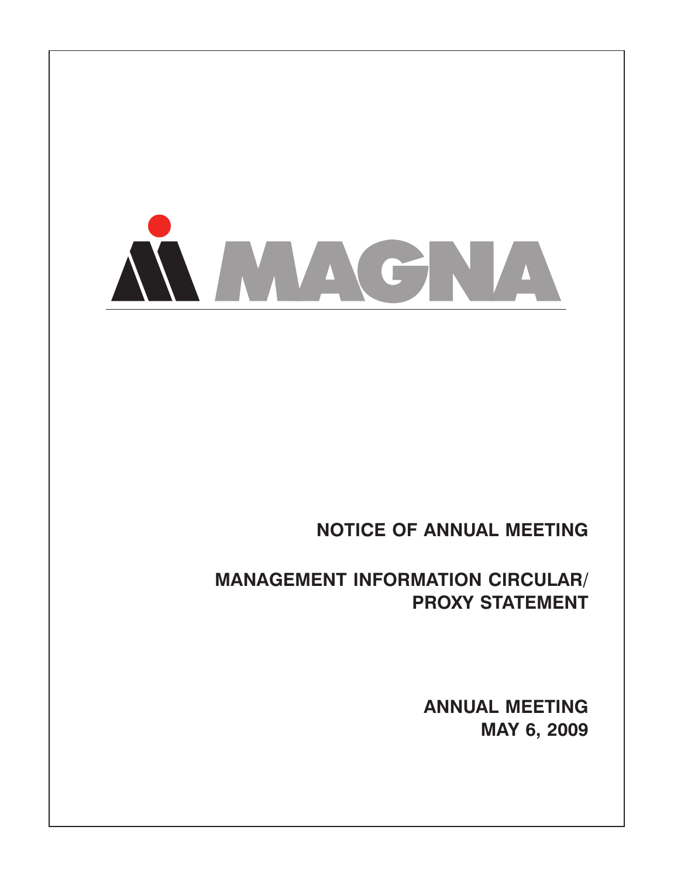MAGNA

# NOTICE OF ANNUAL MEETING

# MANAGEMENT INFORMATION CIRCULAR/ PROXY STATEMENT

**ANNUAL MEETING**
**MAY 6, 2009**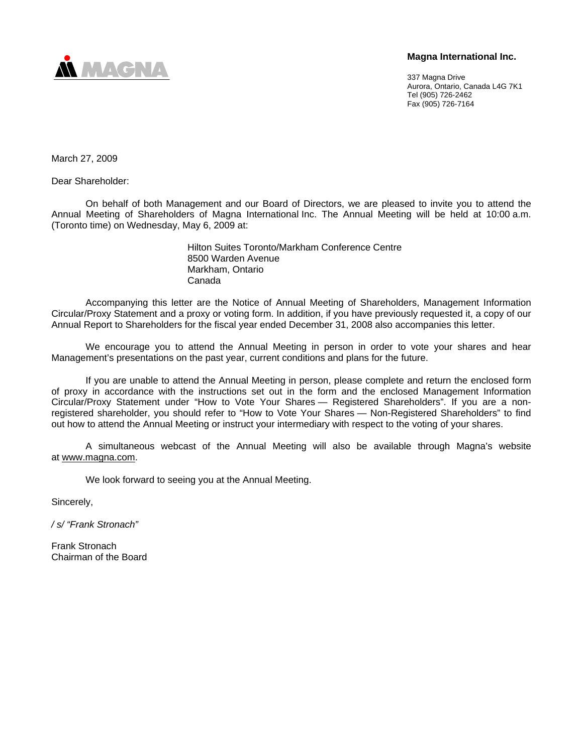**Magna International Inc.**

337 Magna Drive
Aurora, Ontario, Canada L4G 7K1
Tel (905) 726-2462
Fax (905) 726-7164

March 27, 2009

Dear Shareholder:

On behalf of both Management and our Board of Directors, we are pleased to invite you to attend the Annual Meeting of Shareholders of Magna International Inc. The Annual Meeting will be held at 10:00 a.m. (Toronto time) on Wednesday, May 6, 2009 at:

Hilton Suites Toronto/Markham Conference Centre
8500 Warden Avenue
Markham, Ontario
Canada

Accompanying this letter are the Notice of Annual Meeting of Shareholders, Management Information Circular/Proxy Statement and a proxy or voting form. In addition, if you have previously requested it, a copy of our Annual Report to Shareholders for the fiscal year ended December 31, 2008 also accompanies this letter.

We encourage you to attend the Annual Meeting in person in order to vote your shares and hear Management's presentations on the past year, current conditions and plans for the future.

If you are unable to attend the Annual Meeting in person, please complete and return the enclosed form of proxy in accordance with the instructions set out in the form and the enclosed Management Information Circular/Proxy Statement under "How to Vote Your Shares — Registered Shareholders". If you are a non-registered shareholder, you should refer to "How to Vote Your Shares — Non-Registered Shareholders" to find out how to attend the Annual Meeting or instruct your intermediary with respect to the voting of your shares.

A simultaneous webcast of the Annual Meeting will also be available through Magna's website at www.magna.com.

We look forward to seeing you at the Annual Meeting.

Sincerely,

*/ s/ "Frank Stronach"*

Frank Stronach
Chairman of the Board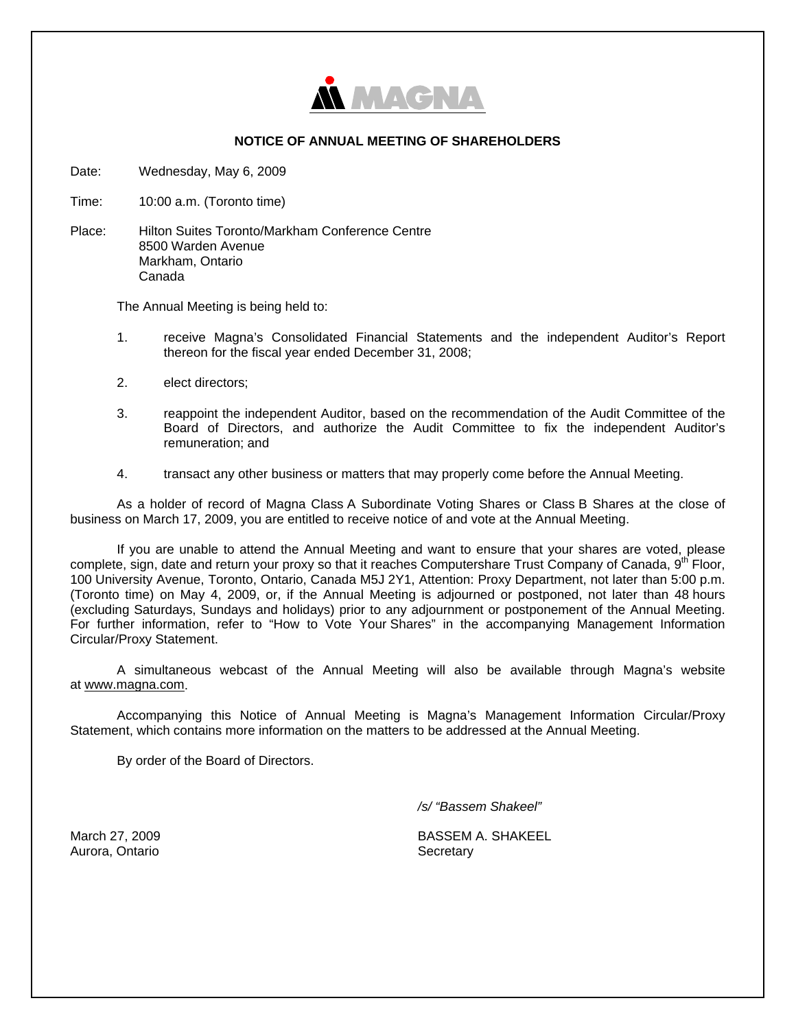MAGNA

## NOTICE OF ANNUAL MEETING OF SHAREHOLDERS

Date: Wednesday, May 6, 2009

Time: 10:00 a.m. (Toronto time)

Place: Hilton Suites Toronto/Markham Conference Centre
8500 Warden Avenue
Markham, Ontario
Canada

The Annual Meeting is being held to:

1. receive Magna's Consolidated Financial Statements and the independent Auditor's Report thereon for the fiscal year ended December 31, 2008;

2. elect directors;

3. reappoint the independent Auditor, based on the recommendation of the Audit Committee of the Board of Directors, and authorize the Audit Committee to fix the independent Auditor's remuneration; and

4. transact any other business or matters that may properly come before the Annual Meeting.

As a holder of record of Magna Class A Subordinate Voting Shares or Class B Shares at the close of business on March 17, 2009, you are entitled to receive notice of and vote at the Annual Meeting.

If you are unable to attend the Annual Meeting and want to ensure that your shares are voted, please complete, sign, date and return your proxy so that it reaches Computershare Trust Company of Canada, 9th Floor, 100 University Avenue, Toronto, Ontario, Canada M5J 2Y1, Attention: Proxy Department, not later than 5:00 p.m. (Toronto time) on May 4, 2009, or, if the Annual Meeting is adjourned or postponed, not later than 48 hours (excluding Saturdays, Sundays and holidays) prior to any adjournment or postponement of the Annual Meeting. For further information, refer to "How to Vote Your Shares" in the accompanying Management Information Circular/Proxy Statement.

A simultaneous webcast of the Annual Meeting will also be available through Magna's website at www.magna.com.

Accompanying this Notice of Annual Meeting is Magna's Management Information Circular/Proxy Statement, which contains more information on the matters to be addressed at the Annual Meeting.

By order of the Board of Directors.

*/s/ "Bassem Shakeel"*

March 27, 2009
Aurora, Ontario

BASSEM A. SHAKEEL
Secretary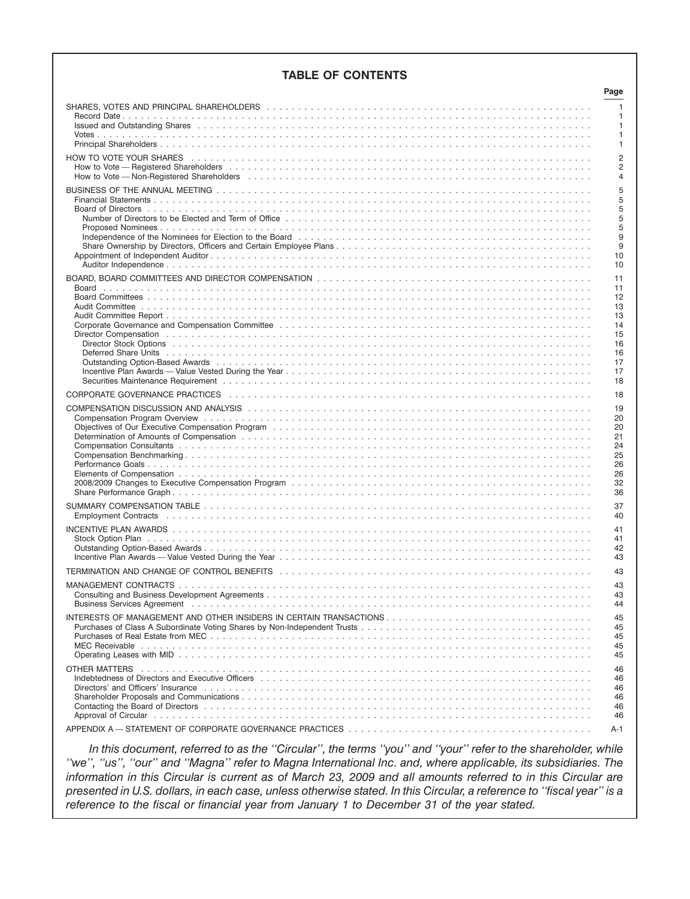## TABLE OF CONTENTS

| | Page |
|---|---|
| SHARES, VOTES AND PRINCIPAL SHAREHOLDERS | 1 |
| Record Date | 1 |
| Issued and Outstanding Shares | 1 |
| Votes | 1 |
| Principal Shareholders | 1 |
| HOW TO VOTE YOUR SHARES | 2 |
| How to Vote — Registered Shareholders | 2 |
| How to Vote — Non-Registered Shareholders | 4 |
| BUSINESS OF THE ANNUAL MEETING | 5 |
| Financial Statements | 5 |
| Board of Directors | 5 |
| Number of Directors to be Elected and Term of Office | 5 |
| Proposed Nominees | 5 |
| Independence of the Nominees for Election to the Board | 9 |
| Share Ownership by Directors, Officers and Certain Employee Plans | 9 |
| Appointment of Independent Auditor | 10 |
| Auditor Independence | 10 |
| BOARD, BOARD COMMITTEES AND DIRECTOR COMPENSATION | 11 |
| Board | 11 |
| Board Committees | 12 |
| Audit Committee | 13 |
| Audit Committee Report | 13 |
| Corporate Governance and Compensation Committee | 14 |
| Director Compensation | 15 |
| Director Stock Options | 16 |
| Deferred Share Units | 16 |
| Outstanding Option-Based Awards | 17 |
| Incentive Plan Awards — Value Vested During the Year | 17 |
| Securities Maintenance Requirement | 18 |
| CORPORATE GOVERNANCE PRACTICES | 18 |
| COMPENSATION DISCUSSION AND ANALYSIS | 19 |
| Compensation Program Overview | 20 |
| Objectives of Our Executive Compensation Program | 20 |
| Determination of Amounts of Compensation | 21 |
| Compensation Consultants | 24 |
| Compensation Benchmarking | 25 |
| Performance Goals | 26 |
| Elements of Compensation | 26 |
| 2008/2009 Changes to Executive Compensation Program | 32 |
| Share Performance Graph | 36 |
| SUMMARY COMPENSATION TABLE | 37 |
| Employment Contracts | 40 |
| INCENTIVE PLAN AWARDS | 41 |
| Stock Option Plan | 41 |
| Outstanding Option-Based Awards | 42 |
| Incentive Plan Awards — Value Vested During the Year | 43 |
| TERMINATION AND CHANGE OF CONTROL BENEFITS | 43 |
| MANAGEMENT CONTRACTS | 43 |
| Consulting and Business Development Agreements | 43 |
| Business Services Agreement | 44 |
| INTERESTS OF MANAGEMENT AND OTHER INSIDERS IN CERTAIN TRANSACTIONS | 45 |
| Purchases of Class A Subordinate Voting Shares by Non-Independent Trusts | 45 |
| Purchases of Real Estate from MEC | 45 |
| MEC Receivable | 45 |
| Operating Leases with MID | 45 |
| OTHER MATTERS | 46 |
| Indebtedness of Directors and Executive Officers | 46 |
| Directors' and Officers' Insurance | 46 |
| Shareholder Proposals and Communications | 46 |
| Contacting the Board of Directors | 46 |
| Approval of Circular | 46 |
| APPENDIX A — STATEMENT OF CORPORATE GOVERNANCE PRACTICES | A-1 |

*In this document, referred to as the ''Circular'', the terms ''you'' and ''your'' refer to the shareholder, while ''we'', ''us'', ''our'' and ''Magna'' refer to Magna International Inc. and, where applicable, its subsidiaries. The information in this Circular is current as of March 23, 2009 and all amounts referred to in this Circular are presented in U.S. dollars, in each case, unless otherwise stated. In this Circular, a reference to ''fiscal year'' is a reference to the fiscal or financial year from January 1 to December 31 of the year stated.*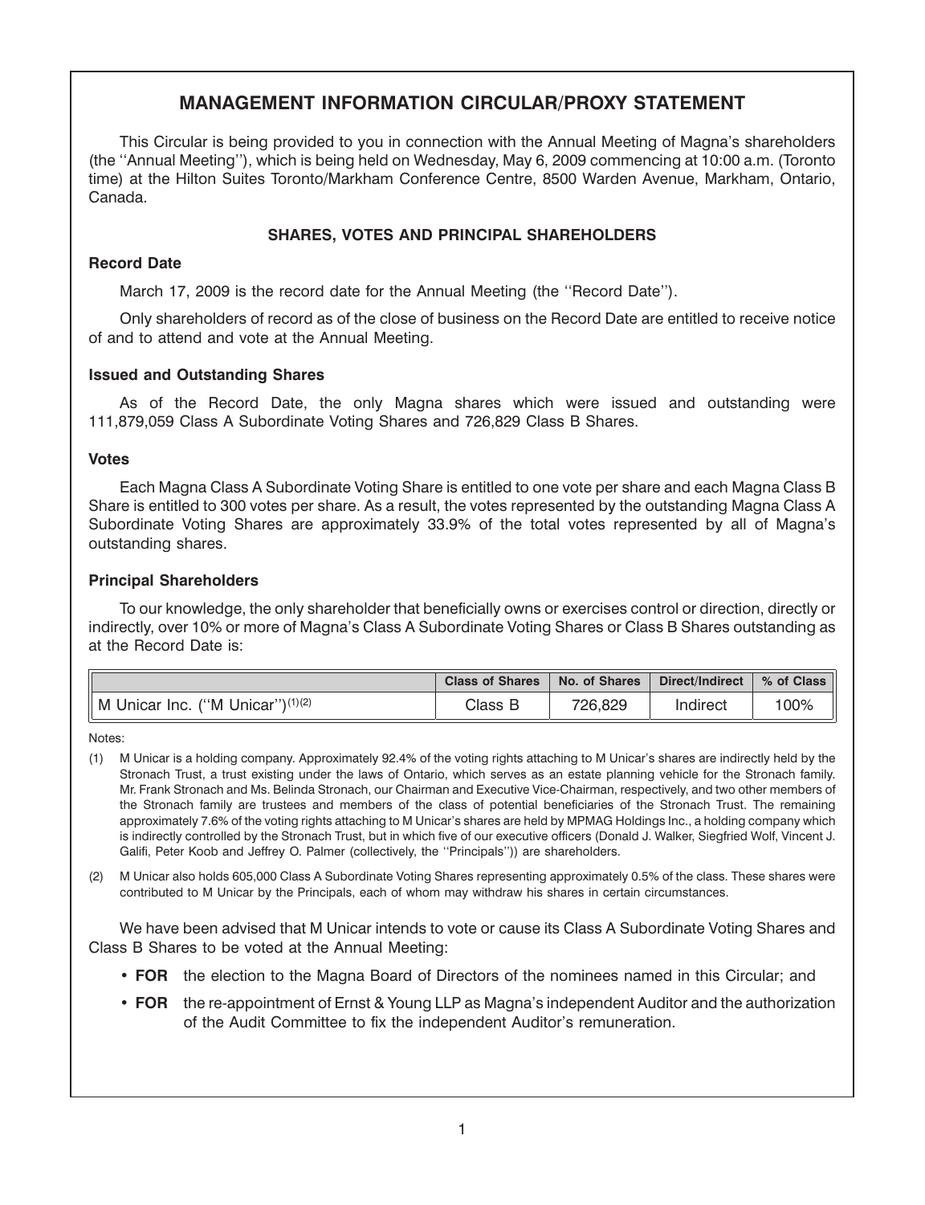# MANAGEMENT INFORMATION CIRCULAR/PROXY STATEMENT

This Circular is being provided to you in connection with the Annual Meeting of Magna's shareholders (the ''Annual Meeting''), which is being held on Wednesday, May 6, 2009 commencing at 10:00 a.m. (Toronto time) at the Hilton Suites Toronto/Markham Conference Centre, 8500 Warden Avenue, Markham, Ontario, Canada.

## SHARES, VOTES AND PRINCIPAL SHAREHOLDERS

### Record Date

March 17, 2009 is the record date for the Annual Meeting (the ''Record Date'').

Only shareholders of record as of the close of business on the Record Date are entitled to receive notice of and to attend and vote at the Annual Meeting.

### Issued and Outstanding Shares

As of the Record Date, the only Magna shares which were issued and outstanding were 111,879,059 Class A Subordinate Voting Shares and 726,829 Class B Shares.

### Votes

Each Magna Class A Subordinate Voting Share is entitled to one vote per share and each Magna Class B Share is entitled to 300 votes per share. As a result, the votes represented by the outstanding Magna Class A Subordinate Voting Shares are approximately 33.9% of the total votes represented by all of Magna's outstanding shares.

### Principal Shareholders

To our knowledge, the only shareholder that beneficially owns or exercises control or direction, directly or indirectly, over 10% or more of Magna's Class A Subordinate Voting Shares or Class B Shares outstanding as at the Record Date is:

| | Class of Shares | No. of Shares | Direct/Indirect | % of Class |
|---|---|---|---|---|
| M Unicar Inc. (''M Unicar'')(1)(2) | Class B | 726,829 | Indirect | 100% |

Notes:

(1) M Unicar is a holding company. Approximately 92.4% of the voting rights attaching to M Unicar's shares are indirectly held by the Stronach Trust, a trust existing under the laws of Ontario, which serves as an estate planning vehicle for the Stronach family. Mr. Frank Stronach and Ms. Belinda Stronach, our Chairman and Executive Vice-Chairman, respectively, and two other members of the Stronach family are trustees and members of the class of potential beneficiaries of the Stronach Trust. The remaining approximately 7.6% of the voting rights attaching to M Unicar's shares are held by MPMAG Holdings Inc., a holding company which is indirectly controlled by the Stronach Trust, but in which five of our executive officers (Donald J. Walker, Siegfried Wolf, Vincent J. Galifi, Peter Koob and Jeffrey O. Palmer (collectively, the ''Principals'')) are shareholders.

(2) M Unicar also holds 605,000 Class A Subordinate Voting Shares representing approximately 0.5% of the class. These shares were contributed to M Unicar by the Principals, each of whom may withdraw his shares in certain circumstances.

We have been advised that M Unicar intends to vote or cause its Class A Subordinate Voting Shares and Class B Shares to be voted at the Annual Meeting:

- **FOR** the election to the Magna Board of Directors of the nominees named in this Circular; and
- **FOR** the re-appointment of Ernst & Young LLP as Magna's independent Auditor and the authorization of the Audit Committee to fix the independent Auditor's remuneration.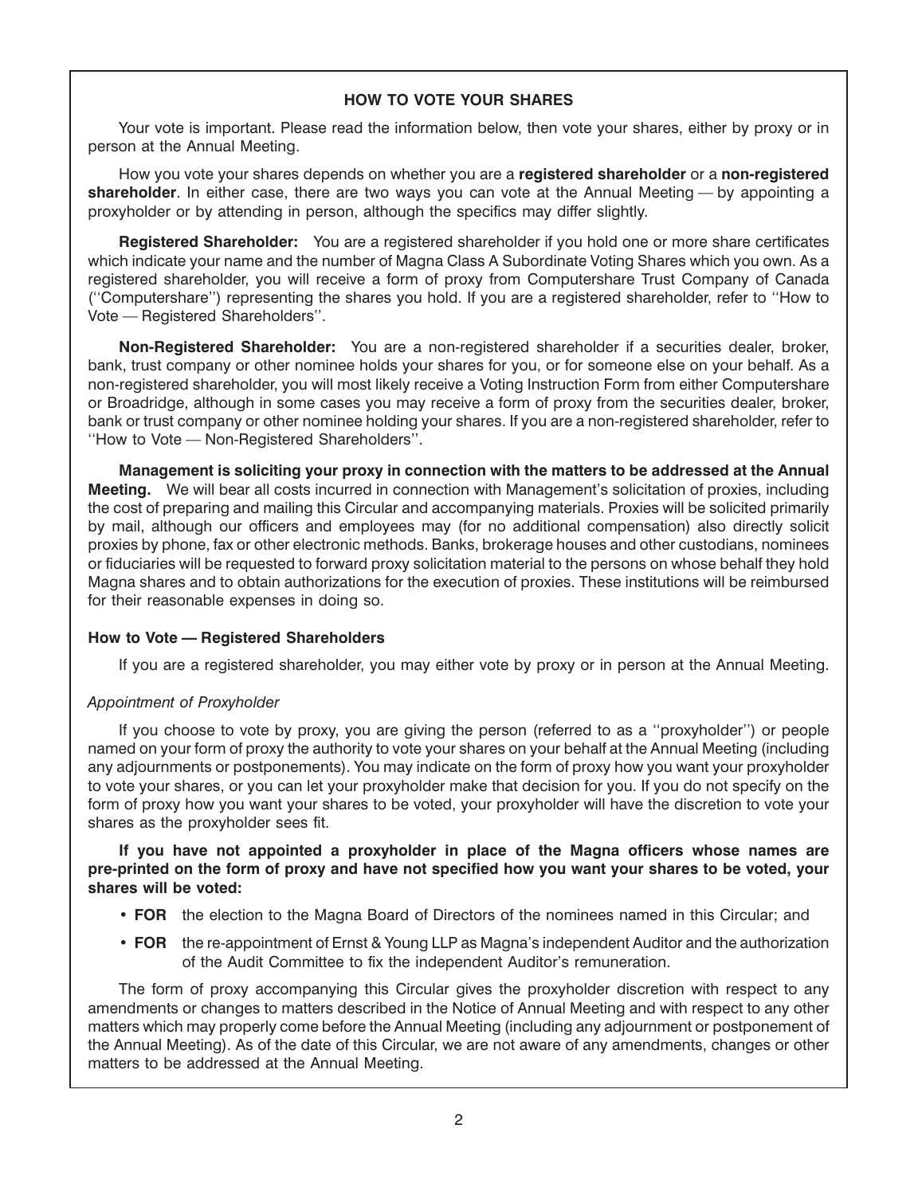## HOW TO VOTE YOUR SHARES

Your vote is important. Please read the information below, then vote your shares, either by proxy or in person at the Annual Meeting.

How you vote your shares depends on whether you are a **registered shareholder** or a **non-registered shareholder**. In either case, there are two ways you can vote at the Annual Meeting — by appointing a proxyholder or by attending in person, although the specifics may differ slightly.

**Registered Shareholder:** You are a registered shareholder if you hold one or more share certificates which indicate your name and the number of Magna Class A Subordinate Voting Shares which you own. As a registered shareholder, you will receive a form of proxy from Computershare Trust Company of Canada (''Computershare'') representing the shares you hold. If you are a registered shareholder, refer to ''How to Vote — Registered Shareholders''.

**Non-Registered Shareholder:** You are a non-registered shareholder if a securities dealer, broker, bank, trust company or other nominee holds your shares for you, or for someone else on your behalf. As a non-registered shareholder, you will most likely receive a Voting Instruction Form from either Computershare or Broadridge, although in some cases you may receive a form of proxy from the securities dealer, broker, bank or trust company or other nominee holding your shares. If you are a non-registered shareholder, refer to ''How to Vote — Non-Registered Shareholders''.

**Management is soliciting your proxy in connection with the matters to be addressed at the Annual Meeting.** We will bear all costs incurred in connection with Management's solicitation of proxies, including the cost of preparing and mailing this Circular and accompanying materials. Proxies will be solicited primarily by mail, although our officers and employees may (for no additional compensation) also directly solicit proxies by phone, fax or other electronic methods. Banks, brokerage houses and other custodians, nominees or fiduciaries will be requested to forward proxy solicitation material to the persons on whose behalf they hold Magna shares and to obtain authorizations for the execution of proxies. These institutions will be reimbursed for their reasonable expenses in doing so.

### How to Vote — Registered Shareholders

If you are a registered shareholder, you may either vote by proxy or in person at the Annual Meeting.

*Appointment of Proxyholder*

If you choose to vote by proxy, you are giving the person (referred to as a ''proxyholder'') or people named on your form of proxy the authority to vote your shares on your behalf at the Annual Meeting (including any adjournments or postponements). You may indicate on the form of proxy how you want your proxyholder to vote your shares, or you can let your proxyholder make that decision for you. If you do not specify on the form of proxy how you want your shares to be voted, your proxyholder will have the discretion to vote your shares as the proxyholder sees fit.

**If you have not appointed a proxyholder in place of the Magna officers whose names are pre-printed on the form of proxy and have not specified how you want your shares to be voted, your shares will be voted:**

- **FOR** the election to the Magna Board of Directors of the nominees named in this Circular; and
- **FOR** the re-appointment of Ernst & Young LLP as Magna's independent Auditor and the authorization of the Audit Committee to fix the independent Auditor's remuneration.

The form of proxy accompanying this Circular gives the proxyholder discretion with respect to any amendments or changes to matters described in the Notice of Annual Meeting and with respect to any other matters which may properly come before the Annual Meeting (including any adjournment or postponement of the Annual Meeting). As of the date of this Circular, we are not aware of any amendments, changes or other matters to be addressed at the Annual Meeting.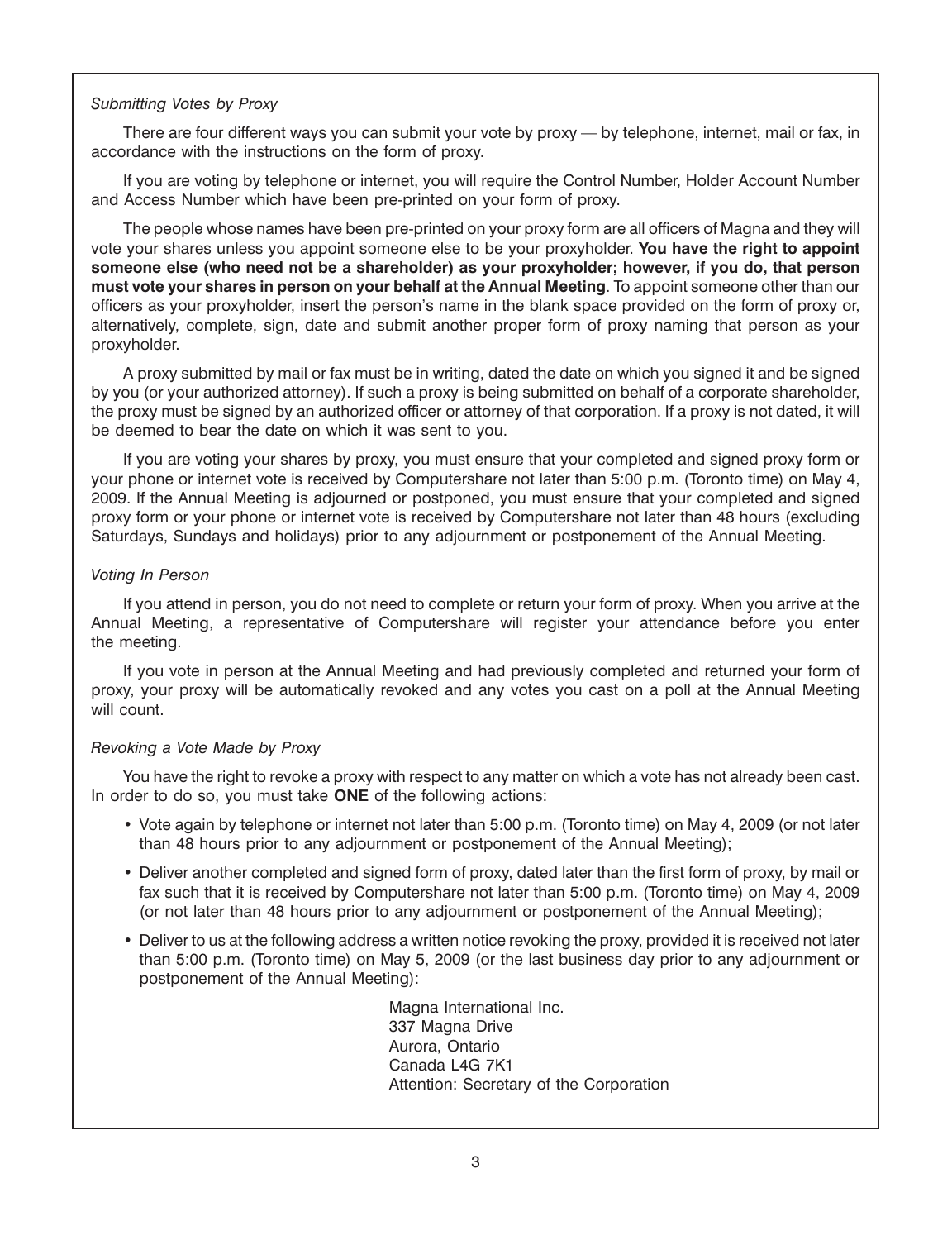*Submitting Votes by Proxy*

There are four different ways you can submit your vote by proxy — by telephone, internet, mail or fax, in accordance with the instructions on the form of proxy.

If you are voting by telephone or internet, you will require the Control Number, Holder Account Number and Access Number which have been pre-printed on your form of proxy.

The people whose names have been pre-printed on your proxy form are all officers of Magna and they will vote your shares unless you appoint someone else to be your proxyholder. **You have the right to appoint someone else (who need not be a shareholder) as your proxyholder; however, if you do, that person must vote your shares in person on your behalf at the Annual Meeting**. To appoint someone other than our officers as your proxyholder, insert the person's name in the blank space provided on the form of proxy or, alternatively, complete, sign, date and submit another proper form of proxy naming that person as your proxyholder.

A proxy submitted by mail or fax must be in writing, dated the date on which you signed it and be signed by you (or your authorized attorney). If such a proxy is being submitted on behalf of a corporate shareholder, the proxy must be signed by an authorized officer or attorney of that corporation. If a proxy is not dated, it will be deemed to bear the date on which it was sent to you.

If you are voting your shares by proxy, you must ensure that your completed and signed proxy form or your phone or internet vote is received by Computershare not later than 5:00 p.m. (Toronto time) on May 4, 2009. If the Annual Meeting is adjourned or postponed, you must ensure that your completed and signed proxy form or your phone or internet vote is received by Computershare not later than 48 hours (excluding Saturdays, Sundays and holidays) prior to any adjournment or postponement of the Annual Meeting.

*Voting In Person*

If you attend in person, you do not need to complete or return your form of proxy. When you arrive at the Annual Meeting, a representative of Computershare will register your attendance before you enter the meeting.

If you vote in person at the Annual Meeting and had previously completed and returned your form of proxy, your proxy will be automatically revoked and any votes you cast on a poll at the Annual Meeting will count.

*Revoking a Vote Made by Proxy*

You have the right to revoke a proxy with respect to any matter on which a vote has not already been cast. In order to do so, you must take **ONE** of the following actions:

- Vote again by telephone or internet not later than 5:00 p.m. (Toronto time) on May 4, 2009 (or not later than 48 hours prior to any adjournment or postponement of the Annual Meeting);
- Deliver another completed and signed form of proxy, dated later than the first form of proxy, by mail or fax such that it is received by Computershare not later than 5:00 p.m. (Toronto time) on May 4, 2009 (or not later than 48 hours prior to any adjournment or postponement of the Annual Meeting);
- Deliver to us at the following address a written notice revoking the proxy, provided it is received not later than 5:00 p.m. (Toronto time) on May 5, 2009 (or the last business day prior to any adjournment or postponement of the Annual Meeting):

  Magna International Inc.
  337 Magna Drive
  Aurora, Ontario
  Canada L4G 7K1
  Attention: Secretary of the Corporation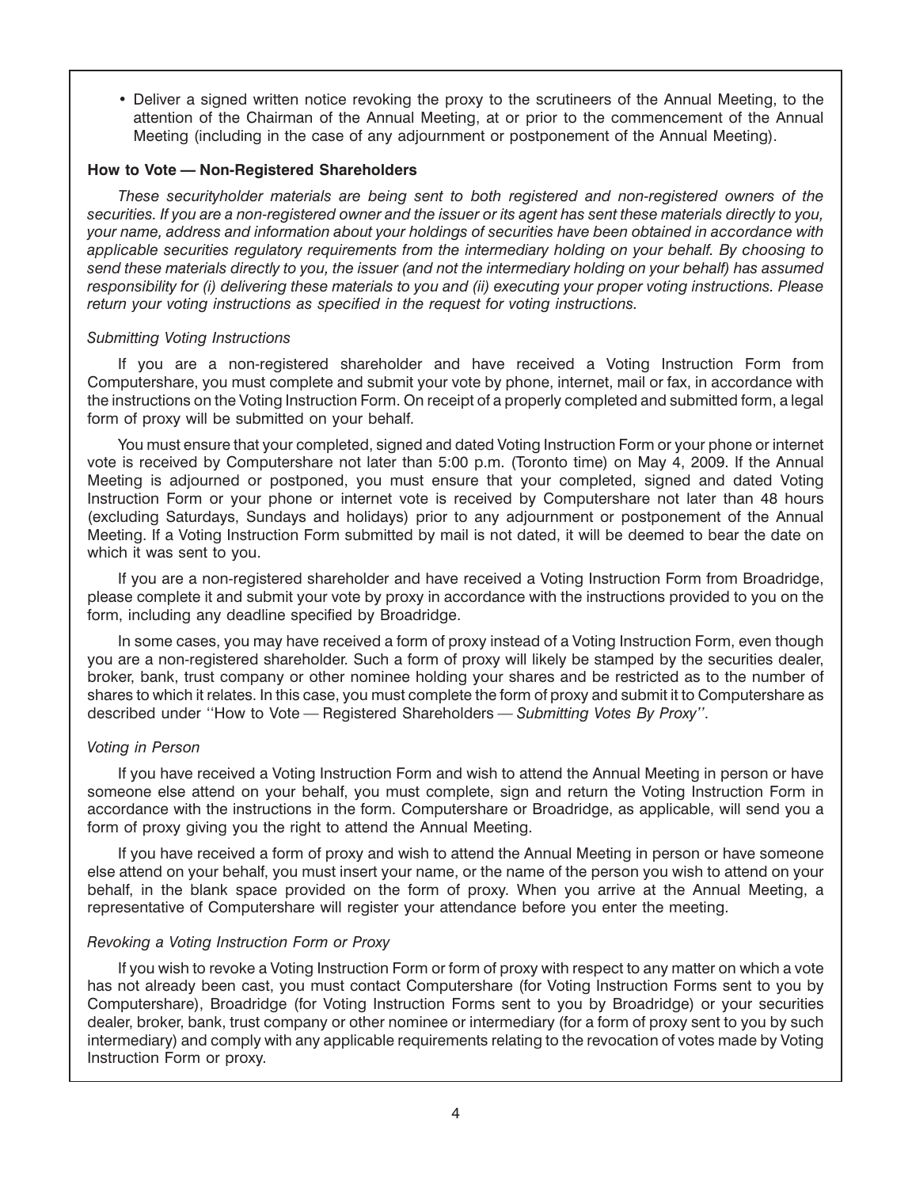- Deliver a signed written notice revoking the proxy to the scrutineers of the Annual Meeting, to the attention of the Chairman of the Annual Meeting, at or prior to the commencement of the Annual Meeting (including in the case of any adjournment or postponement of the Annual Meeting).

**How to Vote — Non-Registered Shareholders**

*These securityholder materials are being sent to both registered and non-registered owners of the securities. If you are a non-registered owner and the issuer or its agent has sent these materials directly to you, your name, address and information about your holdings of securities have been obtained in accordance with applicable securities regulatory requirements from the intermediary holding on your behalf. By choosing to send these materials directly to you, the issuer (and not the intermediary holding on your behalf) has assumed responsibility for (i) delivering these materials to you and (ii) executing your proper voting instructions. Please return your voting instructions as specified in the request for voting instructions.*

*Submitting Voting Instructions*

If you are a non-registered shareholder and have received a Voting Instruction Form from Computershare, you must complete and submit your vote by phone, internet, mail or fax, in accordance with the instructions on the Voting Instruction Form. On receipt of a properly completed and submitted form, a legal form of proxy will be submitted on your behalf.

You must ensure that your completed, signed and dated Voting Instruction Form or your phone or internet vote is received by Computershare not later than 5:00 p.m. (Toronto time) on May 4, 2009. If the Annual Meeting is adjourned or postponed, you must ensure that your completed, signed and dated Voting Instruction Form or your phone or internet vote is received by Computershare not later than 48 hours (excluding Saturdays, Sundays and holidays) prior to any adjournment or postponement of the Annual Meeting. If a Voting Instruction Form submitted by mail is not dated, it will be deemed to bear the date on which it was sent to you.

If you are a non-registered shareholder and have received a Voting Instruction Form from Broadridge, please complete it and submit your vote by proxy in accordance with the instructions provided to you on the form, including any deadline specified by Broadridge.

In some cases, you may have received a form of proxy instead of a Voting Instruction Form, even though you are a non-registered shareholder. Such a form of proxy will likely be stamped by the securities dealer, broker, bank, trust company or other nominee holding your shares and be restricted as to the number of shares to which it relates. In this case, you must complete the form of proxy and submit it to Computershare as described under "How to Vote — Registered Shareholders — *Submitting Votes By Proxy*".

*Voting in Person*

If you have received a Voting Instruction Form and wish to attend the Annual Meeting in person or have someone else attend on your behalf, you must complete, sign and return the Voting Instruction Form in accordance with the instructions in the form. Computershare or Broadridge, as applicable, will send you a form of proxy giving you the right to attend the Annual Meeting.

If you have received a form of proxy and wish to attend the Annual Meeting in person or have someone else attend on your behalf, you must insert your name, or the name of the person you wish to attend on your behalf, in the blank space provided on the form of proxy. When you arrive at the Annual Meeting, a representative of Computershare will register your attendance before you enter the meeting.

*Revoking a Voting Instruction Form or Proxy*

If you wish to revoke a Voting Instruction Form or form of proxy with respect to any matter on which a vote has not already been cast, you must contact Computershare (for Voting Instruction Forms sent to you by Computershare), Broadridge (for Voting Instruction Forms sent to you by Broadridge) or your securities dealer, broker, bank, trust company or other nominee or intermediary (for a form of proxy sent to you by such intermediary) and comply with any applicable requirements relating to the revocation of votes made by Voting Instruction Form or proxy.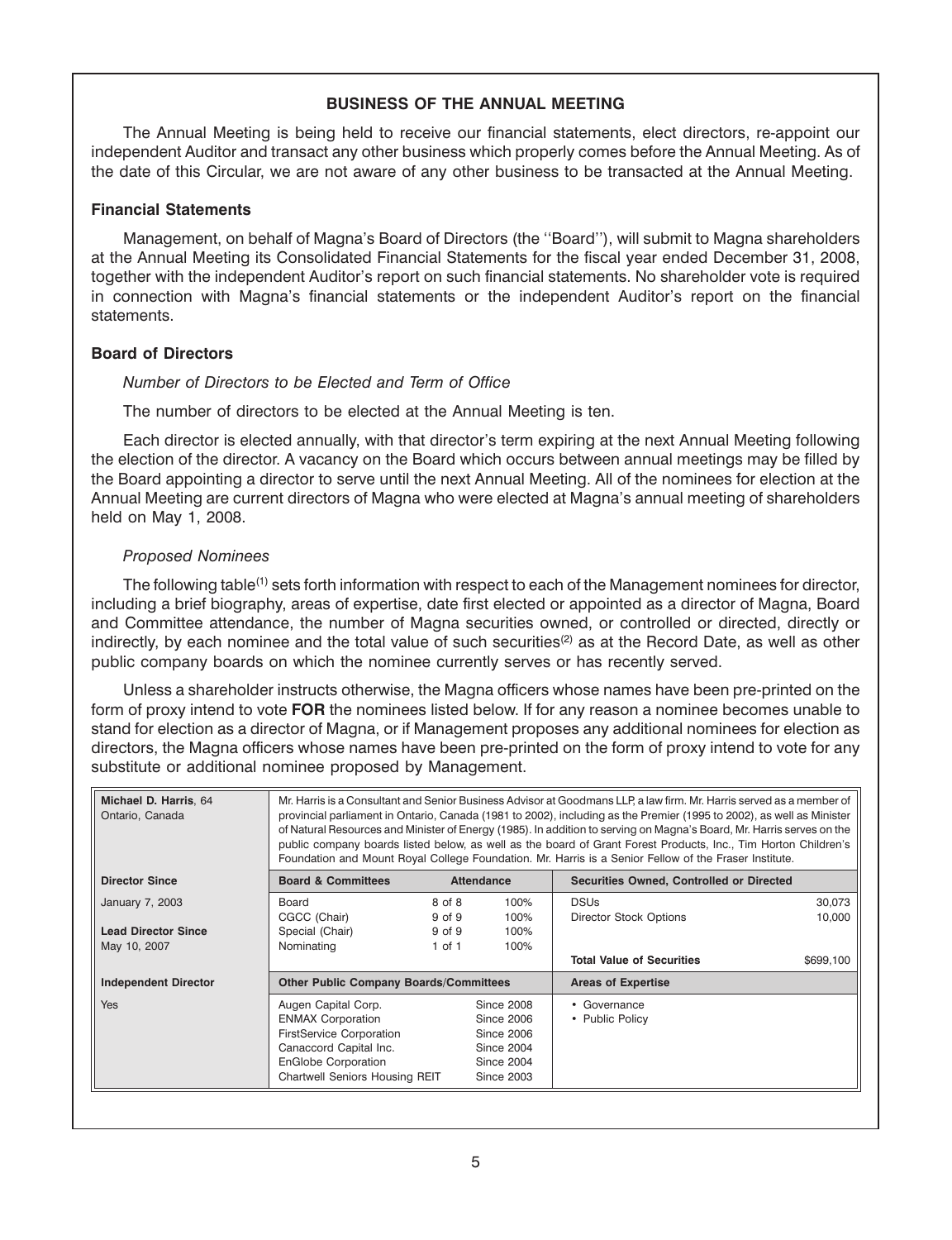## BUSINESS OF THE ANNUAL MEETING

The Annual Meeting is being held to receive our financial statements, elect directors, re-appoint our independent Auditor and transact any other business which properly comes before the Annual Meeting. As of the date of this Circular, we are not aware of any other business to be transacted at the Annual Meeting.

### Financial Statements

Management, on behalf of Magna's Board of Directors (the ''Board''), will submit to Magna shareholders at the Annual Meeting its Consolidated Financial Statements for the fiscal year ended December 31, 2008, together with the independent Auditor's report on such financial statements. No shareholder vote is required in connection with Magna's financial statements or the independent Auditor's report on the financial statements.

### Board of Directors

*Number of Directors to be Elected and Term of Office*

The number of directors to be elected at the Annual Meeting is ten.

Each director is elected annually, with that director's term expiring at the next Annual Meeting following the election of the director. A vacancy on the Board which occurs between annual meetings may be filled by the Board appointing a director to serve until the next Annual Meeting. All of the nominees for election at the Annual Meeting are current directors of Magna who were elected at Magna's annual meeting of shareholders held on May 1, 2008.

*Proposed Nominees*

The following table[1] sets forth information with respect to each of the Management nominees for director, including a brief biography, areas of expertise, date first elected or appointed as a director of Magna, Board and Committee attendance, the number of Magna securities owned, or controlled or directed, directly or indirectly, by each nominee and the total value of such securities[2] as at the Record Date, as well as other public company boards on which the nominee currently serves or has recently served.

Unless a shareholder instructs otherwise, the Magna officers whose names have been pre-printed on the form of proxy intend to vote **FOR** the nominees listed below. If for any reason a nominee becomes unable to stand for election as a director of Magna, or if Management proposes any additional nominees for election as directors, the Magna officers whose names have been pre-printed on the form of proxy intend to vote for any substitute or additional nominee proposed by Management.

| **Michael D. Harris**, 64<br>Ontario, Canada | Mr. Harris is a Consultant and Senior Business Advisor at Goodmans LLP, a law firm. Mr. Harris served as a member of provincial parliament in Ontario, Canada (1981 to 2002), including as the Premier (1995 to 2002), as well as Minister of Natural Resources and Minister of Energy (1985). In addition to serving on Magna's Board, Mr. Harris serves on the public company boards listed below, as well as the board of Grant Forest Products, Inc., Tim Horton Children's Foundation and Mount Royal College Foundation. Mr. Harris is a Senior Fellow of the Fraser Institute. | | | | |
|---|---|---|---|---|---|
| **Director Since** | **Board & Committees** | **Attendance** | | **Securities Owned, Controlled or Directed** | |
| January 7, 2003 | Board | 8 of 8 | 100% | DSUs | 30,073 |
| | CGCC (Chair) | 9 of 9 | 100% | Director Stock Options | 10,000 |
| **Lead Director Since** | Special (Chair) | 9 of 9 | 100% | | |
| May 10, 2007 | Nominating | 1 of 1 | 100% | | |
| | | | | **Total Value of Securities** | $699,100 |
| **Independent Director** | **Other Public Company Boards/Committees** | | | **Areas of Expertise** | |
| Yes | Augen Capital Corp. | | Since 2008 | • Governance | |
| | ENMAX Corporation | | Since 2006 | • Public Policy | |
| | FirstService Corporation | | Since 2006 | | |
| | Canaccord Capital Inc. | | Since 2004 | | |
| | EnGlobe Corporation | | Since 2004 | | |
| | Chartwell Seniors Housing REIT | | Since 2003 | | |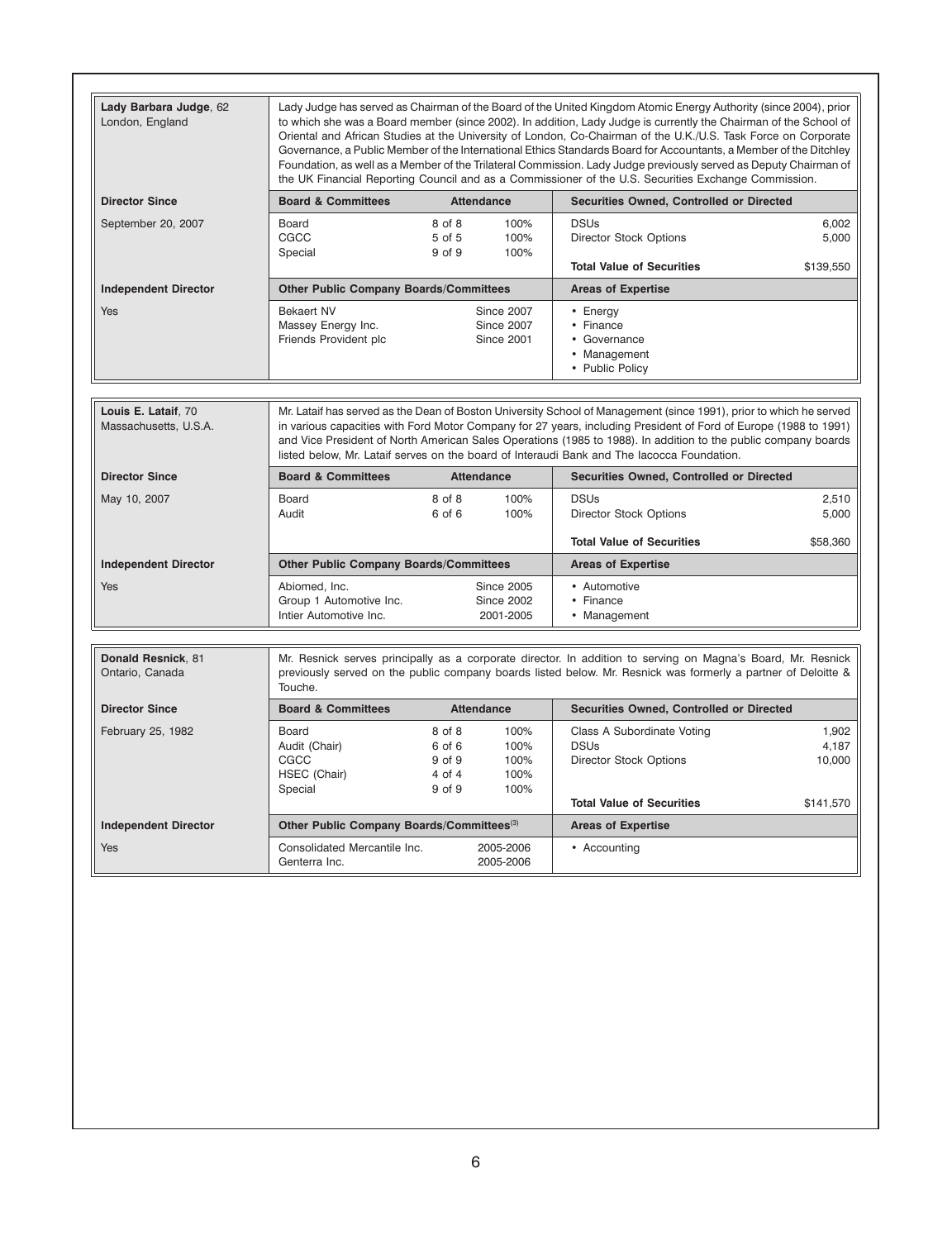| **Lady Barbara Judge**, 62<br>London, England | Lady Judge has served as Chairman of the Board of the United Kingdom Atomic Energy Authority (since 2004), prior to which she was a Board member (since 2002). In addition, Lady Judge is currently the Chairman of the School of Oriental and African Studies at the University of London, Co-Chairman of the U.K./U.S. Task Force on Corporate Governance, a Public Member of the International Ethics Standards Board for Accountants, a Member of the Ditchley Foundation, as well as a Member of the Trilateral Commission. Lady Judge previously served as Deputy Chairman of the UK Financial Reporting Council and as a Commissioner of the U.S. Securities Exchange Commission. | | | | |
|---|---|---|---|---|---|
| **Director Since** | **Board & Committees** | **Attendance** | | **Securities Owned, Controlled or Directed** | |
| September 20, 2007 | Board<br>CGCC<br>Special | 8 of 8<br>5 of 5<br>9 of 9 | 100%<br>100%<br>100% | DSUs<br>Director Stock Options<br><br>**Total Value of Securities** | 6,002<br>5,000<br><br>$139,550 |
| **Independent Director** | **Other Public Company Boards/Committees** | | | **Areas of Expertise** | |
| Yes | Bekaert NV<br>Massey Energy Inc.<br>Friends Provident plc | Since 2007<br>Since 2007<br>Since 2001 | | • Energy<br>• Finance<br>• Governance<br>• Management<br>• Public Policy | |

| **Louis E. Lataif**, 70<br>Massachusetts, U.S.A. | Mr. Lataif has served as the Dean of Boston University School of Management (since 1991), prior to which he served in various capacities with Ford Motor Company for 27 years, including President of Ford of Europe (1988 to 1991) and Vice President of North American Sales Operations (1985 to 1988). In addition to the public company boards listed below, Mr. Lataif serves on the board of Interaudi Bank and The Iacocca Foundation. | | | | |
|---|---|---|---|---|---|
| **Director Since** | **Board & Committees** | **Attendance** | | **Securities Owned, Controlled or Directed** | |
| May 10, 2007 | Board<br>Audit | 8 of 8<br>6 of 6 | 100%<br>100% | DSUs<br>Director Stock Options<br><br>**Total Value of Securities** | 2,510<br>5,000<br><br>$58,360 |
| **Independent Director** | **Other Public Company Boards/Committees** | | | **Areas of Expertise** | |
| Yes | Abiomed, Inc.<br>Group 1 Automotive Inc.<br>Intier Automotive Inc. | Since 2005<br>Since 2002<br>2001-2005 | | • Automotive<br>• Finance<br>• Management | |

| **Donald Resnick**, 81<br>Ontario, Canada | Mr. Resnick serves principally as a corporate director. In addition to serving on Magna's Board, Mr. Resnick previously served on the public company boards listed below. Mr. Resnick was formerly a partner of Deloitte & Touche. | | | | |
|---|---|---|---|---|---|
| **Director Since** | **Board & Committees** | **Attendance** | | **Securities Owned, Controlled or Directed** | |
| February 25, 1982 | Board<br>Audit (Chair)<br>CGCC<br>HSEC (Chair)<br>Special | 8 of 8<br>6 of 6<br>9 of 9<br>4 of 4<br>9 of 9 | 100%<br>100%<br>100%<br>100%<br>100% | Class A Subordinate Voting<br>DSUs<br>Director Stock Options<br><br>**Total Value of Securities** | 1,902<br>4,187<br>10,000<br><br>$141,570 |
| **Independent Director** | **Other Public Company Boards/Committees**[(3)] | | | **Areas of Expertise** | |
| Yes | Consolidated Mercantile Inc.<br>Genterra Inc. | 2005-2006<br>2005-2006 | | • Accounting | |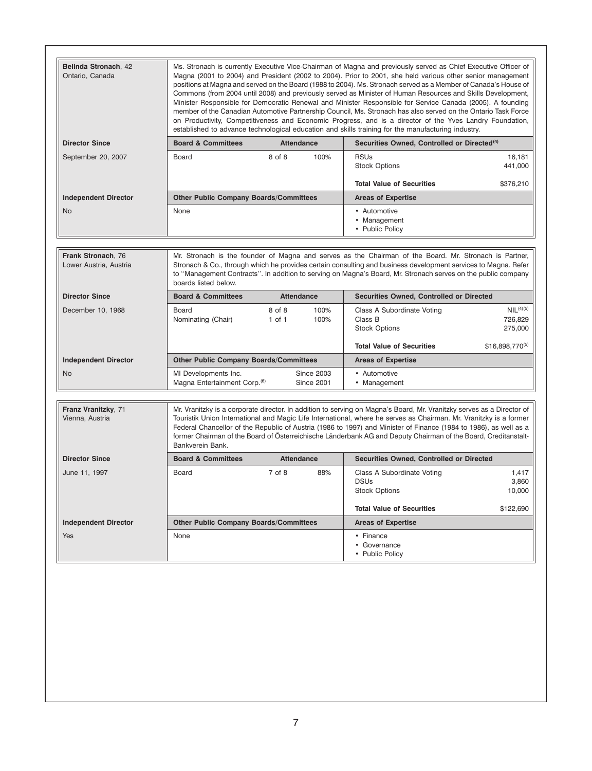| **Belinda Stronach**, 42<br>Ontario, Canada | Ms. Stronach is currently Executive Vice-Chairman of Magna and previously served as Chief Executive Officer of Magna (2001 to 2004) and President (2002 to 2004). Prior to 2001, she held various other senior management positions at Magna and served on the Board (1988 to 2004). Ms. Stronach served as a Member of Canada's House of Commons (from 2004 until 2008) and previously served as Minister of Human Resources and Skills Development, Minister Responsible for Democratic Renewal and Minister Responsible for Service Canada (2005). A founding member of the Canadian Automotive Partnership Council, Ms. Stronach has also served on the Ontario Task Force on Productivity, Competitiveness and Economic Progress, and is a director of the Yves Landry Foundation, established to advance technological education and skills training for the manufacturing industry. | | | | |
|---|---|---|---|---|---|
| **Director Since** | **Board & Committees** | **Attendance** | | **Securities Owned, Controlled or Directed**[(4)] | |
| September 20, 2007 | Board | 8 of 8 | 100% | RSUs<br>Stock Options | 16,181<br>441,000 |
| | | | | **Total Value of Securities** | $376,210 |
| **Independent Director** | **Other Public Company Boards/Committees** | | | **Areas of Expertise** | |
| No | None | | | • Automotive<br>• Management<br>• Public Policy | |

| **Frank Stronach**, 76<br>Lower Austria, Austria | Mr. Stronach is the founder of Magna and serves as the Chairman of the Board. Mr. Stronach is Partner, Stronach & Co., through which he provides certain consulting and business development services to Magna. Refer to ''Management Contracts''. In addition to serving on Magna's Board, Mr. Stronach serves on the public company boards listed below. | | | | |
|---|---|---|---|---|---|
| **Director Since** | **Board & Committees** | **Attendance** | | **Securities Owned, Controlled or Directed** | |
| December 10, 1968 | Board<br>Nominating (Chair) | 8 of 8<br>1 of 1 | 100%<br>100% | Class A Subordinate Voting<br>Class B<br>Stock Options | NIL[(4)(5)]<br>726,829<br>275,000 |
| | | | | **Total Value of Securities** | $16,898,770[(5)] |
| **Independent Director** | **Other Public Company Boards/Committees** | | | **Areas of Expertise** | |
| No | MI Developments Inc.<br>Magna Entertainment Corp.[(6)] | Since 2003<br>Since 2001 | | • Automotive<br>• Management | |

| **Franz Vranitzky**, 71<br>Vienna, Austria | Mr. Vranitzky is a corporate director. In addition to serving on Magna's Board, Mr. Vranitzky serves as a Director of Touristik Union International and Magic Life International, where he serves as Chairman. Mr. Vranitzky is a former Federal Chancellor of the Republic of Austria (1986 to 1997) and Minister of Finance (1984 to 1986), as well as a former Chairman of the Board of Österreichische Länderbank AG and Deputy Chairman of the Board, Creditanstalt-Bankverein Bank. | | | | |
|---|---|---|---|---|---|
| **Director Since** | **Board & Committees** | **Attendance** | | **Securities Owned, Controlled or Directed** | |
| June 11, 1997 | Board | 7 of 8 | 88% | Class A Subordinate Voting<br>DSUs<br>Stock Options | 1,417<br>3,860<br>10,000 |
| | | | | **Total Value of Securities** | $122,690 |
| **Independent Director** | **Other Public Company Boards/Committees** | | | **Areas of Expertise** | |
| Yes | None | | | • Finance<br>• Governance<br>• Public Policy | |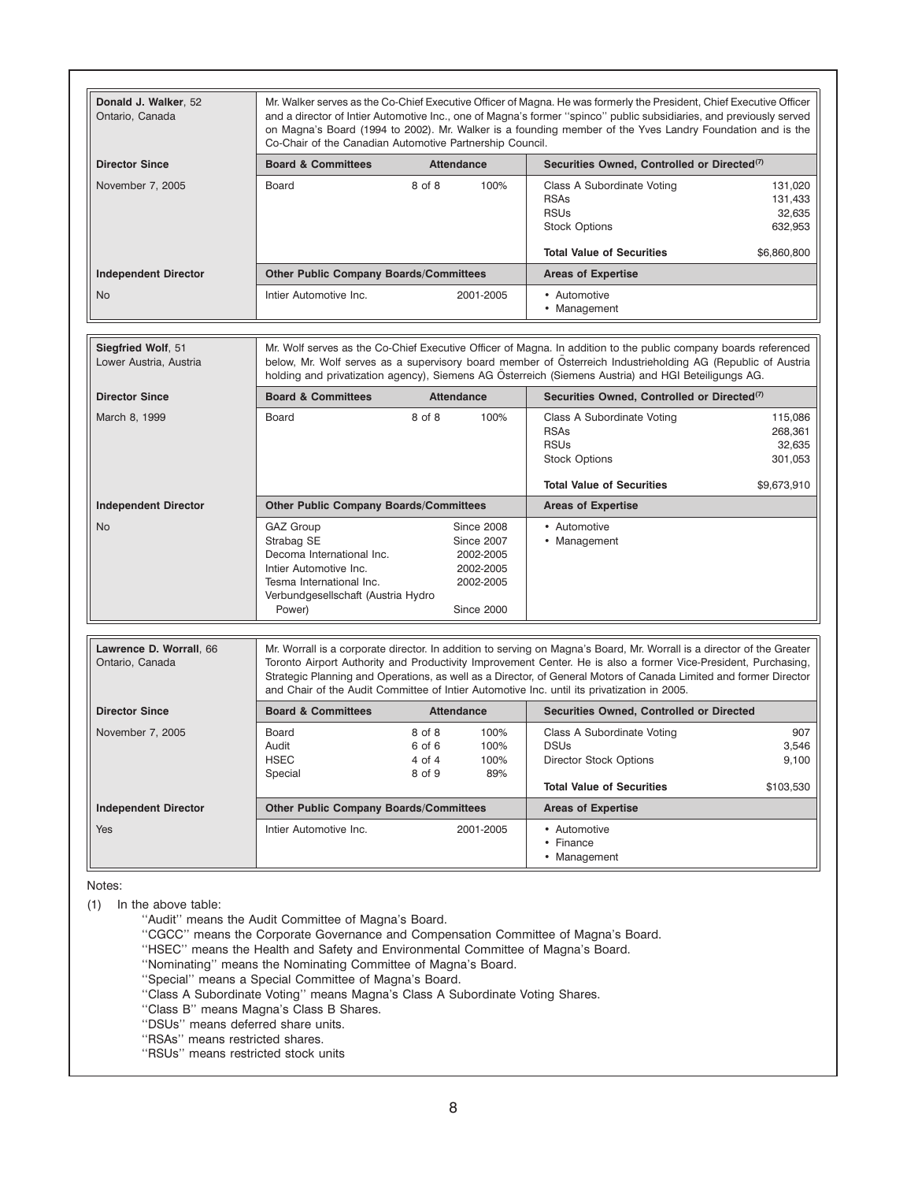| **Donald J. Walker**, 52<br>Ontario, Canada | Mr. Walker serves as the Co-Chief Executive Officer of Magna. He was formerly the President, Chief Executive Officer and a director of Intier Automotive Inc., one of Magna's former "spinco" public subsidiaries, and previously served on Magna's Board (1994 to 2002). Mr. Walker is a founding member of the Yves Landry Foundation and is the Co-Chair of the Canadian Automotive Partnership Council. | | | | |
|---|---|---|---|---|---|
| **Director Since** | **Board & Committees** | **Attendance** | | **Securities Owned, Controlled or Directed**(7) | |
| November 7, 2005 | Board | 8 of 8 | 100% | Class A Subordinate Voting<br>RSAs<br>RSUs<br>Stock Options | 131,020<br>131,433<br>32,635<br>632,953 |
| | | | | **Total Value of Securities** | $6,860,800 |
| **Independent Director** | **Other Public Company Boards/Committees** | | | **Areas of Expertise** | |
| No | Intier Automotive Inc. | | 2001-2005 | • Automotive<br>• Management | |

| **Siegfried Wolf**, 51<br>Lower Austria, Austria | Mr. Wolf serves as the Co-Chief Executive Officer of Magna. In addition to the public company boards referenced below, Mr. Wolf serves as a supervisory board member of Österreich Industrieholding AG (Republic of Austria holding and privatization agency), Siemens AG Österreich (Siemens Austria) and HGI Beteiligungs AG. | | | | |
|---|---|---|---|---|---|
| **Director Since** | **Board & Committees** | **Attendance** | | **Securities Owned, Controlled or Directed**(7) | |
| March 8, 1999 | Board | 8 of 8 | 100% | Class A Subordinate Voting<br>RSAs<br>RSUs<br>Stock Options | 115,086<br>268,361<br>32,635<br>301,053 |
| | | | | **Total Value of Securities** | $9,673,910 |
| **Independent Director** | **Other Public Company Boards/Committees** | | | **Areas of Expertise** | |
| No | GAZ Group<br>Strabag SE<br>Decoma International Inc.<br>Intier Automotive Inc.<br>Tesma International Inc.<br>Verbundgesellschaft (Austria Hydro Power) | | Since 2008<br>Since 2007<br>2002-2005<br>2002-2005<br>2002-2005<br>Since 2000 | • Automotive<br>• Management | |

| **Lawrence D. Worrall**, 66<br>Ontario, Canada | Mr. Worrall is a corporate director. In addition to serving on Magna's Board, Mr. Worrall is a director of the Greater Toronto Airport Authority and Productivity Improvement Center. He is also a former Vice-President, Purchasing, Strategic Planning and Operations, as well as a Director, of General Motors of Canada Limited and former Director and Chair of the Audit Committee of Intier Automotive Inc. until its privatization in 2005. | | | | |
|---|---|---|---|---|---|
| **Director Since** | **Board & Committees** | **Attendance** | | **Securities Owned, Controlled or Directed** | |
| November 7, 2005 | Board<br>Audit<br>HSEC<br>Special | 8 of 8<br>6 of 6<br>4 of 4<br>8 of 9 | 100%<br>100%<br>100%<br>89% | Class A Subordinate Voting<br>DSUs<br>Director Stock Options | 907<br>3,546<br>9,100 |
| | | | | **Total Value of Securities** | $103,530 |
| **Independent Director** | **Other Public Company Boards/Committees** | | | **Areas of Expertise** | |
| Yes | Intier Automotive Inc. | | 2001-2005 | • Automotive<br>• Finance<br>• Management | |

Notes:

(1) In the above table:

"Audit" means the Audit Committee of Magna's Board.
"CGCC" means the Corporate Governance and Compensation Committee of Magna's Board.
"HSEC" means the Health and Safety and Environmental Committee of Magna's Board.
"Nominating" means the Nominating Committee of Magna's Board.
"Special" means a Special Committee of Magna's Board.
"Class A Subordinate Voting" means Magna's Class A Subordinate Voting Shares.
"Class B" means Magna's Class B Shares.
"DSUs" means deferred share units.
"RSAs" means restricted shares.
"RSUs" means restricted stock units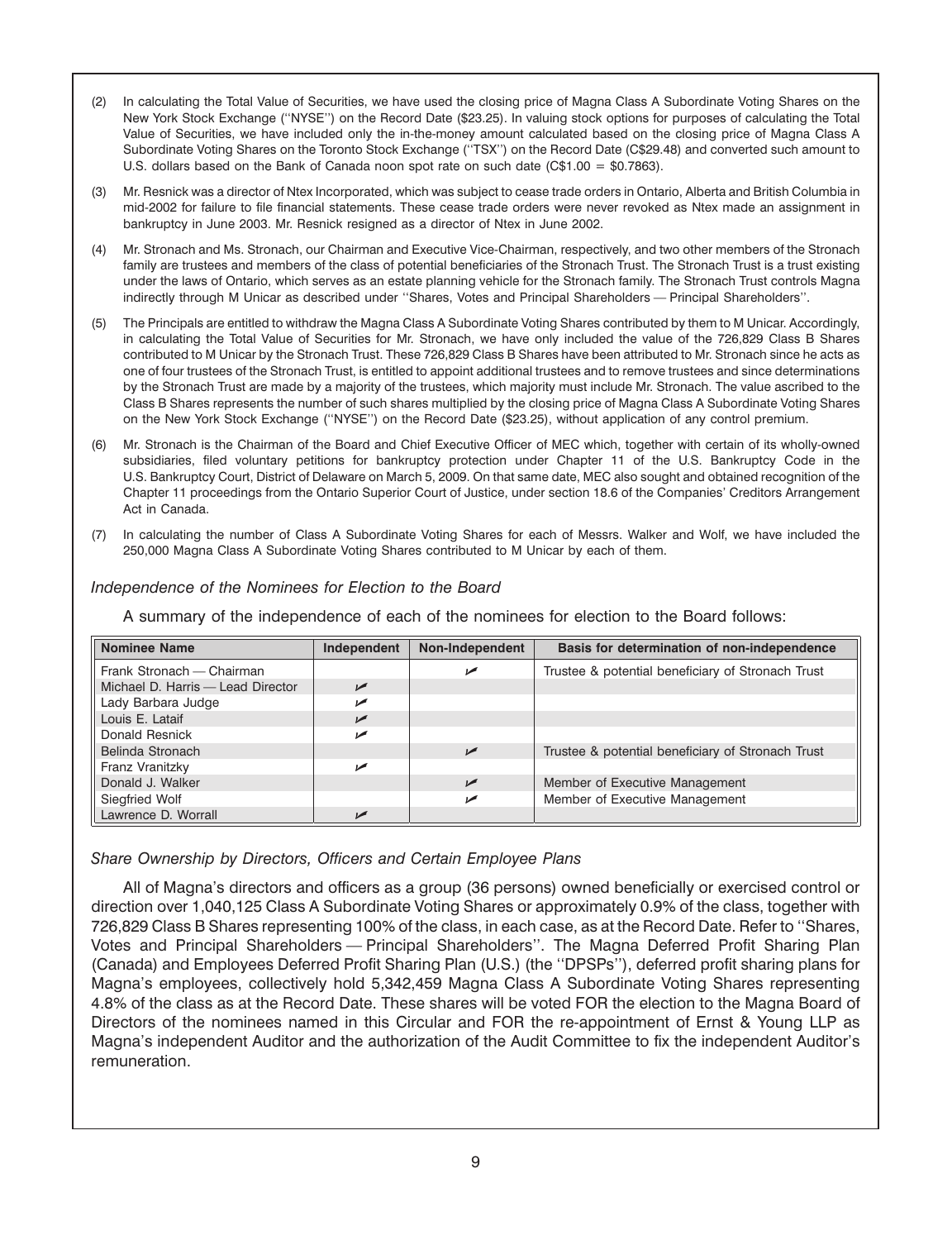(2) In calculating the Total Value of Securities, we have used the closing price of Magna Class A Subordinate Voting Shares on the New York Stock Exchange (''NYSE'') on the Record Date ($23.25). In valuing stock options for purposes of calculating the Total Value of Securities, we have included only the in-the-money amount calculated based on the closing price of Magna Class A Subordinate Voting Shares on the Toronto Stock Exchange (''TSX'') on the Record Date (C$29.48) and converted such amount to U.S. dollars based on the Bank of Canada noon spot rate on such date (C$1.00 = $0.7863).

(3) Mr. Resnick was a director of Ntex Incorporated, which was subject to cease trade orders in Ontario, Alberta and British Columbia in mid-2002 for failure to file financial statements. These cease trade orders were never revoked as Ntex made an assignment in bankruptcy in June 2003. Mr. Resnick resigned as a director of Ntex in June 2002.

(4) Mr. Stronach and Ms. Stronach, our Chairman and Executive Vice-Chairman, respectively, and two other members of the Stronach family are trustees and members of the class of potential beneficiaries of the Stronach Trust. The Stronach Trust is a trust existing under the laws of Ontario, which serves as an estate planning vehicle for the Stronach family. The Stronach Trust controls Magna indirectly through M Unicar as described under ''Shares, Votes and Principal Shareholders — Principal Shareholders''.

(5) The Principals are entitled to withdraw the Magna Class A Subordinate Voting Shares contributed by them to M Unicar. Accordingly, in calculating the Total Value of Securities for Mr. Stronach, we have only included the value of the 726,829 Class B Shares contributed to M Unicar by the Stronach Trust. These 726,829 Class B Shares have been attributed to Mr. Stronach since he acts as one of four trustees of the Stronach Trust, is entitled to appoint additional trustees and to remove trustees and since determinations by the Stronach Trust are made by a majority of the trustees, which majority must include Mr. Stronach. The value ascribed to the Class B Shares represents the number of such shares multiplied by the closing price of Magna Class A Subordinate Voting Shares on the New York Stock Exchange (''NYSE'') on the Record Date ($23.25), without application of any control premium.

(6) Mr. Stronach is the Chairman of the Board and Chief Executive Officer of MEC which, together with certain of its wholly-owned subsidiaries, filed voluntary petitions for bankruptcy protection under Chapter 11 of the U.S. Bankruptcy Code in the U.S. Bankruptcy Court, District of Delaware on March 5, 2009. On that same date, MEC also sought and obtained recognition of the Chapter 11 proceedings from the Ontario Superior Court of Justice, under section 18.6 of the Companies' Creditors Arrangement Act in Canada.

(7) In calculating the number of Class A Subordinate Voting Shares for each of Messrs. Walker and Wolf, we have included the 250,000 Magna Class A Subordinate Voting Shares contributed to M Unicar by each of them.

*Independence of the Nominees for Election to the Board*

A summary of the independence of each of the nominees for election to the Board follows:

| Nominee Name | Independent | Non-Independent | Basis for determination of non-independence |
|---|---|---|---|
| Frank Stronach — Chairman | | ✓ | Trustee & potential beneficiary of Stronach Trust |
| Michael D. Harris — Lead Director | ✓ | | |
| Lady Barbara Judge | ✓ | | |
| Louis E. Lataif | ✓ | | |
| Donald Resnick | ✓ | | |
| Belinda Stronach | | ✓ | Trustee & potential beneficiary of Stronach Trust |
| Franz Vranitzky | ✓ | | |
| Donald J. Walker | | ✓ | Member of Executive Management |
| Siegfried Wolf | | ✓ | Member of Executive Management |
| Lawrence D. Worrall | ✓ | | |

*Share Ownership by Directors, Officers and Certain Employee Plans*

All of Magna's directors and officers as a group (36 persons) owned beneficially or exercised control or direction over 1,040,125 Class A Subordinate Voting Shares or approximately 0.9% of the class, together with 726,829 Class B Shares representing 100% of the class, in each case, as at the Record Date. Refer to ''Shares, Votes and Principal Shareholders — Principal Shareholders''. The Magna Deferred Profit Sharing Plan (Canada) and Employees Deferred Profit Sharing Plan (U.S.) (the ''DPSPs''), deferred profit sharing plans for Magna's employees, collectively hold 5,342,459 Magna Class A Subordinate Voting Shares representing 4.8% of the class as at the Record Date. These shares will be voted FOR the election to the Magna Board of Directors of the nominees named in this Circular and FOR the re-appointment of Ernst & Young LLP as Magna's independent Auditor and the authorization of the Audit Committee to fix the independent Auditor's remuneration.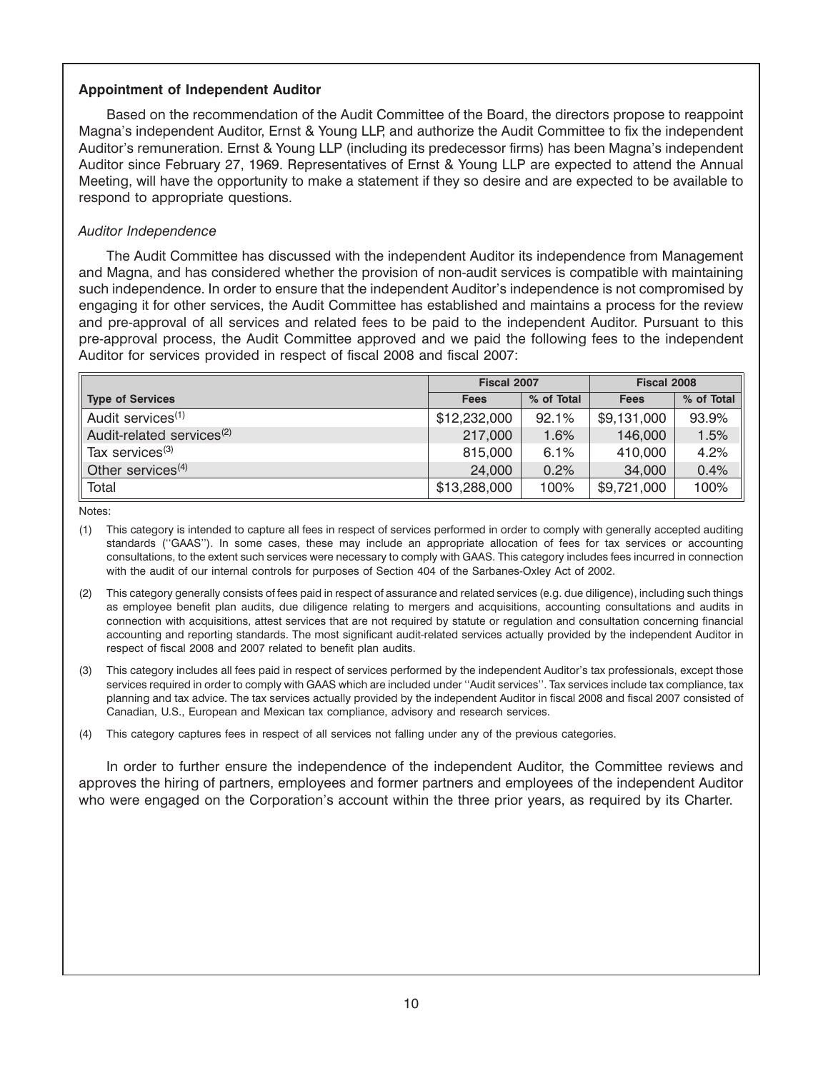### Appointment of Independent Auditor

Based on the recommendation of the Audit Committee of the Board, the directors propose to reappoint Magna's independent Auditor, Ernst & Young LLP, and authorize the Audit Committee to fix the independent Auditor's remuneration. Ernst & Young LLP (including its predecessor firms) has been Magna's independent Auditor since February 27, 1969. Representatives of Ernst & Young LLP are expected to attend the Annual Meeting, will have the opportunity to make a statement if they so desire and are expected to be available to respond to appropriate questions.

*Auditor Independence*

The Audit Committee has discussed with the independent Auditor its independence from Management and Magna, and has considered whether the provision of non-audit services is compatible with maintaining such independence. In order to ensure that the independent Auditor's independence is not compromised by engaging it for other services, the Audit Committee has established and maintains a process for the review and pre-approval of all services and related fees to be paid to the independent Auditor. Pursuant to this pre-approval process, the Audit Committee approved and we paid the following fees to the independent Auditor for services provided in respect of fiscal 2008 and fiscal 2007:

| | Fiscal 2007 | | Fiscal 2008 | |
|---|---|---|---|---|
| **Type of Services** | **Fees** | **% of Total** | **Fees** | **% of Total** |
| Audit services[(1)] | $12,232,000 | 92.1% | $9,131,000 | 93.9% |
| Audit-related services[(2)] | 217,000 | 1.6% | 146,000 | 1.5% |
| Tax services[(3)] | 815,000 | 6.1% | 410,000 | 4.2% |
| Other services[(4)] | 24,000 | 0.2% | 34,000 | 0.4% |
| Total | $13,288,000 | 100% | $9,721,000 | 100% |

Notes:

(1) This category is intended to capture all fees in respect of services performed in order to comply with generally accepted auditing standards (''GAAS''). In some cases, these may include an appropriate allocation of fees for tax services or accounting consultations, to the extent such services were necessary to comply with GAAS. This category includes fees incurred in connection with the audit of our internal controls for purposes of Section 404 of the Sarbanes-Oxley Act of 2002.

(2) This category generally consists of fees paid in respect of assurance and related services (e.g. due diligence), including such things as employee benefit plan audits, due diligence relating to mergers and acquisitions, accounting consultations and audits in connection with acquisitions, attest services that are not required by statute or regulation and consultation concerning financial accounting and reporting standards. The most significant audit-related services actually provided by the independent Auditor in respect of fiscal 2008 and 2007 related to benefit plan audits.

(3) This category includes all fees paid in respect of services performed by the independent Auditor's tax professionals, except those services required in order to comply with GAAS which are included under ''Audit services''. Tax services include tax compliance, tax planning and tax advice. The tax services actually provided by the independent Auditor in fiscal 2008 and fiscal 2007 consisted of Canadian, U.S., European and Mexican tax compliance, advisory and research services.

(4) This category captures fees in respect of all services not falling under any of the previous categories.

In order to further ensure the independence of the independent Auditor, the Committee reviews and approves the hiring of partners, employees and former partners and employees of the independent Auditor who were engaged on the Corporation's account within the three prior years, as required by its Charter.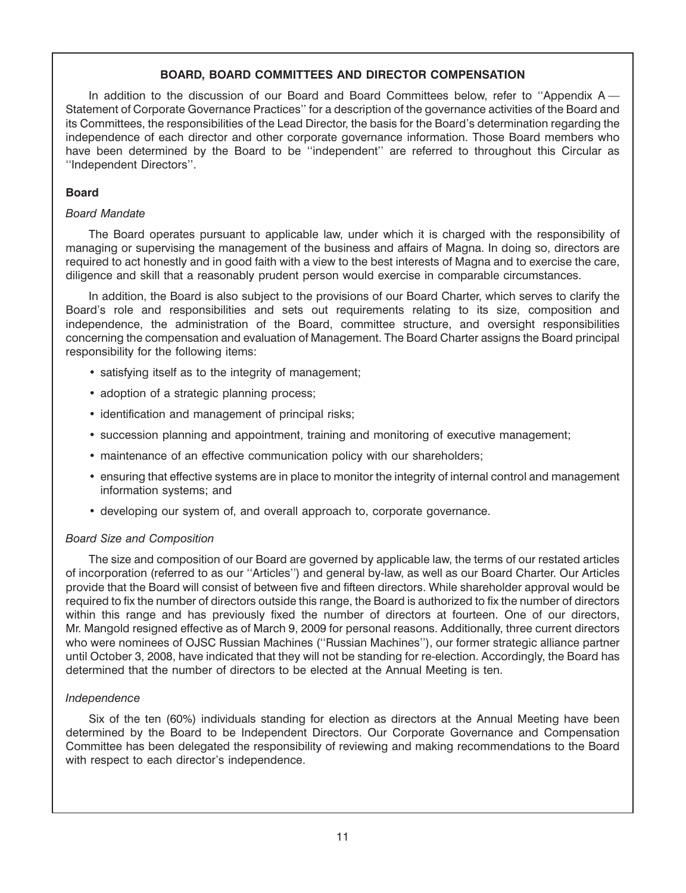## BOARD, BOARD COMMITTEES AND DIRECTOR COMPENSATION

In addition to the discussion of our Board and Board Committees below, refer to ''Appendix A — Statement of Corporate Governance Practices'' for a description of the governance activities of the Board and its Committees, the responsibilities of the Lead Director, the basis for the Board's determination regarding the independence of each director and other corporate governance information. Those Board members who have been determined by the Board to be ''independent'' are referred to throughout this Circular as ''Independent Directors''.

### Board

*Board Mandate*

The Board operates pursuant to applicable law, under which it is charged with the responsibility of managing or supervising the management of the business and affairs of Magna. In doing so, directors are required to act honestly and in good faith with a view to the best interests of Magna and to exercise the care, diligence and skill that a reasonably prudent person would exercise in comparable circumstances.

In addition, the Board is also subject to the provisions of our Board Charter, which serves to clarify the Board's role and responsibilities and sets out requirements relating to its size, composition and independence, the administration of the Board, committee structure, and oversight responsibilities concerning the compensation and evaluation of Management. The Board Charter assigns the Board principal responsibility for the following items:

- satisfying itself as to the integrity of management;
- adoption of a strategic planning process;
- identification and management of principal risks;
- succession planning and appointment, training and monitoring of executive management;
- maintenance of an effective communication policy with our shareholders;
- ensuring that effective systems are in place to monitor the integrity of internal control and management information systems; and
- developing our system of, and overall approach to, corporate governance.

*Board Size and Composition*

The size and composition of our Board are governed by applicable law, the terms of our restated articles of incorporation (referred to as our ''Articles'') and general by-law, as well as our Board Charter. Our Articles provide that the Board will consist of between five and fifteen directors. While shareholder approval would be required to fix the number of directors outside this range, the Board is authorized to fix the number of directors within this range and has previously fixed the number of directors at fourteen. One of our directors, Mr. Mangold resigned effective as of March 9, 2009 for personal reasons. Additionally, three current directors who were nominees of OJSC Russian Machines (''Russian Machines''), our former strategic alliance partner until October 3, 2008, have indicated that they will not be standing for re-election. Accordingly, the Board has determined that the number of directors to be elected at the Annual Meeting is ten.

*Independence*

Six of the ten (60%) individuals standing for election as directors at the Annual Meeting have been determined by the Board to be Independent Directors. Our Corporate Governance and Compensation Committee has been delegated the responsibility of reviewing and making recommendations to the Board with respect to each director's independence.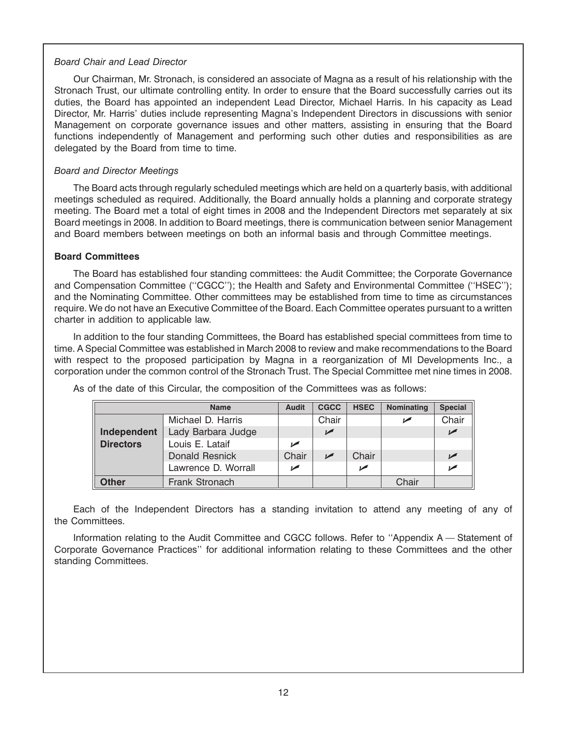*Board Chair and Lead Director*

Our Chairman, Mr. Stronach, is considered an associate of Magna as a result of his relationship with the Stronach Trust, our ultimate controlling entity. In order to ensure that the Board successfully carries out its duties, the Board has appointed an independent Lead Director, Michael Harris. In his capacity as Lead Director, Mr. Harris' duties include representing Magna's Independent Directors in discussions with senior Management on corporate governance issues and other matters, assisting in ensuring that the Board functions independently of Management and performing such other duties and responsibilities as are delegated by the Board from time to time.

*Board and Director Meetings*

The Board acts through regularly scheduled meetings which are held on a quarterly basis, with additional meetings scheduled as required. Additionally, the Board annually holds a planning and corporate strategy meeting. The Board met a total of eight times in 2008 and the Independent Directors met separately at six Board meetings in 2008. In addition to Board meetings, there is communication between senior Management and Board members between meetings on both an informal basis and through Committee meetings.

**Board Committees**

The Board has established four standing committees: the Audit Committee; the Corporate Governance and Compensation Committee (''CGCC''); the Health and Safety and Environmental Committee (''HSEC''); and the Nominating Committee. Other committees may be established from time to time as circumstances require. We do not have an Executive Committee of the Board. Each Committee operates pursuant to a written charter in addition to applicable law.

In addition to the four standing Committees, the Board has established special committees from time to time. A Special Committee was established in March 2008 to review and make recommendations to the Board with respect to the proposed participation by Magna in a reorganization of MI Developments Inc., a corporation under the common control of the Stronach Trust. The Special Committee met nine times in 2008.

As of the date of this Circular, the composition of the Committees was as follows:

| | Name | Audit | CGCC | HSEC | Nominating | Special |
|---|---|---|---|---|---|---|
| **Independent Directors** | Michael D. Harris | | Chair | | ✓ | Chair |
| | Lady Barbara Judge | | ✓ | | | ✓ |
| | Louis E. Lataif | ✓ | | | | |
| | Donald Resnick | Chair | ✓ | Chair | | ✓ |
| | Lawrence D. Worrall | ✓ | | ✓ | | ✓ |
| **Other** | Frank Stronach | | | | Chair | |

Each of the Independent Directors has a standing invitation to attend any meeting of any of the Committees.

Information relating to the Audit Committee and CGCC follows. Refer to ''Appendix A — Statement of Corporate Governance Practices'' for additional information relating to these Committees and the other standing Committees.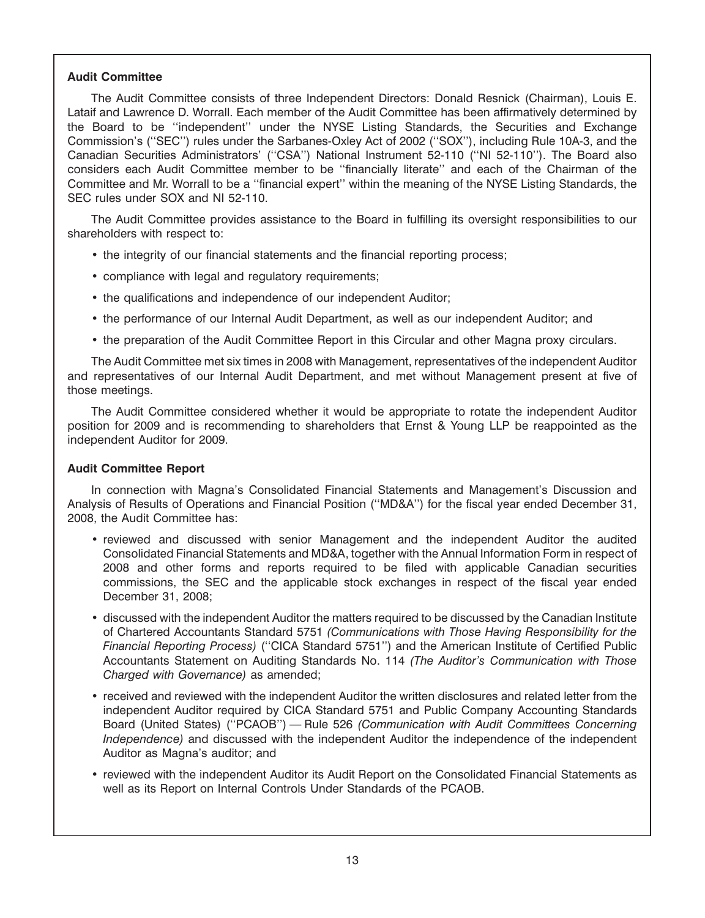**Audit Committee**

The Audit Committee consists of three Independent Directors: Donald Resnick (Chairman), Louis E. Lataif and Lawrence D. Worrall. Each member of the Audit Committee has been affirmatively determined by the Board to be ''independent'' under the NYSE Listing Standards, the Securities and Exchange Commission's (''SEC'') rules under the Sarbanes-Oxley Act of 2002 (''SOX''), including Rule 10A-3, and the Canadian Securities Administrators' (''CSA'') National Instrument 52-110 (''NI 52-110''). The Board also considers each Audit Committee member to be ''financially literate'' and each of the Chairman of the Committee and Mr. Worrall to be a ''financial expert'' within the meaning of the NYSE Listing Standards, the SEC rules under SOX and NI 52-110.

The Audit Committee provides assistance to the Board in fulfilling its oversight responsibilities to our shareholders with respect to:

- the integrity of our financial statements and the financial reporting process;
- compliance with legal and regulatory requirements;
- the qualifications and independence of our independent Auditor;
- the performance of our Internal Audit Department, as well as our independent Auditor; and
- the preparation of the Audit Committee Report in this Circular and other Magna proxy circulars.

The Audit Committee met six times in 2008 with Management, representatives of the independent Auditor and representatives of our Internal Audit Department, and met without Management present at five of those meetings.

The Audit Committee considered whether it would be appropriate to rotate the independent Auditor position for 2009 and is recommending to shareholders that Ernst & Young LLP be reappointed as the independent Auditor for 2009.

**Audit Committee Report**

In connection with Magna's Consolidated Financial Statements and Management's Discussion and Analysis of Results of Operations and Financial Position (''MD&A'') for the fiscal year ended December 31, 2008, the Audit Committee has:

- reviewed and discussed with senior Management and the independent Auditor the audited Consolidated Financial Statements and MD&A, together with the Annual Information Form in respect of 2008 and other forms and reports required to be filed with applicable Canadian securities commissions, the SEC and the applicable stock exchanges in respect of the fiscal year ended December 31, 2008;
- discussed with the independent Auditor the matters required to be discussed by the Canadian Institute of Chartered Accountants Standard 5751 *(Communications with Those Having Responsibility for the Financial Reporting Process)* (''CICA Standard 5751'') and the American Institute of Certified Public Accountants Statement on Auditing Standards No. 114 *(The Auditor's Communication with Those Charged with Governance)* as amended;
- received and reviewed with the independent Auditor the written disclosures and related letter from the independent Auditor required by CICA Standard 5751 and Public Company Accounting Standards Board (United States) (''PCAOB'') — Rule 526 *(Communication with Audit Committees Concerning Independence)* and discussed with the independent Auditor the independence of the independent Auditor as Magna's auditor; and
- reviewed with the independent Auditor its Audit Report on the Consolidated Financial Statements as well as its Report on Internal Controls Under Standards of the PCAOB.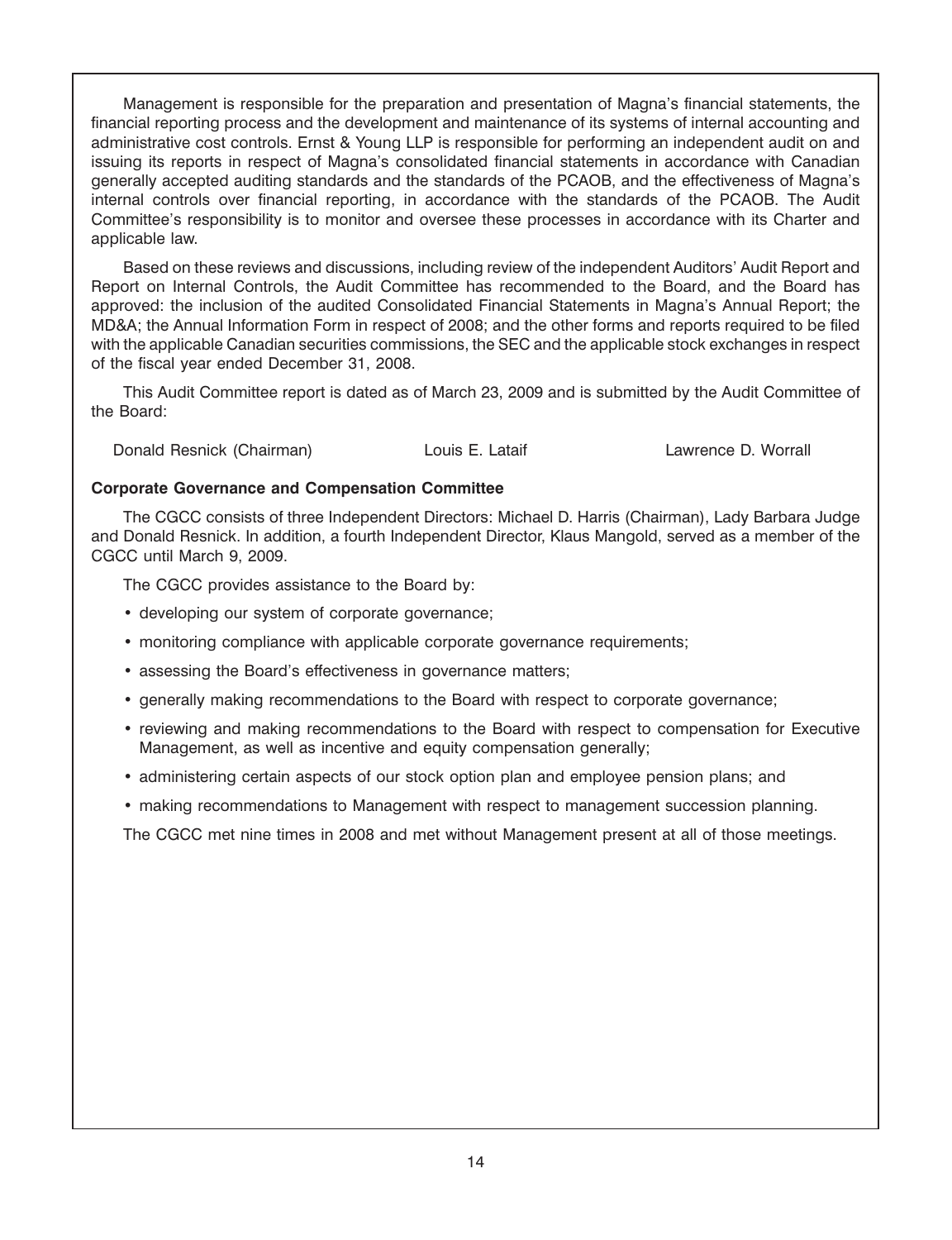Management is responsible for the preparation and presentation of Magna's financial statements, the financial reporting process and the development and maintenance of its systems of internal accounting and administrative cost controls. Ernst & Young LLP is responsible for performing an independent audit on and issuing its reports in respect of Magna's consolidated financial statements in accordance with Canadian generally accepted auditing standards and the standards of the PCAOB, and the effectiveness of Magna's internal controls over financial reporting, in accordance with the standards of the PCAOB. The Audit Committee's responsibility is to monitor and oversee these processes in accordance with its Charter and applicable law.

Based on these reviews and discussions, including review of the independent Auditors' Audit Report and Report on Internal Controls, the Audit Committee has recommended to the Board, and the Board has approved: the inclusion of the audited Consolidated Financial Statements in Magna's Annual Report; the MD&A; the Annual Information Form in respect of 2008; and the other forms and reports required to be filed with the applicable Canadian securities commissions, the SEC and the applicable stock exchanges in respect of the fiscal year ended December 31, 2008.

This Audit Committee report is dated as of March 23, 2009 and is submitted by the Audit Committee of the Board:

Donald Resnick (Chairman) Louis E. Lataif Lawrence D. Worrall

**Corporate Governance and Compensation Committee**

The CGCC consists of three Independent Directors: Michael D. Harris (Chairman), Lady Barbara Judge and Donald Resnick. In addition, a fourth Independent Director, Klaus Mangold, served as a member of the CGCC until March 9, 2009.

The CGCC provides assistance to the Board by:

- developing our system of corporate governance;
- monitoring compliance with applicable corporate governance requirements;
- assessing the Board's effectiveness in governance matters;
- generally making recommendations to the Board with respect to corporate governance;
- reviewing and making recommendations to the Board with respect to compensation for Executive Management, as well as incentive and equity compensation generally;
- administering certain aspects of our stock option plan and employee pension plans; and
- making recommendations to Management with respect to management succession planning.

The CGCC met nine times in 2008 and met without Management present at all of those meetings.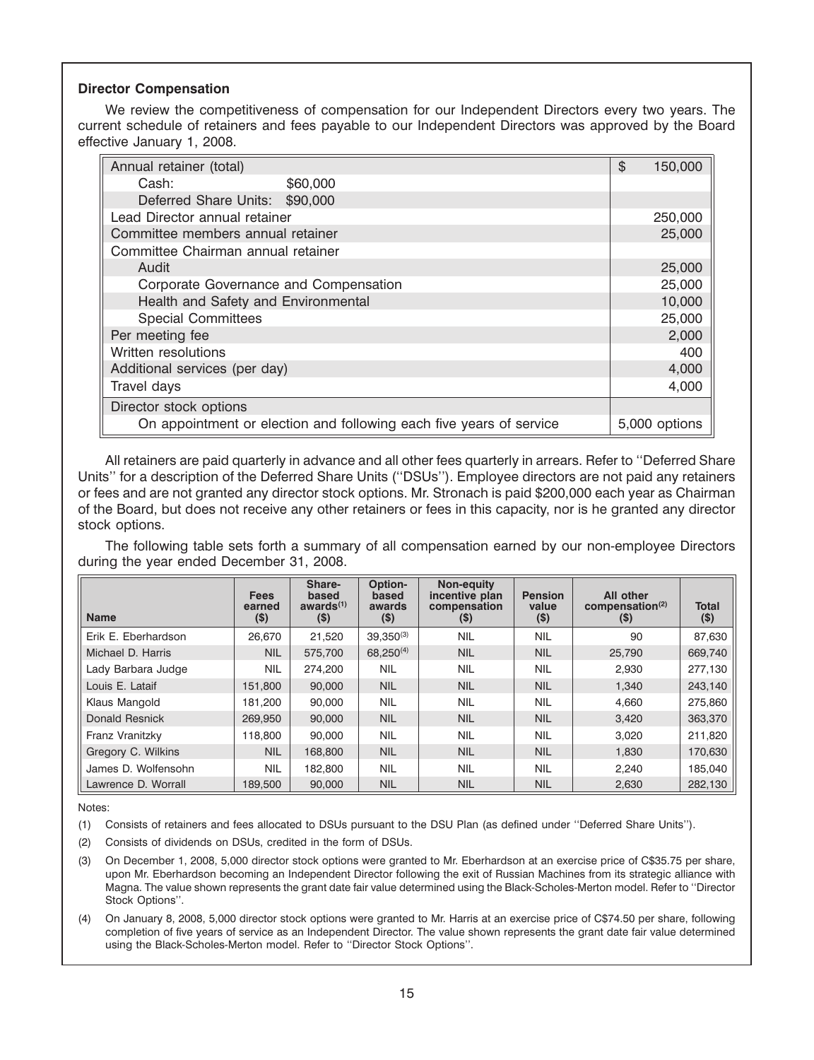### Director Compensation

We review the competitiveness of compensation for our Independent Directors every two years. The current schedule of retainers and fees payable to our Independent Directors was approved by the Board effective January 1, 2008.

| | |
|---|---|
| Annual retainer (total) | $ 150,000 |
| Cash: $60,000 | |
| Deferred Share Units: $90,000 | |
| Lead Director annual retainer | 250,000 |
| Committee members annual retainer | 25,000 |
| Committee Chairman annual retainer | |
| Audit | 25,000 |
| Corporate Governance and Compensation | 25,000 |
| Health and Safety and Environmental | 10,000 |
| Special Committees | 25,000 |
| Per meeting fee | 2,000 |
| Written resolutions | 400 |
| Additional services (per day) | 4,000 |
| Travel days | 4,000 |
| Director stock options | |
| On appointment or election and following each five years of service | 5,000 options |

All retainers are paid quarterly in advance and all other fees quarterly in arrears. Refer to ''Deferred Share Units'' for a description of the Deferred Share Units (''DSUs''). Employee directors are not paid any retainers or fees and are not granted any director stock options. Mr. Stronach is paid $200,000 each year as Chairman of the Board, but does not receive any other retainers or fees in this capacity, nor is he granted any director stock options.

The following table sets forth a summary of all compensation earned by our non-employee Directors during the year ended December 31, 2008.

| Name | Fees earned ($) | Share-based awards[(1)] ($) | Option-based awards ($) | Non-equity incentive plan compensation ($) | Pension value ($) | All other compensation[(2)] ($) | Total ($) |
|---|---|---|---|---|---|---|---|
| Erik E. Eberhardson | 26,670 | 21,520 | 39,350[(3)] | NIL | NIL | 90 | 87,630 |
| Michael D. Harris | NIL | 575,700 | 68,250[(4)] | NIL | NIL | 25,790 | 669,740 |
| Lady Barbara Judge | NIL | 274,200 | NIL | NIL | NIL | 2,930 | 277,130 |
| Louis E. Lataif | 151,800 | 90,000 | NIL | NIL | NIL | 1,340 | 243,140 |
| Klaus Mangold | 181,200 | 90,000 | NIL | NIL | NIL | 4,660 | 275,860 |
| Donald Resnick | 269,950 | 90,000 | NIL | NIL | NIL | 3,420 | 363,370 |
| Franz Vranitzky | 118,800 | 90,000 | NIL | NIL | NIL | 3,020 | 211,820 |
| Gregory C. Wilkins | NIL | 168,800 | NIL | NIL | NIL | 1,830 | 170,630 |
| James D. Wolfensohn | NIL | 182,800 | NIL | NIL | NIL | 2,240 | 185,040 |
| Lawrence D. Worrall | 189,500 | 90,000 | NIL | NIL | NIL | 2,630 | 282,130 |

Notes:

(1) Consists of retainers and fees allocated to DSUs pursuant to the DSU Plan (as defined under ''Deferred Share Units'').

(2) Consists of dividends on DSUs, credited in the form of DSUs.

(3) On December 1, 2008, 5,000 director stock options were granted to Mr. Eberhardson at an exercise price of C$35.75 per share, upon Mr. Eberhardson becoming an Independent Director following the exit of Russian Machines from its strategic alliance with Magna. The value shown represents the grant date fair value determined using the Black-Scholes-Merton model. Refer to ''Director Stock Options''.

(4) On January 8, 2008, 5,000 director stock options were granted to Mr. Harris at an exercise price of C$74.50 per share, following completion of five years of service as an Independent Director. The value shown represents the grant date fair value determined using the Black-Scholes-Merton model. Refer to ''Director Stock Options''.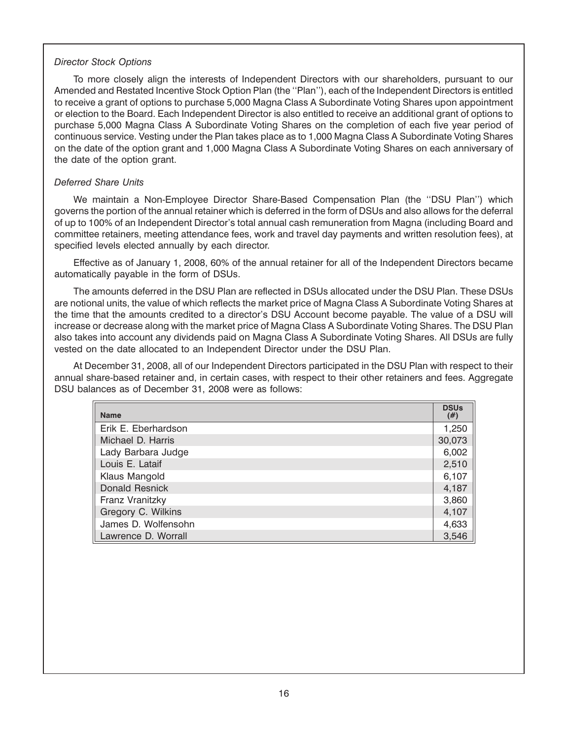*Director Stock Options*

To more closely align the interests of Independent Directors with our shareholders, pursuant to our Amended and Restated Incentive Stock Option Plan (the ''Plan''), each of the Independent Directors is entitled to receive a grant of options to purchase 5,000 Magna Class A Subordinate Voting Shares upon appointment or election to the Board. Each Independent Director is also entitled to receive an additional grant of options to purchase 5,000 Magna Class A Subordinate Voting Shares on the completion of each five year period of continuous service. Vesting under the Plan takes place as to 1,000 Magna Class A Subordinate Voting Shares on the date of the option grant and 1,000 Magna Class A Subordinate Voting Shares on each anniversary of the date of the option grant.

*Deferred Share Units*

We maintain a Non-Employee Director Share-Based Compensation Plan (the ''DSU Plan'') which governs the portion of the annual retainer which is deferred in the form of DSUs and also allows for the deferral of up to 100% of an Independent Director's total annual cash remuneration from Magna (including Board and committee retainers, meeting attendance fees, work and travel day payments and written resolution fees), at specified levels elected annually by each director.

Effective as of January 1, 2008, 60% of the annual retainer for all of the Independent Directors became automatically payable in the form of DSUs.

The amounts deferred in the DSU Plan are reflected in DSUs allocated under the DSU Plan. These DSUs are notional units, the value of which reflects the market price of Magna Class A Subordinate Voting Shares at the time that the amounts credited to a director's DSU Account become payable. The value of a DSU will increase or decrease along with the market price of Magna Class A Subordinate Voting Shares. The DSU Plan also takes into account any dividends paid on Magna Class A Subordinate Voting Shares. All DSUs are fully vested on the date allocated to an Independent Director under the DSU Plan.

At December 31, 2008, all of our Independent Directors participated in the DSU Plan with respect to their annual share-based retainer and, in certain cases, with respect to their other retainers and fees. Aggregate DSU balances as of December 31, 2008 were as follows:

| Name | DSUs (#) |
|---|---|
| Erik E. Eberhardson | 1,250 |
| Michael D. Harris | 30,073 |
| Lady Barbara Judge | 6,002 |
| Louis E. Lataif | 2,510 |
| Klaus Mangold | 6,107 |
| Donald Resnick | 4,187 |
| Franz Vranitzky | 3,860 |
| Gregory C. Wilkins | 4,107 |
| James D. Wolfensohn | 4,633 |
| Lawrence D. Worrall | 3,546 |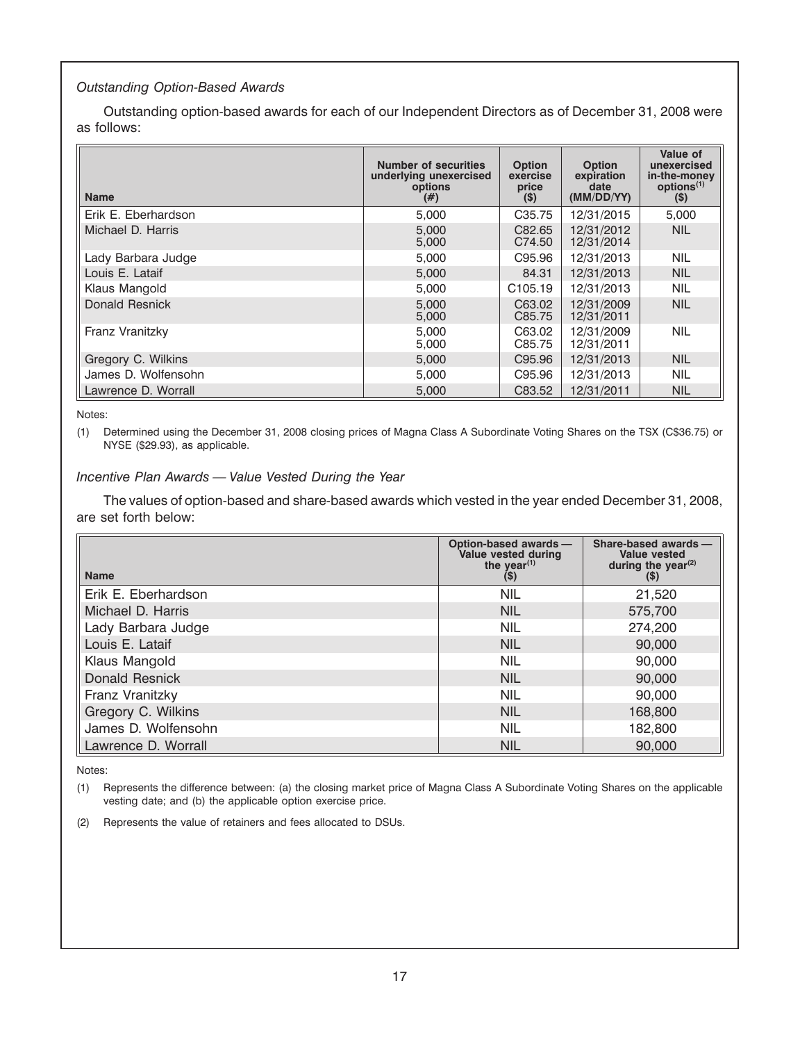*Outstanding Option-Based Awards*

Outstanding option-based awards for each of our Independent Directors as of December 31, 2008 were as follows:

| Name | Number of securities underlying unexercised options (#) | Option exercise price ($) | Option expiration date (MM/DD/YY) | Value of unexercised in-the-money options[1] ($) |
|---|---|---|---|---|
| Erik E. Eberhardson | 5,000 | C35.75 | 12/31/2015 | 5,000 |
| Michael D. Harris | 5,000<br>5,000 | C82.65<br>C74.50 | 12/31/2012<br>12/31/2014 | NIL |
| Lady Barbara Judge | 5,000 | C95.96 | 12/31/2013 | NIL |
| Louis E. Lataif | 5,000 | 84.31 | 12/31/2013 | NIL |
| Klaus Mangold | 5,000 | C105.19 | 12/31/2013 | NIL |
| Donald Resnick | 5,000<br>5,000 | C63.02<br>C85.75 | 12/31/2009<br>12/31/2011 | NIL |
| Franz Vranitzky | 5,000<br>5,000 | C63.02<br>C85.75 | 12/31/2009<br>12/31/2011 | NIL |
| Gregory C. Wilkins | 5,000 | C95.96 | 12/31/2013 | NIL |
| James D. Wolfensohn | 5,000 | C95.96 | 12/31/2013 | NIL |
| Lawrence D. Worrall | 5,000 | C83.52 | 12/31/2011 | NIL |

Notes:

(1) Determined using the December 31, 2008 closing prices of Magna Class A Subordinate Voting Shares on the TSX (C$36.75) or NYSE ($29.93), as applicable.

*Incentive Plan Awards — Value Vested During the Year*

The values of option-based and share-based awards which vested in the year ended December 31, 2008, are set forth below:

| Name | Option-based awards — Value vested during the year[1] ($) | Share-based awards — Value vested during the year[2] ($) |
|---|---|---|
| Erik E. Eberhardson | NIL | 21,520 |
| Michael D. Harris | NIL | 575,700 |
| Lady Barbara Judge | NIL | 274,200 |
| Louis E. Lataif | NIL | 90,000 |
| Klaus Mangold | NIL | 90,000 |
| Donald Resnick | NIL | 90,000 |
| Franz Vranitzky | NIL | 90,000 |
| Gregory C. Wilkins | NIL | 168,800 |
| James D. Wolfensohn | NIL | 182,800 |
| Lawrence D. Worrall | NIL | 90,000 |

Notes:

(1) Represents the difference between: (a) the closing market price of Magna Class A Subordinate Voting Shares on the applicable vesting date; and (b) the applicable option exercise price.

(2) Represents the value of retainers and fees allocated to DSUs.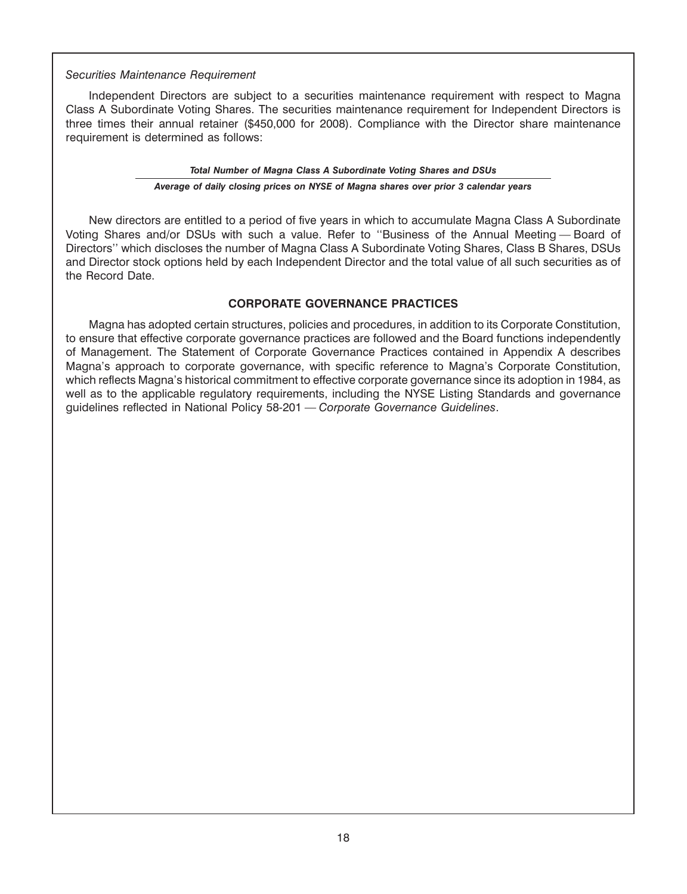*Securities Maintenance Requirement*

Independent Directors are subject to a securities maintenance requirement with respect to Magna Class A Subordinate Voting Shares. The securities maintenance requirement for Independent Directors is three times their annual retainer ($450,000 for 2008). Compliance with the Director share maintenance requirement is determined as follows:

$$\frac{\textit{Total Number of Magna Class A Subordinate Voting Shares and DSUs}}{\textit{Average of daily closing prices on NYSE of Magna shares over prior 3 calendar years}}$$

New directors are entitled to a period of five years in which to accumulate Magna Class A Subordinate Voting Shares and/or DSUs with such a value. Refer to ''Business of the Annual Meeting — Board of Directors'' which discloses the number of Magna Class A Subordinate Voting Shares, Class B Shares, DSUs and Director stock options held by each Independent Director and the total value of all such securities as of the Record Date.

## CORPORATE GOVERNANCE PRACTICES

Magna has adopted certain structures, policies and procedures, in addition to its Corporate Constitution, to ensure that effective corporate governance practices are followed and the Board functions independently of Management. The Statement of Corporate Governance Practices contained in Appendix A describes Magna's approach to corporate governance, with specific reference to Magna's Corporate Constitution, which reflects Magna's historical commitment to effective corporate governance since its adoption in 1984, as well as to the applicable regulatory requirements, including the NYSE Listing Standards and governance guidelines reflected in National Policy 58-201 — *Corporate Governance Guidelines*.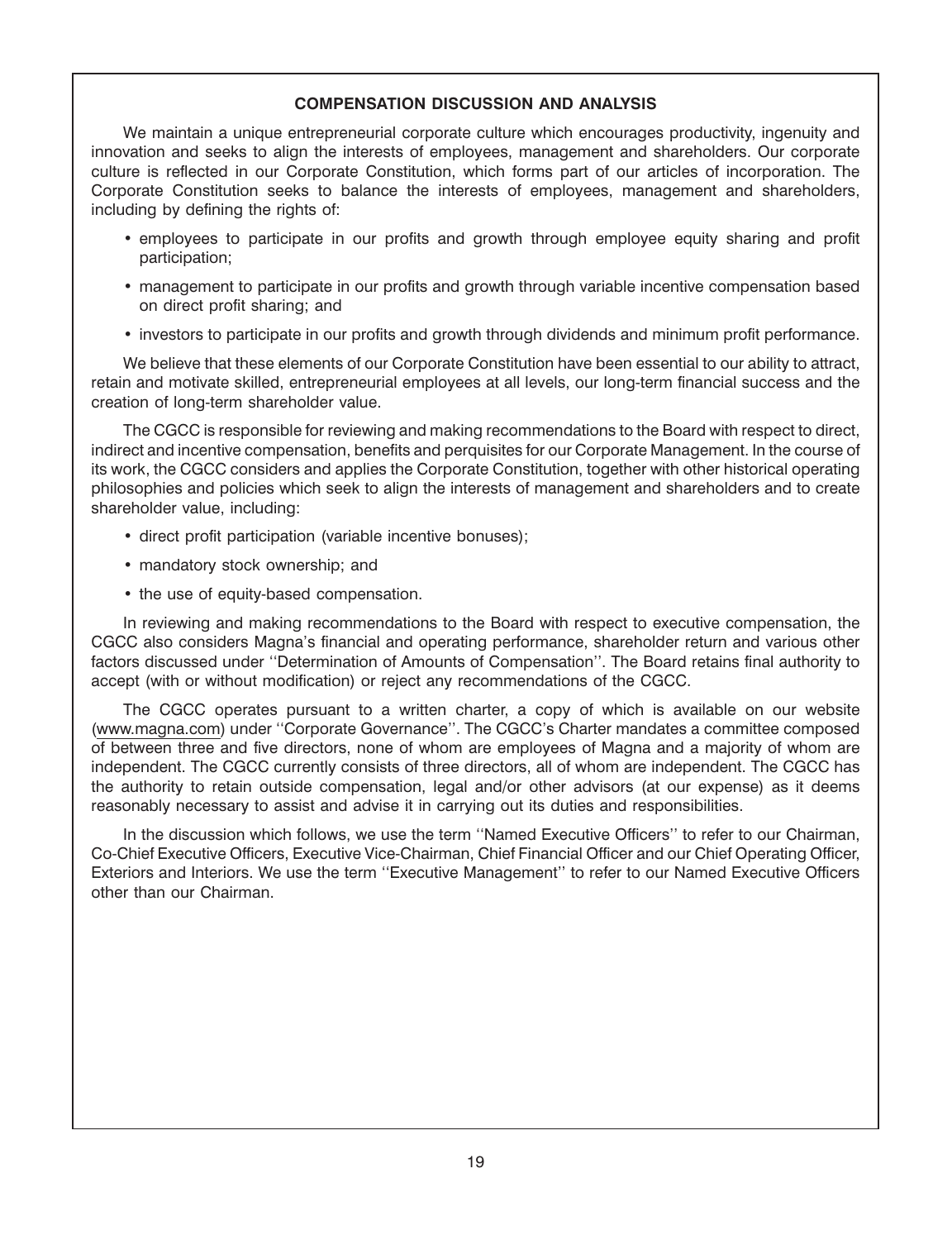## COMPENSATION DISCUSSION AND ANALYSIS

We maintain a unique entrepreneurial corporate culture which encourages productivity, ingenuity and innovation and seeks to align the interests of employees, management and shareholders. Our corporate culture is reflected in our Corporate Constitution, which forms part of our articles of incorporation. The Corporate Constitution seeks to balance the interests of employees, management and shareholders, including by defining the rights of:

- employees to participate in our profits and growth through employee equity sharing and profit participation;
- management to participate in our profits and growth through variable incentive compensation based on direct profit sharing; and
- investors to participate in our profits and growth through dividends and minimum profit performance.

We believe that these elements of our Corporate Constitution have been essential to our ability to attract, retain and motivate skilled, entrepreneurial employees at all levels, our long-term financial success and the creation of long-term shareholder value.

The CGCC is responsible for reviewing and making recommendations to the Board with respect to direct, indirect and incentive compensation, benefits and perquisites for our Corporate Management. In the course of its work, the CGCC considers and applies the Corporate Constitution, together with other historical operating philosophies and policies which seek to align the interests of management and shareholders and to create shareholder value, including:

- direct profit participation (variable incentive bonuses);
- mandatory stock ownership; and
- the use of equity-based compensation.

In reviewing and making recommendations to the Board with respect to executive compensation, the CGCC also considers Magna's financial and operating performance, shareholder return and various other factors discussed under ''Determination of Amounts of Compensation''. The Board retains final authority to accept (with or without modification) or reject any recommendations of the CGCC.

The CGCC operates pursuant to a written charter, a copy of which is available on our website (www.magna.com) under ''Corporate Governance''. The CGCC's Charter mandates a committee composed of between three and five directors, none of whom are employees of Magna and a majority of whom are independent. The CGCC currently consists of three directors, all of whom are independent. The CGCC has the authority to retain outside compensation, legal and/or other advisors (at our expense) as it deems reasonably necessary to assist and advise it in carrying out its duties and responsibilities.

In the discussion which follows, we use the term ''Named Executive Officers'' to refer to our Chairman, Co-Chief Executive Officers, Executive Vice-Chairman, Chief Financial Officer and our Chief Operating Officer, Exteriors and Interiors. We use the term ''Executive Management'' to refer to our Named Executive Officers other than our Chairman.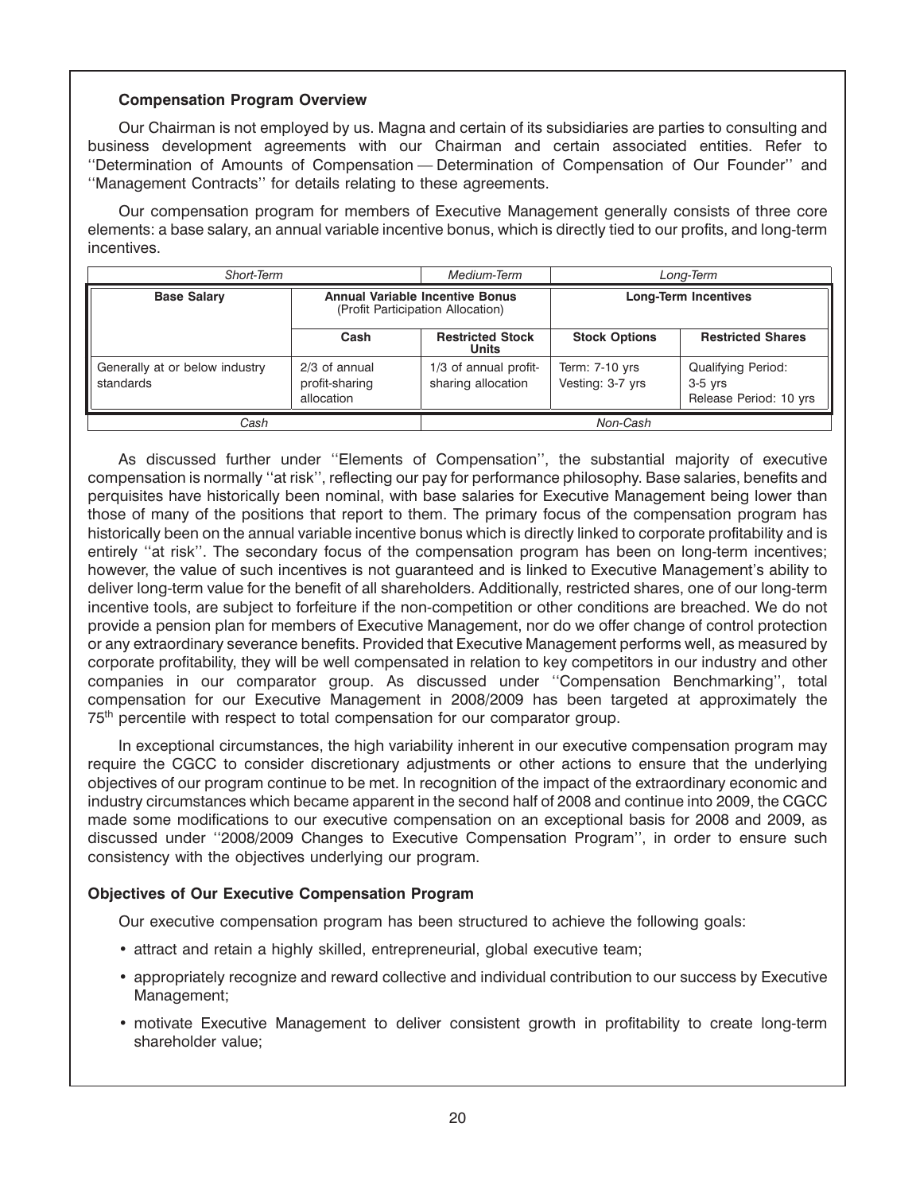### Compensation Program Overview

Our Chairman is not employed by us. Magna and certain of its subsidiaries are parties to consulting and business development agreements with our Chairman and certain associated entities. Refer to ''Determination of Amounts of Compensation — Determination of Compensation of Our Founder'' and ''Management Contracts'' for details relating to these agreements.

Our compensation program for members of Executive Management generally consists of three core elements: a base salary, an annual variable incentive bonus, which is directly tied to our profits, and long-term incentives.

| *Short-Term* | | *Medium-Term* | *Long-Term* | |
|---|---|---|---|---|
| **Base Salary** | **Annual Variable Incentive Bonus** (Profit Participation Allocation) | | **Long-Term Incentives** | |
| | **Cash** | **Restricted Stock Units** | **Stock Options** | **Restricted Shares** |
| Generally at or below industry standards | 2/3 of annual profit-sharing allocation | 1/3 of annual profit-sharing allocation | Term: 7-10 yrs<br>Vesting: 3-7 yrs | Qualifying Period: 3-5 yrs<br>Release Period: 10 yrs |
| *Cash* | | *Non-Cash* | | |

As discussed further under ''Elements of Compensation'', the substantial majority of executive compensation is normally ''at risk'', reflecting our pay for performance philosophy. Base salaries, benefits and perquisites have historically been nominal, with base salaries for Executive Management being lower than those of many of the positions that report to them. The primary focus of the compensation program has historically been on the annual variable incentive bonus which is directly linked to corporate profitability and is entirely ''at risk''. The secondary focus of the compensation program has been on long-term incentives; however, the value of such incentives is not guaranteed and is linked to Executive Management's ability to deliver long-term value for the benefit of all shareholders. Additionally, restricted shares, one of our long-term incentive tools, are subject to forfeiture if the non-competition or other conditions are breached. We do not provide a pension plan for members of Executive Management, nor do we offer change of control protection or any extraordinary severance benefits. Provided that Executive Management performs well, as measured by corporate profitability, they will be well compensated in relation to key competitors in our industry and other companies in our comparator group. As discussed under ''Compensation Benchmarking'', total compensation for our Executive Management in 2008/2009 has been targeted at approximately the 75th percentile with respect to total compensation for our comparator group.

In exceptional circumstances, the high variability inherent in our executive compensation program may require the CGCC to consider discretionary adjustments or other actions to ensure that the underlying objectives of our program continue to be met. In recognition of the impact of the extraordinary economic and industry circumstances which became apparent in the second half of 2008 and continue into 2009, the CGCC made some modifications to our executive compensation on an exceptional basis for 2008 and 2009, as discussed under ''2008/2009 Changes to Executive Compensation Program'', in order to ensure such consistency with the objectives underlying our program.

### Objectives of Our Executive Compensation Program

Our executive compensation program has been structured to achieve the following goals:

- attract and retain a highly skilled, entrepreneurial, global executive team;
- appropriately recognize and reward collective and individual contribution to our success by Executive Management;
- motivate Executive Management to deliver consistent growth in profitability to create long-term shareholder value;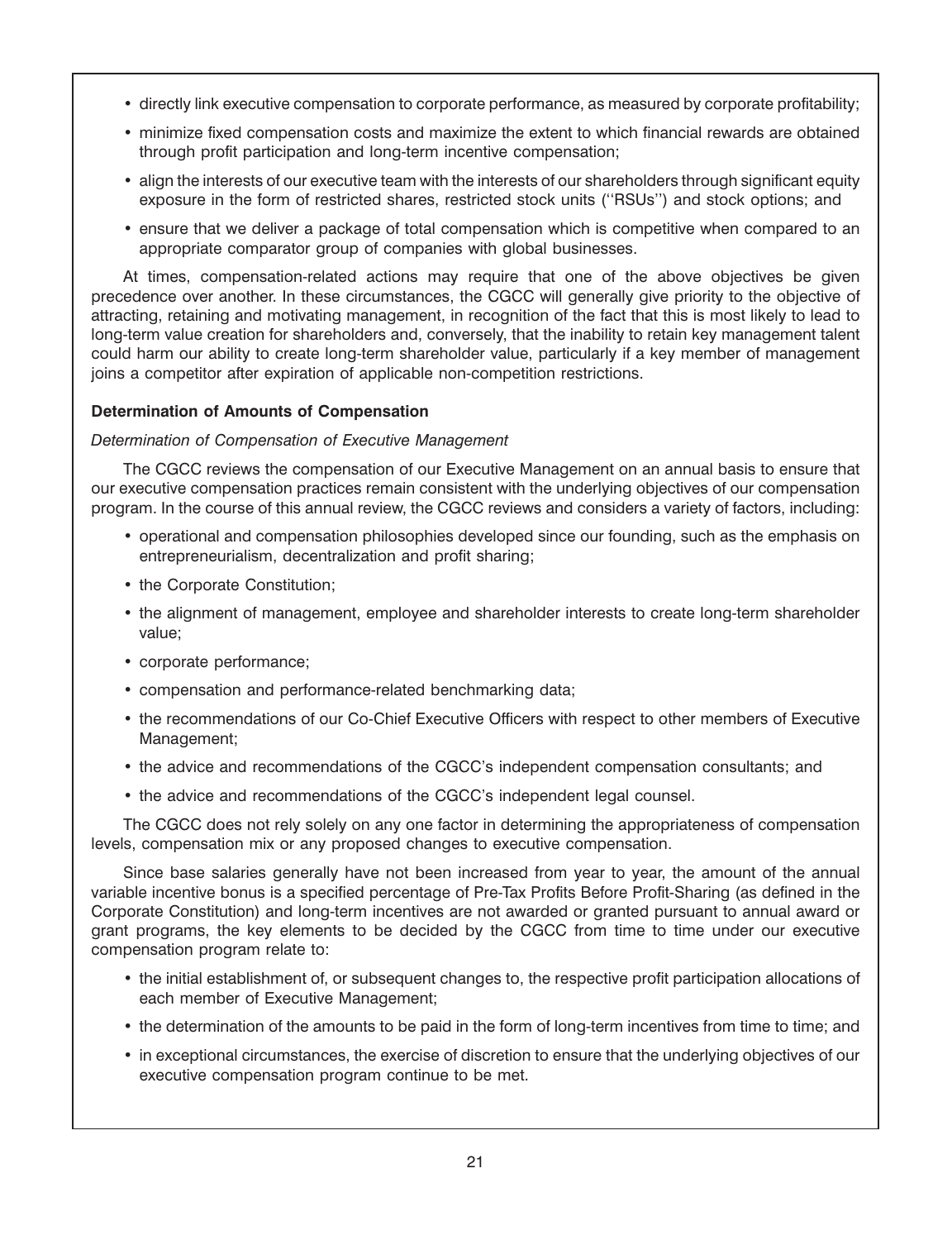- directly link executive compensation to corporate performance, as measured by corporate profitability;
- minimize fixed compensation costs and maximize the extent to which financial rewards are obtained through profit participation and long-term incentive compensation;
- align the interests of our executive team with the interests of our shareholders through significant equity exposure in the form of restricted shares, restricted stock units (''RSUs'') and stock options; and
- ensure that we deliver a package of total compensation which is competitive when compared to an appropriate comparator group of companies with global businesses.

At times, compensation-related actions may require that one of the above objectives be given precedence over another. In these circumstances, the CGCC will generally give priority to the objective of attracting, retaining and motivating management, in recognition of the fact that this is most likely to lead to long-term value creation for shareholders and, conversely, that the inability to retain key management talent could harm our ability to create long-term shareholder value, particularly if a key member of management joins a competitor after expiration of applicable non-competition restrictions.

**Determination of Amounts of Compensation**

*Determination of Compensation of Executive Management*

The CGCC reviews the compensation of our Executive Management on an annual basis to ensure that our executive compensation practices remain consistent with the underlying objectives of our compensation program. In the course of this annual review, the CGCC reviews and considers a variety of factors, including:

- operational and compensation philosophies developed since our founding, such as the emphasis on entrepreneurialism, decentralization and profit sharing;
- the Corporate Constitution;
- the alignment of management, employee and shareholder interests to create long-term shareholder value;
- corporate performance;
- compensation and performance-related benchmarking data;
- the recommendations of our Co-Chief Executive Officers with respect to other members of Executive Management;
- the advice and recommendations of the CGCC's independent compensation consultants; and
- the advice and recommendations of the CGCC's independent legal counsel.

The CGCC does not rely solely on any one factor in determining the appropriateness of compensation levels, compensation mix or any proposed changes to executive compensation.

Since base salaries generally have not been increased from year to year, the amount of the annual variable incentive bonus is a specified percentage of Pre-Tax Profits Before Profit-Sharing (as defined in the Corporate Constitution) and long-term incentives are not awarded or granted pursuant to annual award or grant programs, the key elements to be decided by the CGCC from time to time under our executive compensation program relate to:

- the initial establishment of, or subsequent changes to, the respective profit participation allocations of each member of Executive Management;
- the determination of the amounts to be paid in the form of long-term incentives from time to time; and
- in exceptional circumstances, the exercise of discretion to ensure that the underlying objectives of our executive compensation program continue to be met.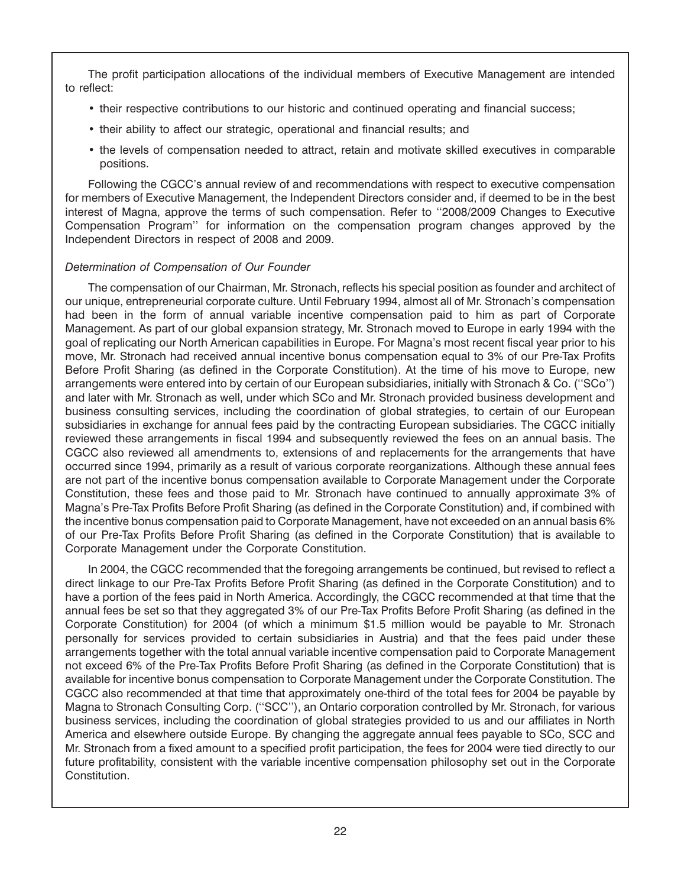The profit participation allocations of the individual members of Executive Management are intended to reflect:

- their respective contributions to our historic and continued operating and financial success;
- their ability to affect our strategic, operational and financial results; and
- the levels of compensation needed to attract, retain and motivate skilled executives in comparable positions.

Following the CGCC's annual review of and recommendations with respect to executive compensation for members of Executive Management, the Independent Directors consider and, if deemed to be in the best interest of Magna, approve the terms of such compensation. Refer to ''2008/2009 Changes to Executive Compensation Program'' for information on the compensation program changes approved by the Independent Directors in respect of 2008 and 2009.

*Determination of Compensation of Our Founder*

The compensation of our Chairman, Mr. Stronach, reflects his special position as founder and architect of our unique, entrepreneurial corporate culture. Until February 1994, almost all of Mr. Stronach's compensation had been in the form of annual variable incentive compensation paid to him as part of Corporate Management. As part of our global expansion strategy, Mr. Stronach moved to Europe in early 1994 with the goal of replicating our North American capabilities in Europe. For Magna's most recent fiscal year prior to his move, Mr. Stronach had received annual incentive bonus compensation equal to 3% of our Pre-Tax Profits Before Profit Sharing (as defined in the Corporate Constitution). At the time of his move to Europe, new arrangements were entered into by certain of our European subsidiaries, initially with Stronach & Co. (''SCo'') and later with Mr. Stronach as well, under which SCo and Mr. Stronach provided business development and business consulting services, including the coordination of global strategies, to certain of our European subsidiaries in exchange for annual fees paid by the contracting European subsidiaries. The CGCC initially reviewed these arrangements in fiscal 1994 and subsequently reviewed the fees on an annual basis. The CGCC also reviewed all amendments to, extensions of and replacements for the arrangements that have occurred since 1994, primarily as a result of various corporate reorganizations. Although these annual fees are not part of the incentive bonus compensation available to Corporate Management under the Corporate Constitution, these fees and those paid to Mr. Stronach have continued to annually approximate 3% of Magna's Pre-Tax Profits Before Profit Sharing (as defined in the Corporate Constitution) and, if combined with the incentive bonus compensation paid to Corporate Management, have not exceeded on an annual basis 6% of our Pre-Tax Profits Before Profit Sharing (as defined in the Corporate Constitution) that is available to Corporate Management under the Corporate Constitution.

In 2004, the CGCC recommended that the foregoing arrangements be continued, but revised to reflect a direct linkage to our Pre-Tax Profits Before Profit Sharing (as defined in the Corporate Constitution) and to have a portion of the fees paid in North America. Accordingly, the CGCC recommended at that time that the annual fees be set so that they aggregated 3% of our Pre-Tax Profits Before Profit Sharing (as defined in the Corporate Constitution) for 2004 (of which a minimum $1.5 million would be payable to Mr. Stronach personally for services provided to certain subsidiaries in Austria) and that the fees paid under these arrangements together with the total annual variable incentive compensation paid to Corporate Management not exceed 6% of the Pre-Tax Profits Before Profit Sharing (as defined in the Corporate Constitution) that is available for incentive bonus compensation to Corporate Management under the Corporate Constitution. The CGCC also recommended at that time that approximately one-third of the total fees for 2004 be payable by Magna to Stronach Consulting Corp. (''SCC''), an Ontario corporation controlled by Mr. Stronach, for various business services, including the coordination of global strategies provided to us and our affiliates in North America and elsewhere outside Europe. By changing the aggregate annual fees payable to SCo, SCC and Mr. Stronach from a fixed amount to a specified profit participation, the fees for 2004 were tied directly to our future profitability, consistent with the variable incentive compensation philosophy set out in the Corporate Constitution.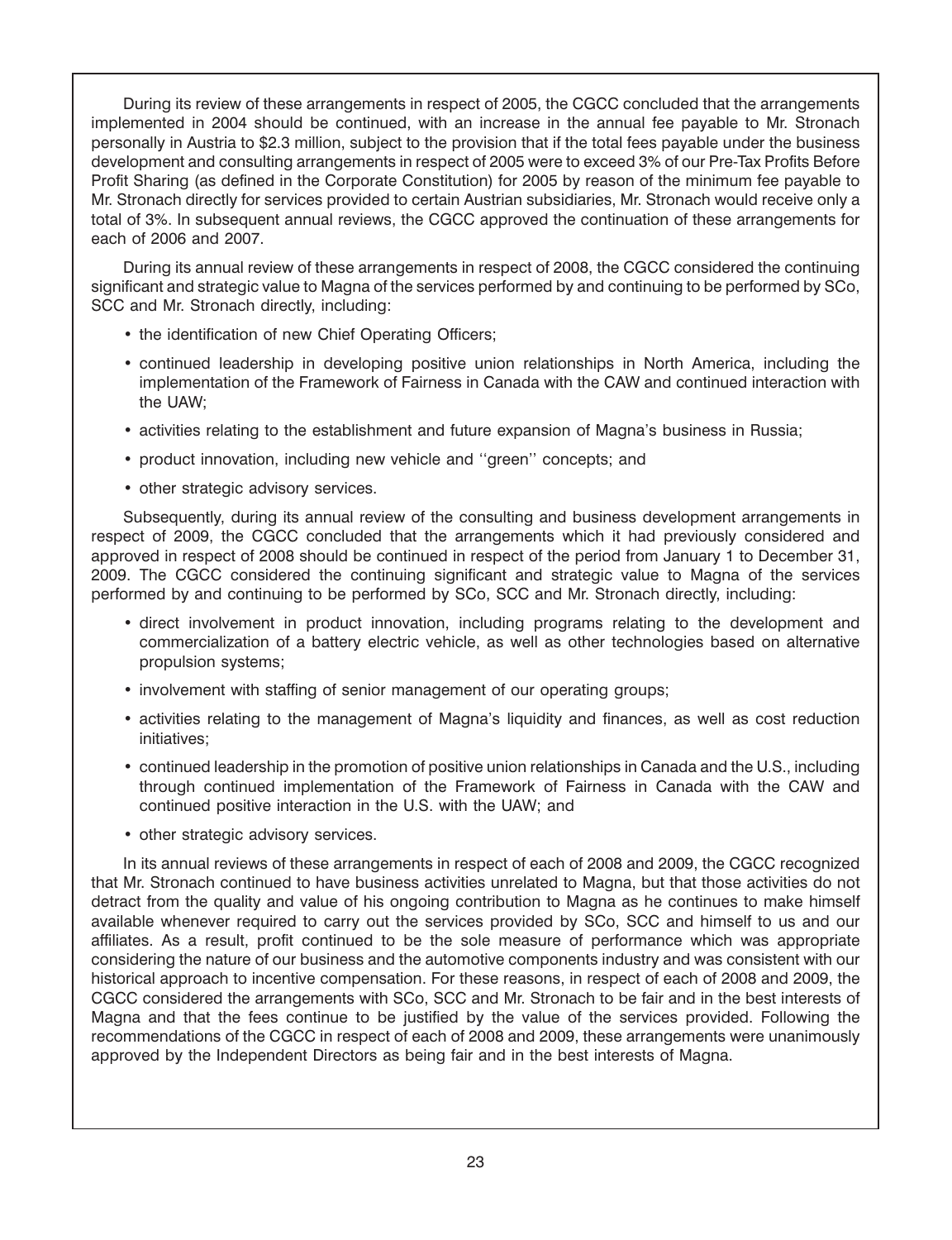During its review of these arrangements in respect of 2005, the CGCC concluded that the arrangements implemented in 2004 should be continued, with an increase in the annual fee payable to Mr. Stronach personally in Austria to $2.3 million, subject to the provision that if the total fees payable under the business development and consulting arrangements in respect of 2005 were to exceed 3% of our Pre-Tax Profits Before Profit Sharing (as defined in the Corporate Constitution) for 2005 by reason of the minimum fee payable to Mr. Stronach directly for services provided to certain Austrian subsidiaries, Mr. Stronach would receive only a total of 3%. In subsequent annual reviews, the CGCC approved the continuation of these arrangements for each of 2006 and 2007.

During its annual review of these arrangements in respect of 2008, the CGCC considered the continuing significant and strategic value to Magna of the services performed by and continuing to be performed by SCo, SCC and Mr. Stronach directly, including:

- the identification of new Chief Operating Officers;
- continued leadership in developing positive union relationships in North America, including the implementation of the Framework of Fairness in Canada with the CAW and continued interaction with the UAW;
- activities relating to the establishment and future expansion of Magna's business in Russia;
- product innovation, including new vehicle and ''green'' concepts; and
- other strategic advisory services.

Subsequently, during its annual review of the consulting and business development arrangements in respect of 2009, the CGCC concluded that the arrangements which it had previously considered and approved in respect of 2008 should be continued in respect of the period from January 1 to December 31, 2009. The CGCC considered the continuing significant and strategic value to Magna of the services performed by and continuing to be performed by SCo, SCC and Mr. Stronach directly, including:

- direct involvement in product innovation, including programs relating to the development and commercialization of a battery electric vehicle, as well as other technologies based on alternative propulsion systems;
- involvement with staffing of senior management of our operating groups;
- activities relating to the management of Magna's liquidity and finances, as well as cost reduction initiatives;
- continued leadership in the promotion of positive union relationships in Canada and the U.S., including through continued implementation of the Framework of Fairness in Canada with the CAW and continued positive interaction in the U.S. with the UAW; and
- other strategic advisory services.

In its annual reviews of these arrangements in respect of each of 2008 and 2009, the CGCC recognized that Mr. Stronach continued to have business activities unrelated to Magna, but that those activities do not detract from the quality and value of his ongoing contribution to Magna as he continues to make himself available whenever required to carry out the services provided by SCo, SCC and himself to us and our affiliates. As a result, profit continued to be the sole measure of performance which was appropriate considering the nature of our business and the automotive components industry and was consistent with our historical approach to incentive compensation. For these reasons, in respect of each of 2008 and 2009, the CGCC considered the arrangements with SCo, SCC and Mr. Stronach to be fair and in the best interests of Magna and that the fees continue to be justified by the value of the services provided. Following the recommendations of the CGCC in respect of each of 2008 and 2009, these arrangements were unanimously approved by the Independent Directors as being fair and in the best interests of Magna.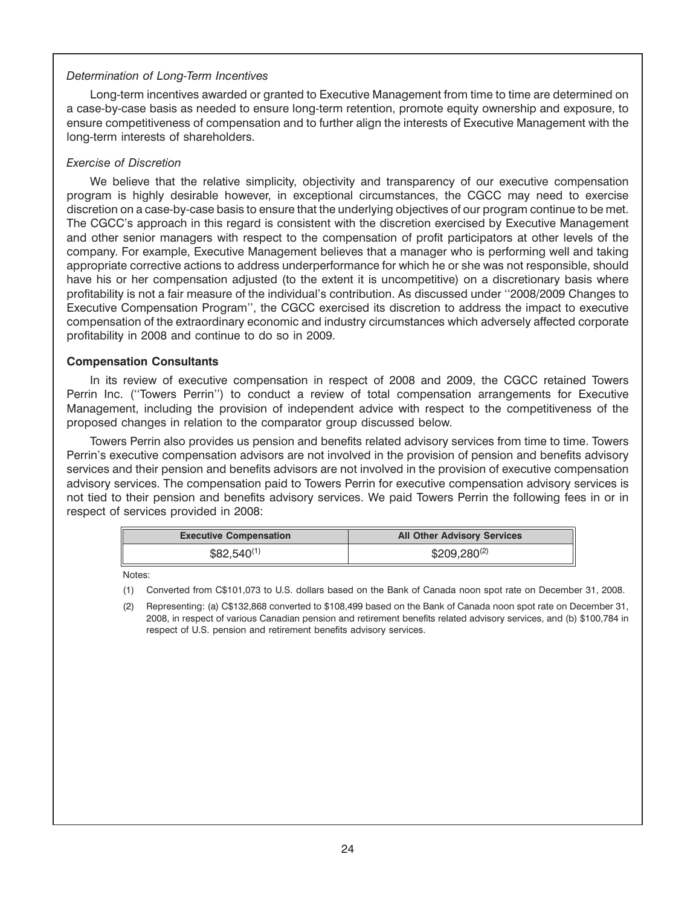*Determination of Long-Term Incentives*

Long-term incentives awarded or granted to Executive Management from time to time are determined on a case-by-case basis as needed to ensure long-term retention, promote equity ownership and exposure, to ensure competitiveness of compensation and to further align the interests of Executive Management with the long-term interests of shareholders.

*Exercise of Discretion*

We believe that the relative simplicity, objectivity and transparency of our executive compensation program is highly desirable however, in exceptional circumstances, the CGCC may need to exercise discretion on a case-by-case basis to ensure that the underlying objectives of our program continue to be met. The CGCC's approach in this regard is consistent with the discretion exercised by Executive Management and other senior managers with respect to the compensation of profit participators at other levels of the company. For example, Executive Management believes that a manager who is performing well and taking appropriate corrective actions to address underperformance for which he or she was not responsible, should have his or her compensation adjusted (to the extent it is uncompetitive) on a discretionary basis where profitability is not a fair measure of the individual's contribution. As discussed under ''2008/2009 Changes to Executive Compensation Program'', the CGCC exercised its discretion to address the impact to executive compensation of the extraordinary economic and industry circumstances which adversely affected corporate profitability in 2008 and continue to do so in 2009.

**Compensation Consultants**

In its review of executive compensation in respect of 2008 and 2009, the CGCC retained Towers Perrin Inc. (''Towers Perrin'') to conduct a review of total compensation arrangements for Executive Management, including the provision of independent advice with respect to the competitiveness of the proposed changes in relation to the comparator group discussed below.

Towers Perrin also provides us pension and benefits related advisory services from time to time. Towers Perrin's executive compensation advisors are not involved in the provision of pension and benefits advisory services and their pension and benefits advisors are not involved in the provision of executive compensation advisory services. The compensation paid to Towers Perrin for executive compensation advisory services is not tied to their pension and benefits advisory services. We paid Towers Perrin the following fees in or in respect of services provided in 2008:

| Executive Compensation | All Other Advisory Services |
|---|---|
| $82,540[(1)] | $209,280[(2)] |

Notes:

(1) Converted from C$101,073 to U.S. dollars based on the Bank of Canada noon spot rate on December 31, 2008.

(2) Representing: (a) C$132,868 converted to $108,499 based on the Bank of Canada noon spot rate on December 31, 2008, in respect of various Canadian pension and retirement benefits related advisory services, and (b) $100,784 in respect of U.S. pension and retirement benefits advisory services.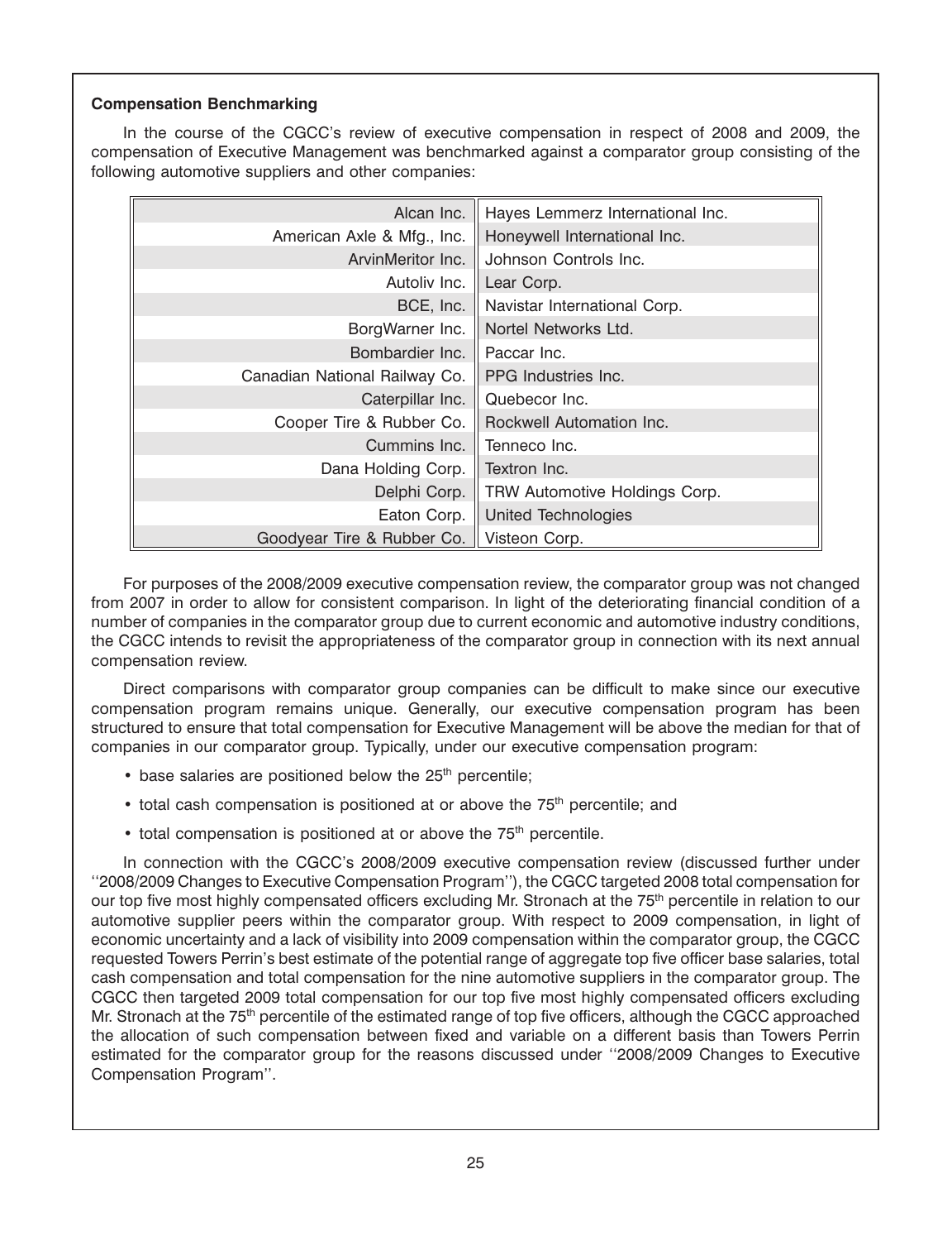**Compensation Benchmarking**

In the course of the CGCC's review of executive compensation in respect of 2008 and 2009, the compensation of Executive Management was benchmarked against a comparator group consisting of the following automotive suppliers and other companies:

| | |
|---|---|
| Alcan Inc. | Hayes Lemmerz International Inc. |
| American Axle & Mfg., Inc. | Honeywell International Inc. |
| ArvinMeritor Inc. | Johnson Controls Inc. |
| Autoliv Inc. | Lear Corp. |
| BCE, Inc. | Navistar International Corp. |
| BorgWarner Inc. | Nortel Networks Ltd. |
| Bombardier Inc. | Paccar Inc. |
| Canadian National Railway Co. | PPG Industries Inc. |
| Caterpillar Inc. | Quebecor Inc. |
| Cooper Tire & Rubber Co. | Rockwell Automation Inc. |
| Cummins Inc. | Tenneco Inc. |
| Dana Holding Corp. | Textron Inc. |
| Delphi Corp. | TRW Automotive Holdings Corp. |
| Eaton Corp. | United Technologies |
| Goodyear Tire & Rubber Co. | Visteon Corp. |

For purposes of the 2008/2009 executive compensation review, the comparator group was not changed from 2007 in order to allow for consistent comparison. In light of the deteriorating financial condition of a number of companies in the comparator group due to current economic and automotive industry conditions, the CGCC intends to revisit the appropriateness of the comparator group in connection with its next annual compensation review.

Direct comparisons with comparator group companies can be difficult to make since our executive compensation program remains unique. Generally, our executive compensation program has been structured to ensure that total compensation for Executive Management will be above the median for that of companies in our comparator group. Typically, under our executive compensation program:

- base salaries are positioned below the 25th percentile;
- total cash compensation is positioned at or above the 75th percentile; and
- total compensation is positioned at or above the 75th percentile.

In connection with the CGCC's 2008/2009 executive compensation review (discussed further under ''2008/2009 Changes to Executive Compensation Program''), the CGCC targeted 2008 total compensation for our top five most highly compensated officers excluding Mr. Stronach at the 75th percentile in relation to our automotive supplier peers within the comparator group. With respect to 2009 compensation, in light of economic uncertainty and a lack of visibility into 2009 compensation within the comparator group, the CGCC requested Towers Perrin's best estimate of the potential range of aggregate top five officer base salaries, total cash compensation and total compensation for the nine automotive suppliers in the comparator group. The CGCC then targeted 2009 total compensation for our top five most highly compensated officers excluding Mr. Stronach at the 75th percentile of the estimated range of top five officers, although the CGCC approached the allocation of such compensation between fixed and variable on a different basis than Towers Perrin estimated for the comparator group for the reasons discussed under ''2008/2009 Changes to Executive Compensation Program''.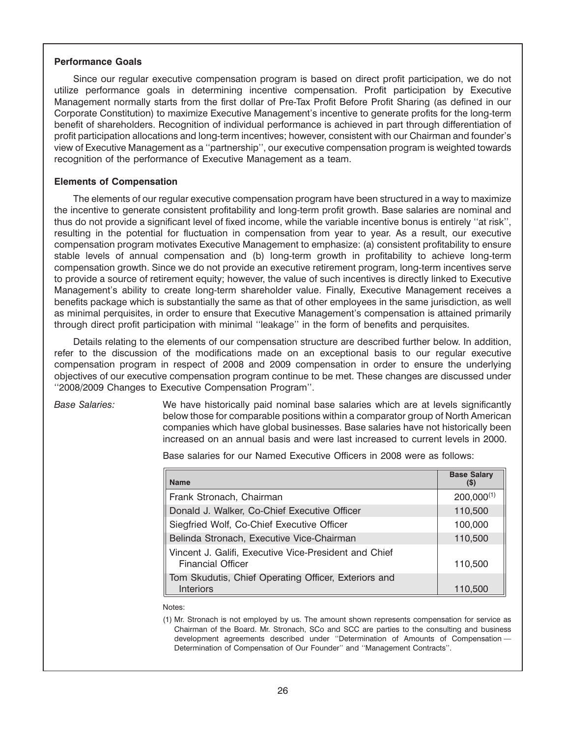**Performance Goals**

Since our regular executive compensation program is based on direct profit participation, we do not utilize performance goals in determining incentive compensation. Profit participation by Executive Management normally starts from the first dollar of Pre-Tax Profit Before Profit Sharing (as defined in our Corporate Constitution) to maximize Executive Management's incentive to generate profits for the long-term benefit of shareholders. Recognition of individual performance is achieved in part through differentiation of profit participation allocations and long-term incentives; however, consistent with our Chairman and founder's view of Executive Management as a ''partnership'', our executive compensation program is weighted towards recognition of the performance of Executive Management as a team.

**Elements of Compensation**

The elements of our regular executive compensation program have been structured in a way to maximize the incentive to generate consistent profitability and long-term profit growth. Base salaries are nominal and thus do not provide a significant level of fixed income, while the variable incentive bonus is entirely ''at risk'', resulting in the potential for fluctuation in compensation from year to year. As a result, our executive compensation program motivates Executive Management to emphasize: (a) consistent profitability to ensure stable levels of annual compensation and (b) long-term growth in profitability to achieve long-term compensation growth. Since we do not provide an executive retirement program, long-term incentives serve to provide a source of retirement equity; however, the value of such incentives is directly linked to Executive Management's ability to create long-term shareholder value. Finally, Executive Management receives a benefits package which is substantially the same as that of other employees in the same jurisdiction, as well as minimal perquisites, in order to ensure that Executive Management's compensation is attained primarily through direct profit participation with minimal ''leakage'' in the form of benefits and perquisites.

Details relating to the elements of our compensation structure are described further below. In addition, refer to the discussion of the modifications made on an exceptional basis to our regular executive compensation program in respect of 2008 and 2009 compensation in order to ensure the underlying objectives of our executive compensation program continue to be met. These changes are discussed under ''2008/2009 Changes to Executive Compensation Program''.

*Base Salaries:* We have historically paid nominal base salaries which are at levels significantly below those for comparable positions within a comparator group of North American companies which have global businesses. Base salaries have not historically been increased on an annual basis and were last increased to current levels in 2000.

Base salaries for our Named Executive Officers in 2008 were as follows:

| Name | Base Salary ($) |
|---|---|
| Frank Stronach, Chairman | 200,000[(1)] |
| Donald J. Walker, Co-Chief Executive Officer | 110,500 |
| Siegfried Wolf, Co-Chief Executive Officer | 100,000 |
| Belinda Stronach, Executive Vice-Chairman | 110,500 |
| Vincent J. Galifi, Executive Vice-President and Chief Financial Officer | 110,500 |
| Tom Skudutis, Chief Operating Officer, Exteriors and Interiors | 110,500 |

Notes:

(1) Mr. Stronach is not employed by us. The amount shown represents compensation for service as Chairman of the Board. Mr. Stronach, SCo and SCC are parties to the consulting and business development agreements described under ''Determination of Amounts of Compensation — Determination of Compensation of Our Founder'' and ''Management Contracts''.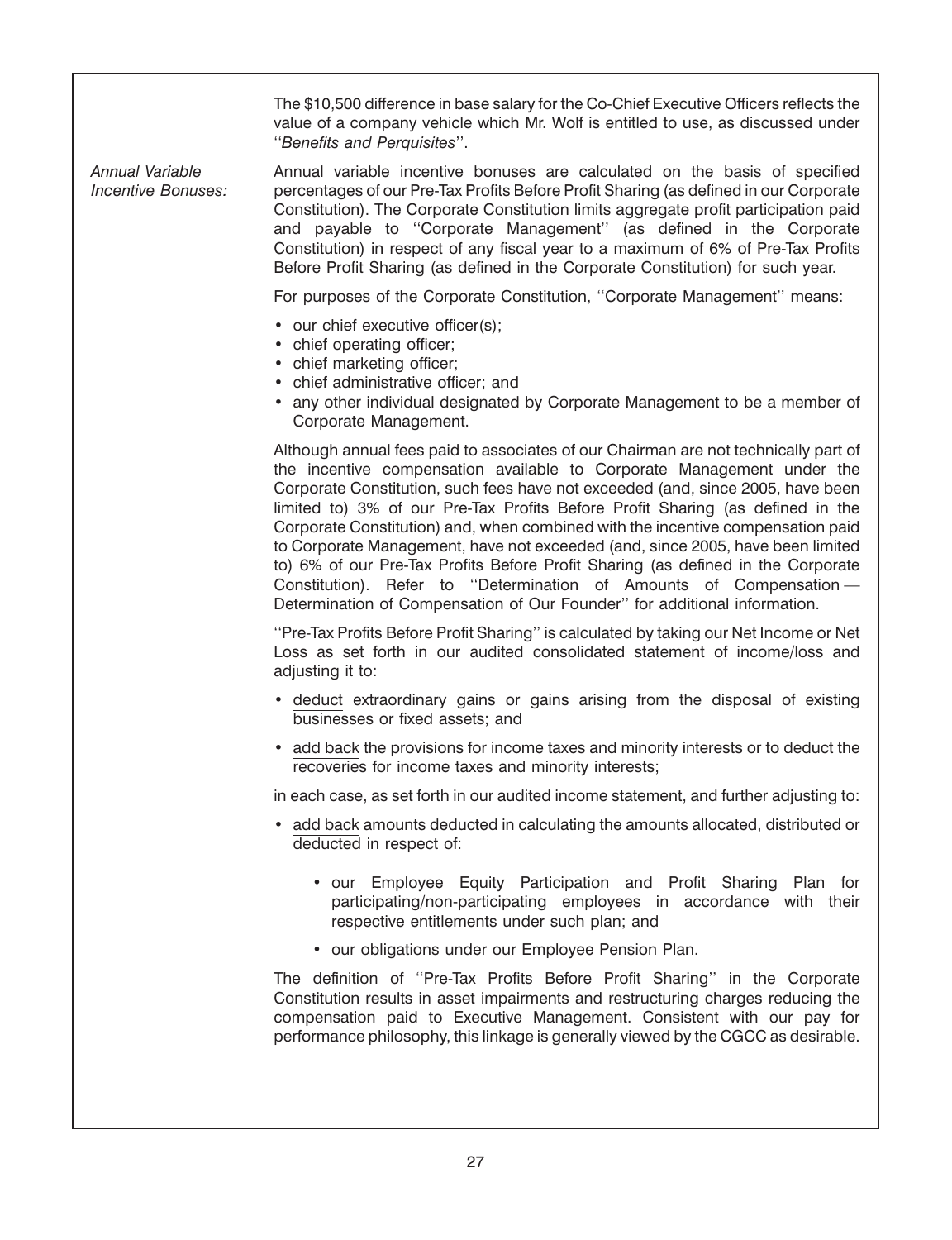The $10,500 difference in base salary for the Co-Chief Executive Officers reflects the value of a company vehicle which Mr. Wolf is entitled to use, as discussed under ''*Benefits and Perquisites*''.

*Annual Variable Incentive Bonuses:* Annual variable incentive bonuses are calculated on the basis of specified percentages of our Pre-Tax Profits Before Profit Sharing (as defined in our Corporate Constitution). The Corporate Constitution limits aggregate profit participation paid and payable to ''Corporate Management'' (as defined in the Corporate Constitution) in respect of any fiscal year to a maximum of 6% of Pre-Tax Profits Before Profit Sharing (as defined in the Corporate Constitution) for such year.

For purposes of the Corporate Constitution, ''Corporate Management'' means:

- our chief executive officer(s);
- chief operating officer;
- chief marketing officer;
- chief administrative officer; and
- any other individual designated by Corporate Management to be a member of Corporate Management.

Although annual fees paid to associates of our Chairman are not technically part of the incentive compensation available to Corporate Management under the Corporate Constitution, such fees have not exceeded (and, since 2005, have been limited to) 3% of our Pre-Tax Profits Before Profit Sharing (as defined in the Corporate Constitution) and, when combined with the incentive compensation paid to Corporate Management, have not exceeded (and, since 2005, have been limited to) 6% of our Pre-Tax Profits Before Profit Sharing (as defined in the Corporate Constitution). Refer to ''Determination of Amounts of Compensation — Determination of Compensation of Our Founder'' for additional information.

''Pre-Tax Profits Before Profit Sharing'' is calculated by taking our Net Income or Net Loss as set forth in our audited consolidated statement of income/loss and adjusting it to:

- deduct extraordinary gains or gains arising from the disposal of existing businesses or fixed assets; and
- add back the provisions for income taxes and minority interests or to deduct the recoveries for income taxes and minority interests;

in each case, as set forth in our audited income statement, and further adjusting to:

- add back amounts deducted in calculating the amounts allocated, distributed or deducted in respect of:
  - our Employee Equity Participation and Profit Sharing Plan for participating/non-participating employees in accordance with their respective entitlements under such plan; and
  - our obligations under our Employee Pension Plan.

The definition of ''Pre-Tax Profits Before Profit Sharing'' in the Corporate Constitution results in asset impairments and restructuring charges reducing the compensation paid to Executive Management. Consistent with our pay for performance philosophy, this linkage is generally viewed by the CGCC as desirable.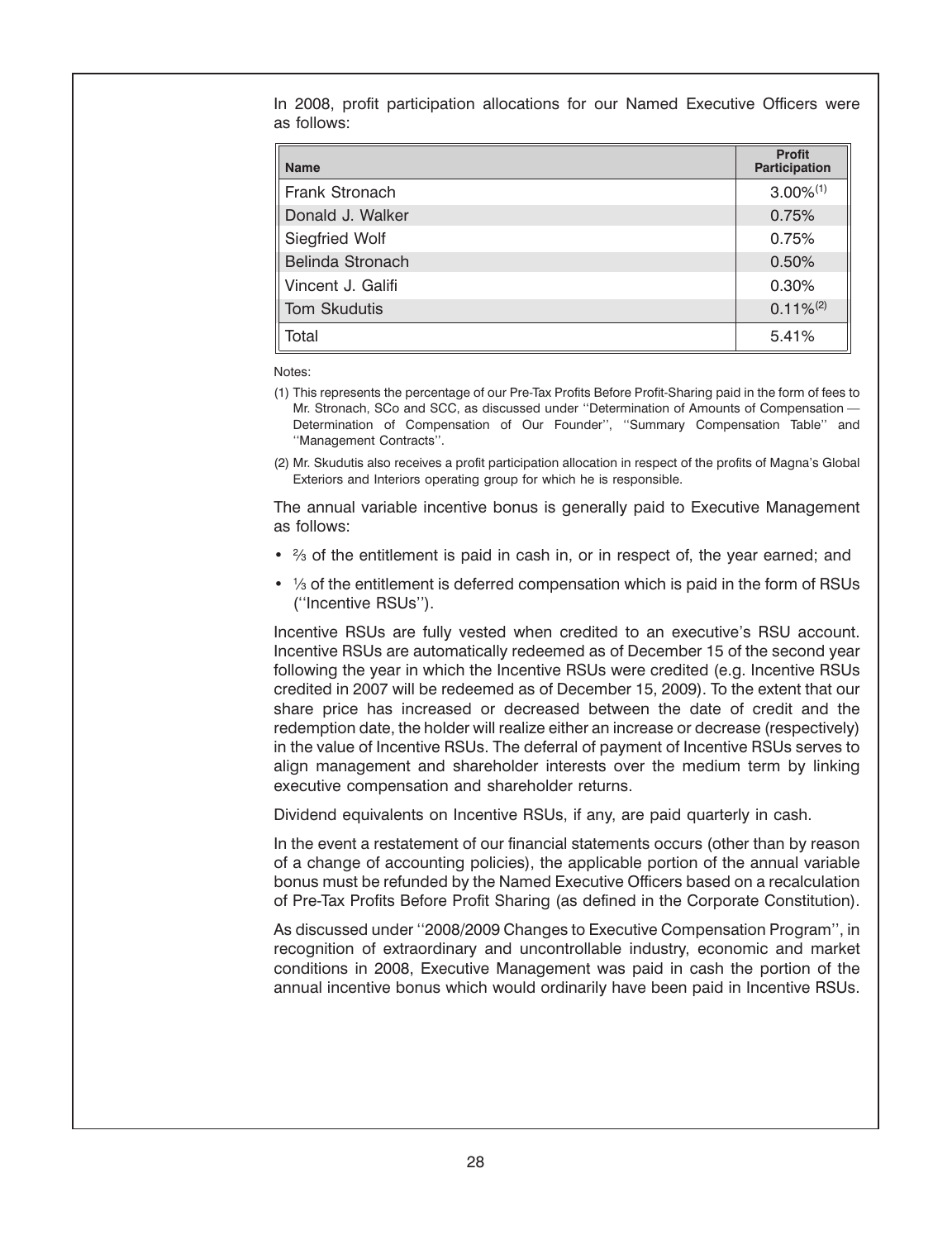In 2008, profit participation allocations for our Named Executive Officers were as follows:

| Name | Profit Participation |
|---|---|
| Frank Stronach | 3.00%[(1)] |
| Donald J. Walker | 0.75% |
| Siegfried Wolf | 0.75% |
| Belinda Stronach | 0.50% |
| Vincent J. Galifi | 0.30% |
| Tom Skudutis | 0.11%[(2)] |
| Total | 5.41% |

Notes:

(1) This represents the percentage of our Pre-Tax Profits Before Profit-Sharing paid in the form of fees to Mr. Stronach, SCo and SCC, as discussed under ''Determination of Amounts of Compensation — Determination of Compensation of Our Founder'', ''Summary Compensation Table'' and ''Management Contracts''.

(2) Mr. Skudutis also receives a profit participation allocation in respect of the profits of Magna's Global Exteriors and Interiors operating group for which he is responsible.

The annual variable incentive bonus is generally paid to Executive Management as follows:

- ⅔ of the entitlement is paid in cash in, or in respect of, the year earned; and
- ⅓ of the entitlement is deferred compensation which is paid in the form of RSUs (''Incentive RSUs'').

Incentive RSUs are fully vested when credited to an executive's RSU account. Incentive RSUs are automatically redeemed as of December 15 of the second year following the year in which the Incentive RSUs were credited (e.g. Incentive RSUs credited in 2007 will be redeemed as of December 15, 2009). To the extent that our share price has increased or decreased between the date of credit and the redemption date, the holder will realize either an increase or decrease (respectively) in the value of Incentive RSUs. The deferral of payment of Incentive RSUs serves to align management and shareholder interests over the medium term by linking executive compensation and shareholder returns.

Dividend equivalents on Incentive RSUs, if any, are paid quarterly in cash.

In the event a restatement of our financial statements occurs (other than by reason of a change of accounting policies), the applicable portion of the annual variable bonus must be refunded by the Named Executive Officers based on a recalculation of Pre-Tax Profits Before Profit Sharing (as defined in the Corporate Constitution).

As discussed under ''2008/2009 Changes to Executive Compensation Program'', in recognition of extraordinary and uncontrollable industry, economic and market conditions in 2008, Executive Management was paid in cash the portion of the annual incentive bonus which would ordinarily have been paid in Incentive RSUs.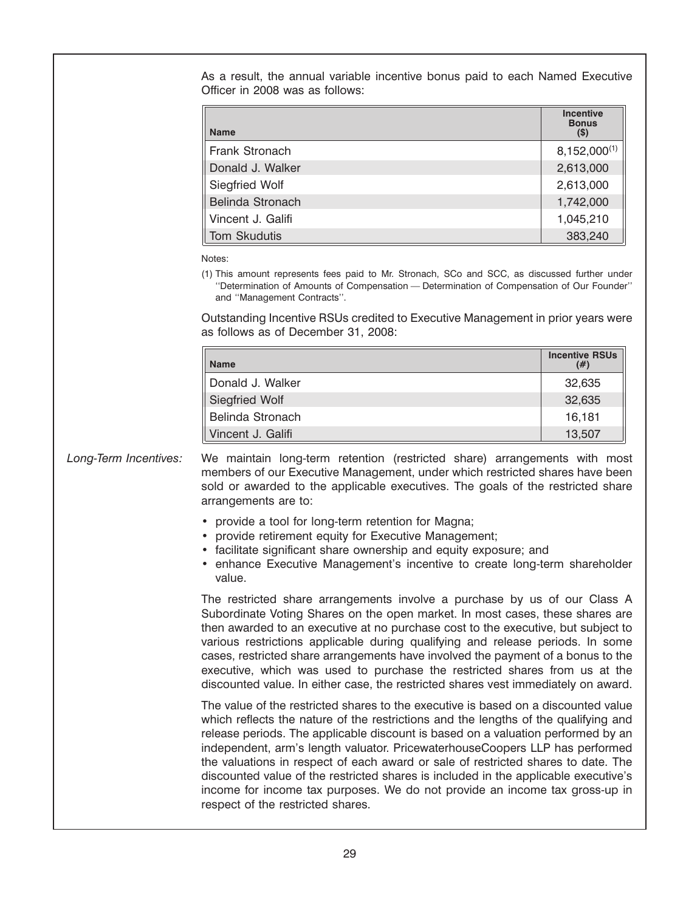As a result, the annual variable incentive bonus paid to each Named Executive Officer in 2008 was as follows:

| Name | Incentive Bonus ($) |
| --- | --- |
| Frank Stronach | 8,152,000[(1)] |
| Donald J. Walker | 2,613,000 |
| Siegfried Wolf | 2,613,000 |
| Belinda Stronach | 1,742,000 |
| Vincent J. Galifi | 1,045,210 |
| Tom Skudutis | 383,240 |

Notes:

(1) This amount represents fees paid to Mr. Stronach, SCo and SCC, as discussed further under ''Determination of Amounts of Compensation — Determination of Compensation of Our Founder'' and ''Management Contracts''.

Outstanding Incentive RSUs credited to Executive Management in prior years were as follows as of December 31, 2008:

| Name | Incentive RSUs (#) |
| --- | --- |
| Donald J. Walker | 32,635 |
| Siegfried Wolf | 32,635 |
| Belinda Stronach | 16,181 |
| Vincent J. Galifi | 13,507 |

*Long-Term Incentives:* We maintain long-term retention (restricted share) arrangements with most members of our Executive Management, under which restricted shares have been sold or awarded to the applicable executives. The goals of the restricted share arrangements are to:

- provide a tool for long-term retention for Magna;
- provide retirement equity for Executive Management;
- facilitate significant share ownership and equity exposure; and
- enhance Executive Management's incentive to create long-term shareholder value.

The restricted share arrangements involve a purchase by us of our Class A Subordinate Voting Shares on the open market. In most cases, these shares are then awarded to an executive at no purchase cost to the executive, but subject to various restrictions applicable during qualifying and release periods. In some cases, restricted share arrangements have involved the payment of a bonus to the executive, which was used to purchase the restricted shares from us at the discounted value. In either case, the restricted shares vest immediately on award.

The value of the restricted shares to the executive is based on a discounted value which reflects the nature of the restrictions and the lengths of the qualifying and release periods. The applicable discount is based on a valuation performed by an independent, arm's length valuator. PricewaterhouseCoopers LLP has performed the valuations in respect of each award or sale of restricted shares to date. The discounted value of the restricted shares is included in the applicable executive's income for income tax purposes. We do not provide an income tax gross-up in respect of the restricted shares.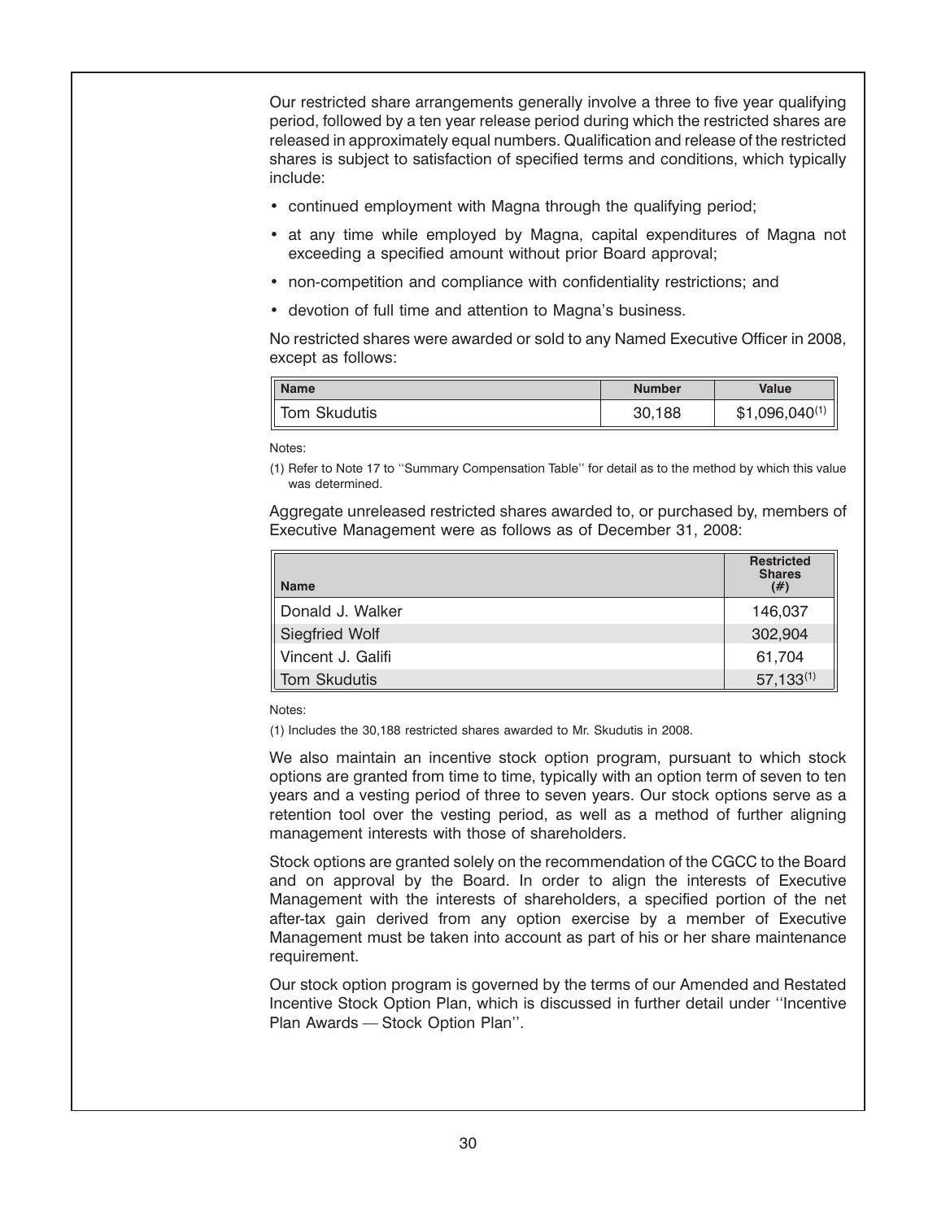Our restricted share arrangements generally involve a three to five year qualifying period, followed by a ten year release period during which the restricted shares are released in approximately equal numbers. Qualification and release of the restricted shares is subject to satisfaction of specified terms and conditions, which typically include:

- continued employment with Magna through the qualifying period;
- at any time while employed by Magna, capital expenditures of Magna not exceeding a specified amount without prior Board approval;
- non-competition and compliance with confidentiality restrictions; and
- devotion of full time and attention to Magna's business.

No restricted shares were awarded or sold to any Named Executive Officer in 2008, except as follows:

| Name | Number | Value |
|---|---|---|
| Tom Skudutis | 30,188 | $1,096,040[1] |

Notes:

(1) Refer to Note 17 to ''Summary Compensation Table'' for detail as to the method by which this value was determined.

Aggregate unreleased restricted shares awarded to, or purchased by, members of Executive Management were as follows as of December 31, 2008:

| Name | Restricted Shares (#) |
|---|---|
| Donald J. Walker | 146,037 |
| Siegfried Wolf | 302,904 |
| Vincent J. Galifi | 61,704 |
| Tom Skudutis | 57,133[1] |

Notes:

(1) Includes the 30,188 restricted shares awarded to Mr. Skudutis in 2008.

We also maintain an incentive stock option program, pursuant to which stock options are granted from time to time, typically with an option term of seven to ten years and a vesting period of three to seven years. Our stock options serve as a retention tool over the vesting period, as well as a method of further aligning management interests with those of shareholders.

Stock options are granted solely on the recommendation of the CGCC to the Board and on approval by the Board. In order to align the interests of Executive Management with the interests of shareholders, a specified portion of the net after-tax gain derived from any option exercise by a member of Executive Management must be taken into account as part of his or her share maintenance requirement.

Our stock option program is governed by the terms of our Amended and Restated Incentive Stock Option Plan, which is discussed in further detail under ''Incentive Plan Awards — Stock Option Plan''.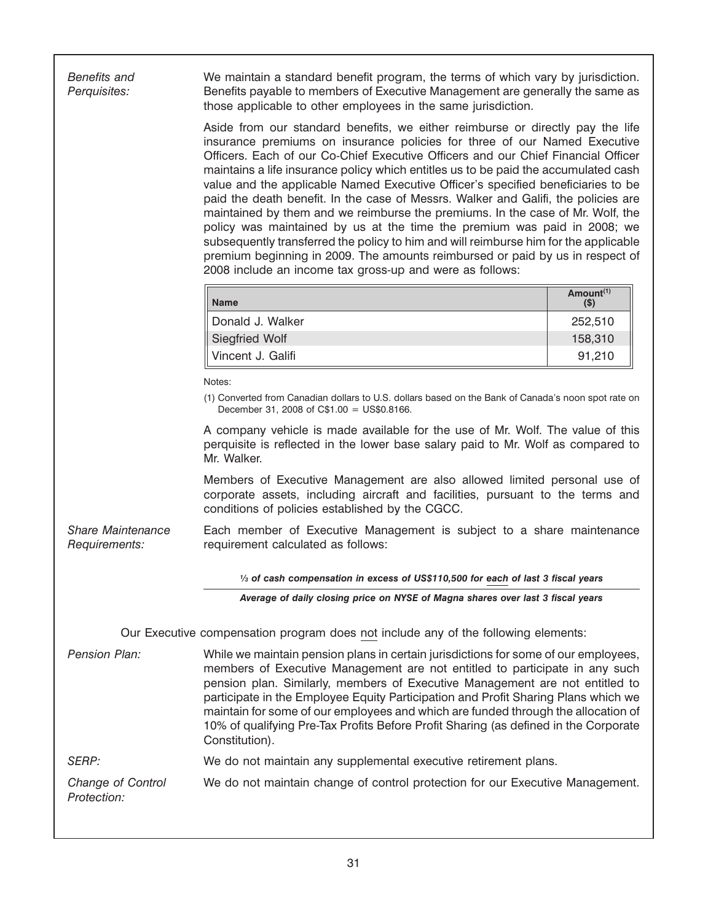*Benefits and Perquisites:*

We maintain a standard benefit program, the terms of which vary by jurisdiction. Benefits payable to members of Executive Management are generally the same as those applicable to other employees in the same jurisdiction.

Aside from our standard benefits, we either reimburse or directly pay the life insurance premiums on insurance policies for three of our Named Executive Officers. Each of our Co-Chief Executive Officers and our Chief Financial Officer maintains a life insurance policy which entitles us to be paid the accumulated cash value and the applicable Named Executive Officer's specified beneficiaries to be paid the death benefit. In the case of Messrs. Walker and Galifi, the policies are maintained by them and we reimburse the premiums. In the case of Mr. Wolf, the policy was maintained by us at the time the premium was paid in 2008; we subsequently transferred the policy to him and will reimburse him for the applicable premium beginning in 2009. The amounts reimbursed or paid by us in respect of 2008 include an income tax gross-up and were as follows:

| Name | Amount[(1)] ($) |
|---|---|
| Donald J. Walker | 252,510 |
| Siegfried Wolf | 158,310 |
| Vincent J. Galifi | 91,210 |

Notes:

(1) Converted from Canadian dollars to U.S. dollars based on the Bank of Canada's noon spot rate on December 31, 2008 of C$1.00 = US$0.8166.

A company vehicle is made available for the use of Mr. Wolf. The value of this perquisite is reflected in the lower base salary paid to Mr. Wolf as compared to Mr. Walker.

Members of Executive Management are also allowed limited personal use of corporate assets, including aircraft and facilities, pursuant to the terms and conditions of policies established by the CGCC.

*Share Maintenance Requirements:*

Each member of Executive Management is subject to a share maintenance requirement calculated as follows:

$$\frac{\text{⅓ of cash compensation in excess of US\$110,500 for \underline{each} of last 3 fiscal years}}{\text{Average of daily closing price on NYSE of Magna shares over last 3 fiscal years}}$$

Our Executive compensation program does not include any of the following elements:

*Pension Plan:*

While we maintain pension plans in certain jurisdictions for some of our employees, members of Executive Management are not entitled to participate in any such pension plan. Similarly, members of Executive Management are not entitled to participate in the Employee Equity Participation and Profit Sharing Plans which we maintain for some of our employees and which are funded through the allocation of 10% of qualifying Pre-Tax Profits Before Profit Sharing (as defined in the Corporate Constitution).

*SERP:*

We do not maintain any supplemental executive retirement plans.

*Change of Control Protection:*

We do not maintain change of control protection for our Executive Management.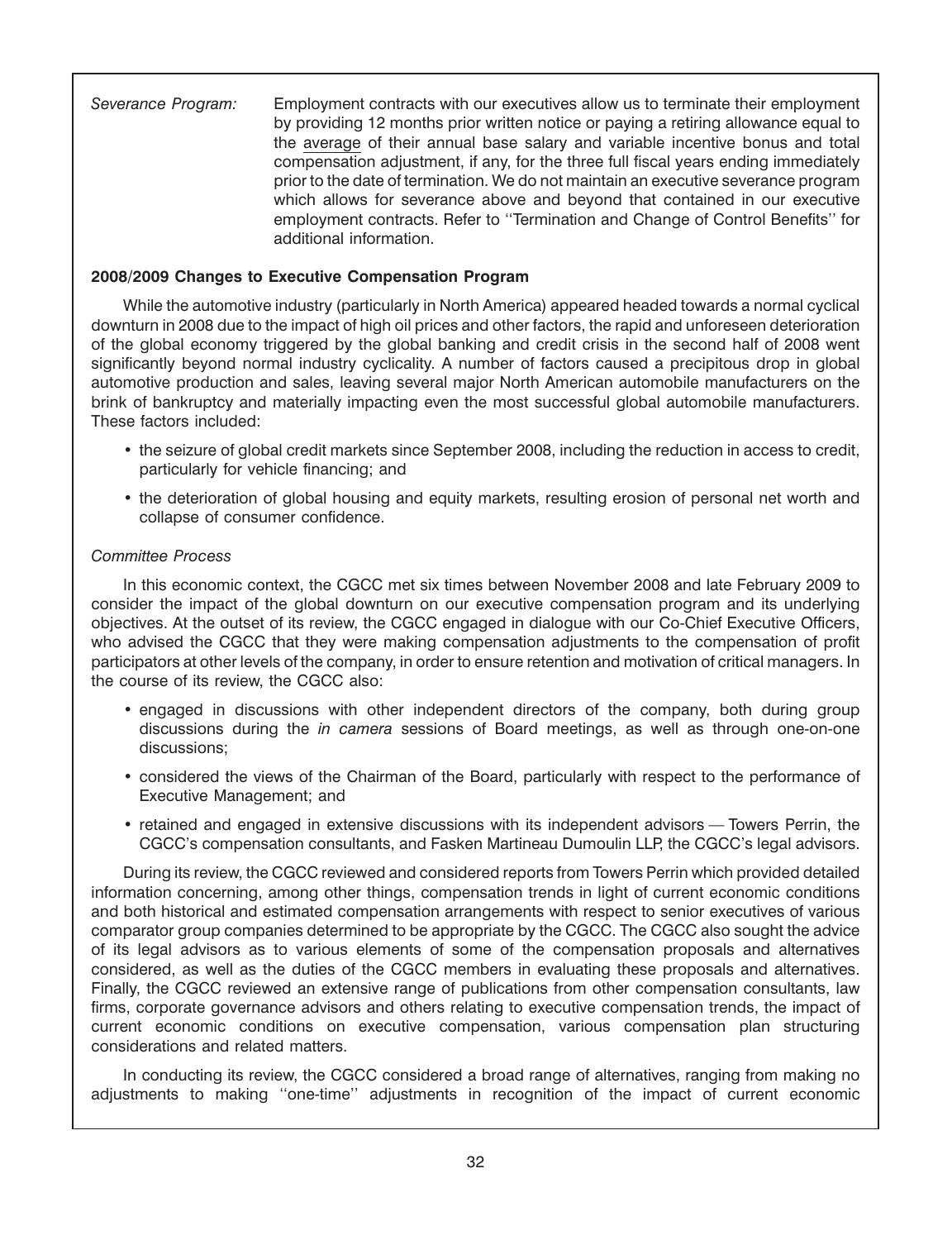*Severance Program:* Employment contracts with our executives allow us to terminate their employment by providing 12 months prior written notice or paying a retiring allowance equal to the average of their annual base salary and variable incentive bonus and total compensation adjustment, if any, for the three full fiscal years ending immediately prior to the date of termination. We do not maintain an executive severance program which allows for severance above and beyond that contained in our executive employment contracts. Refer to ''Termination and Change of Control Benefits'' for additional information.

**2008/2009 Changes to Executive Compensation Program**

While the automotive industry (particularly in North America) appeared headed towards a normal cyclical downturn in 2008 due to the impact of high oil prices and other factors, the rapid and unforeseen deterioration of the global economy triggered by the global banking and credit crisis in the second half of 2008 went significantly beyond normal industry cyclicality. A number of factors caused a precipitous drop in global automotive production and sales, leaving several major North American automobile manufacturers on the brink of bankruptcy and materially impacting even the most successful global automobile manufacturers. These factors included:

- the seizure of global credit markets since September 2008, including the reduction in access to credit, particularly for vehicle financing; and
- the deterioration of global housing and equity markets, resulting erosion of personal net worth and collapse of consumer confidence.

*Committee Process*

In this economic context, the CGCC met six times between November 2008 and late February 2009 to consider the impact of the global downturn on our executive compensation program and its underlying objectives. At the outset of its review, the CGCC engaged in dialogue with our Co-Chief Executive Officers, who advised the CGCC that they were making compensation adjustments to the compensation of profit participators at other levels of the company, in order to ensure retention and motivation of critical managers. In the course of its review, the CGCC also:

- engaged in discussions with other independent directors of the company, both during group discussions during the *in camera* sessions of Board meetings, as well as through one-on-one discussions;
- considered the views of the Chairman of the Board, particularly with respect to the performance of Executive Management; and
- retained and engaged in extensive discussions with its independent advisors — Towers Perrin, the CGCC's compensation consultants, and Fasken Martineau Dumoulin LLP, the CGCC's legal advisors.

During its review, the CGCC reviewed and considered reports from Towers Perrin which provided detailed information concerning, among other things, compensation trends in light of current economic conditions and both historical and estimated compensation arrangements with respect to senior executives of various comparator group companies determined to be appropriate by the CGCC. The CGCC also sought the advice of its legal advisors as to various elements of some of the compensation proposals and alternatives considered, as well as the duties of the CGCC members in evaluating these proposals and alternatives. Finally, the CGCC reviewed an extensive range of publications from other compensation consultants, law firms, corporate governance advisors and others relating to executive compensation trends, the impact of current economic conditions on executive compensation, various compensation plan structuring considerations and related matters.

In conducting its review, the CGCC considered a broad range of alternatives, ranging from making no adjustments to making ''one-time'' adjustments in recognition of the impact of current economic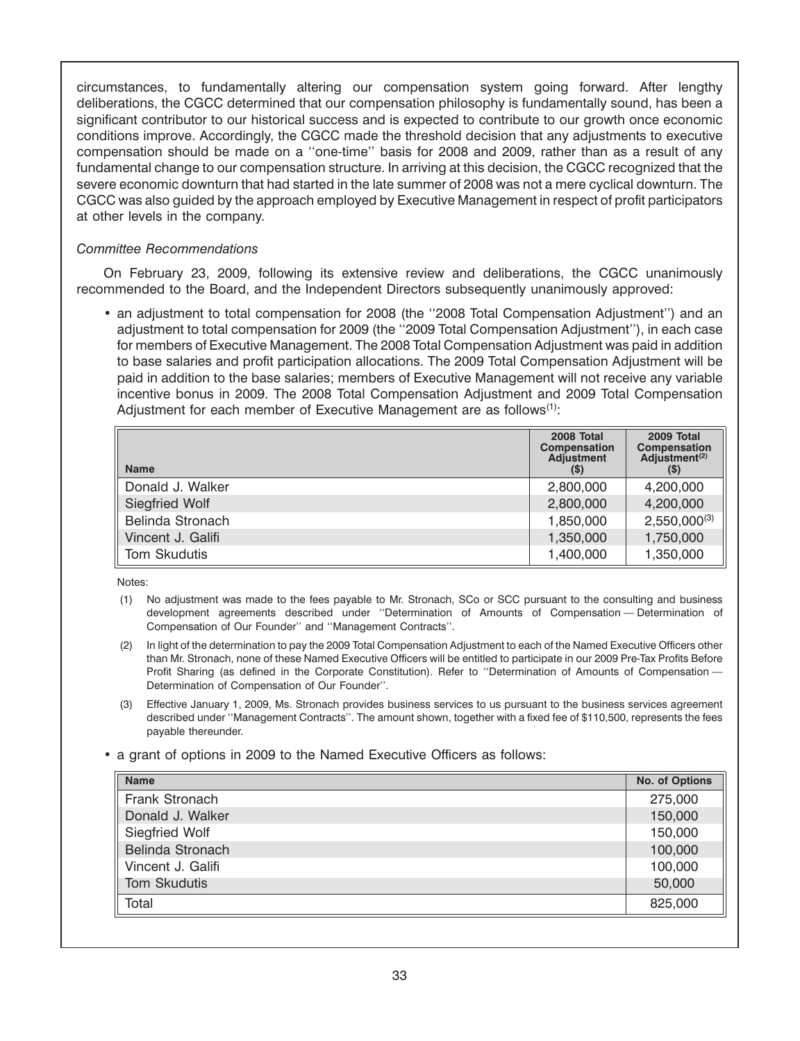circumstances, to fundamentally altering our compensation system going forward. After lengthy deliberations, the CGCC determined that our compensation philosophy is fundamentally sound, has been a significant contributor to our historical success and is expected to contribute to our growth once economic conditions improve. Accordingly, the CGCC made the threshold decision that any adjustments to executive compensation should be made on a ''one-time'' basis for 2008 and 2009, rather than as a result of any fundamental change to our compensation structure. In arriving at this decision, the CGCC recognized that the severe economic downturn that had started in the late summer of 2008 was not a mere cyclical downturn. The CGCC was also guided by the approach employed by Executive Management in respect of profit participators at other levels in the company.

*Committee Recommendations*

On February 23, 2009, following its extensive review and deliberations, the CGCC unanimously recommended to the Board, and the Independent Directors subsequently unanimously approved:

- an adjustment to total compensation for 2008 (the ''2008 Total Compensation Adjustment'') and an adjustment to total compensation for 2009 (the ''2009 Total Compensation Adjustment''), in each case for members of Executive Management. The 2008 Total Compensation Adjustment was paid in addition to base salaries and profit participation allocations. The 2009 Total Compensation Adjustment will be paid in addition to the base salaries; members of Executive Management will not receive any variable incentive bonus in 2009. The 2008 Total Compensation Adjustment and 2009 Total Compensation Adjustment for each member of Executive Management are as follows[1]:

| Name | 2008 Total Compensation Adjustment ($) | 2009 Total Compensation Adjustment[2] ($) |
|---|---|---|
| Donald J. Walker | 2,800,000 | 4,200,000 |
| Siegfried Wolf | 2,800,000 | 4,200,000 |
| Belinda Stronach | 1,850,000 | 2,550,000[3] |
| Vincent J. Galifi | 1,350,000 | 1,750,000 |
| Tom Skudutis | 1,400,000 | 1,350,000 |

Notes:

(1) No adjustment was made to the fees payable to Mr. Stronach, SCo or SCC pursuant to the consulting and business development agreements described under ''Determination of Amounts of Compensation — Determination of Compensation of Our Founder'' and ''Management Contracts''.

(2) In light of the determination to pay the 2009 Total Compensation Adjustment to each of the Named Executive Officers other than Mr. Stronach, none of these Named Executive Officers will be entitled to participate in our 2009 Pre-Tax Profits Before Profit Sharing (as defined in the Corporate Constitution). Refer to ''Determination of Amounts of Compensation — Determination of Compensation of Our Founder''.

(3) Effective January 1, 2009, Ms. Stronach provides business services to us pursuant to the business services agreement described under ''Management Contracts''. The amount shown, together with a fixed fee of $110,500, represents the fees payable thereunder.

- a grant of options in 2009 to the Named Executive Officers as follows:

| Name | No. of Options |
|---|---|
| Frank Stronach | 275,000 |
| Donald J. Walker | 150,000 |
| Siegfried Wolf | 150,000 |
| Belinda Stronach | 100,000 |
| Vincent J. Galifi | 100,000 |
| Tom Skudutis | 50,000 |
| Total | 825,000 |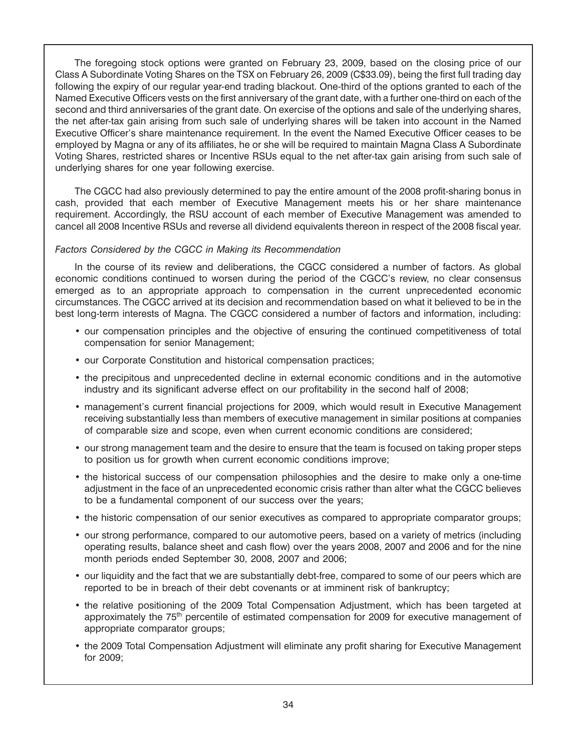The foregoing stock options were granted on February 23, 2009, based on the closing price of our Class A Subordinate Voting Shares on the TSX on February 26, 2009 (C$33.09), being the first full trading day following the expiry of our regular year-end trading blackout. One-third of the options granted to each of the Named Executive Officers vests on the first anniversary of the grant date, with a further one-third on each of the second and third anniversaries of the grant date. On exercise of the options and sale of the underlying shares, the net after-tax gain arising from such sale of underlying shares will be taken into account in the Named Executive Officer's share maintenance requirement. In the event the Named Executive Officer ceases to be employed by Magna or any of its affiliates, he or she will be required to maintain Magna Class A Subordinate Voting Shares, restricted shares or Incentive RSUs equal to the net after-tax gain arising from such sale of underlying shares for one year following exercise.

The CGCC had also previously determined to pay the entire amount of the 2008 profit-sharing bonus in cash, provided that each member of Executive Management meets his or her share maintenance requirement. Accordingly, the RSU account of each member of Executive Management was amended to cancel all 2008 Incentive RSUs and reverse all dividend equivalents thereon in respect of the 2008 fiscal year.

*Factors Considered by the CGCC in Making its Recommendation*

In the course of its review and deliberations, the CGCC considered a number of factors. As global economic conditions continued to worsen during the period of the CGCC's review, no clear consensus emerged as to an appropriate approach to compensation in the current unprecedented economic circumstances. The CGCC arrived at its decision and recommendation based on what it believed to be in the best long-term interests of Magna. The CGCC considered a number of factors and information, including:

- our compensation principles and the objective of ensuring the continued competitiveness of total compensation for senior Management;
- our Corporate Constitution and historical compensation practices;
- the precipitous and unprecedented decline in external economic conditions and in the automotive industry and its significant adverse effect on our profitability in the second half of 2008;
- management's current financial projections for 2009, which would result in Executive Management receiving substantially less than members of executive management in similar positions at companies of comparable size and scope, even when current economic conditions are considered;
- our strong management team and the desire to ensure that the team is focused on taking proper steps to position us for growth when current economic conditions improve;
- the historical success of our compensation philosophies and the desire to make only a one-time adjustment in the face of an unprecedented economic crisis rather than alter what the CGCC believes to be a fundamental component of our success over the years;
- the historic compensation of our senior executives as compared to appropriate comparator groups;
- our strong performance, compared to our automotive peers, based on a variety of metrics (including operating results, balance sheet and cash flow) over the years 2008, 2007 and 2006 and for the nine month periods ended September 30, 2008, 2007 and 2006;
- our liquidity and the fact that we are substantially debt-free, compared to some of our peers which are reported to be in breach of their debt covenants or at imminent risk of bankruptcy;
- the relative positioning of the 2009 Total Compensation Adjustment, which has been targeted at approximately the 75th percentile of estimated compensation for 2009 for executive management of appropriate comparator groups;
- the 2009 Total Compensation Adjustment will eliminate any profit sharing for Executive Management for 2009;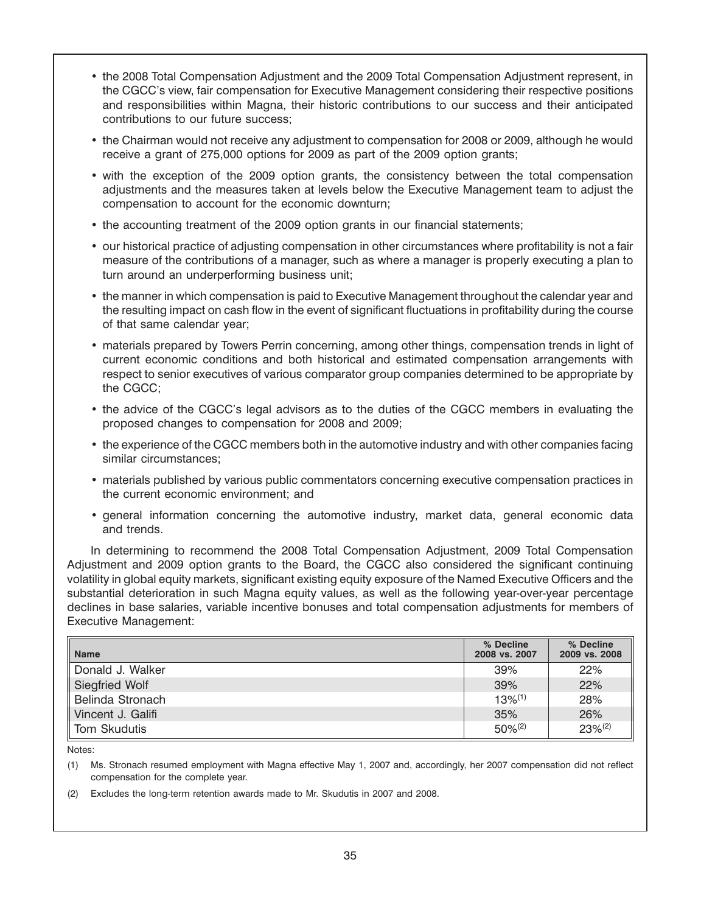- the 2008 Total Compensation Adjustment and the 2009 Total Compensation Adjustment represent, in the CGCC's view, fair compensation for Executive Management considering their respective positions and responsibilities within Magna, their historic contributions to our success and their anticipated contributions to our future success;
- the Chairman would not receive any adjustment to compensation for 2008 or 2009, although he would receive a grant of 275,000 options for 2009 as part of the 2009 option grants;
- with the exception of the 2009 option grants, the consistency between the total compensation adjustments and the measures taken at levels below the Executive Management team to adjust the compensation to account for the economic downturn;
- the accounting treatment of the 2009 option grants in our financial statements;
- our historical practice of adjusting compensation in other circumstances where profitability is not a fair measure of the contributions of a manager, such as where a manager is properly executing a plan to turn around an underperforming business unit;
- the manner in which compensation is paid to Executive Management throughout the calendar year and the resulting impact on cash flow in the event of significant fluctuations in profitability during the course of that same calendar year;
- materials prepared by Towers Perrin concerning, among other things, compensation trends in light of current economic conditions and both historical and estimated compensation arrangements with respect to senior executives of various comparator group companies determined to be appropriate by the CGCC;
- the advice of the CGCC's legal advisors as to the duties of the CGCC members in evaluating the proposed changes to compensation for 2008 and 2009;
- the experience of the CGCC members both in the automotive industry and with other companies facing similar circumstances;
- materials published by various public commentators concerning executive compensation practices in the current economic environment; and
- general information concerning the automotive industry, market data, general economic data and trends.

In determining to recommend the 2008 Total Compensation Adjustment, 2009 Total Compensation Adjustment and 2009 option grants to the Board, the CGCC also considered the significant continuing volatility in global equity markets, significant existing equity exposure of the Named Executive Officers and the substantial deterioration in such Magna equity values, as well as the following year-over-year percentage declines in base salaries, variable incentive bonuses and total compensation adjustments for members of Executive Management:

| Name | % Decline 2008 vs. 2007 | % Decline 2009 vs. 2008 |
|---|---|---|
| Donald J. Walker | 39% | 22% |
| Siegfried Wolf | 39% | 22% |
| Belinda Stronach | 13%(1) | 28% |
| Vincent J. Galifi | 35% | 26% |
| Tom Skudutis | 50%(2) | 23%(2) |

Notes:

(1) Ms. Stronach resumed employment with Magna effective May 1, 2007 and, accordingly, her 2007 compensation did not reflect compensation for the complete year.

(2) Excludes the long-term retention awards made to Mr. Skudutis in 2007 and 2008.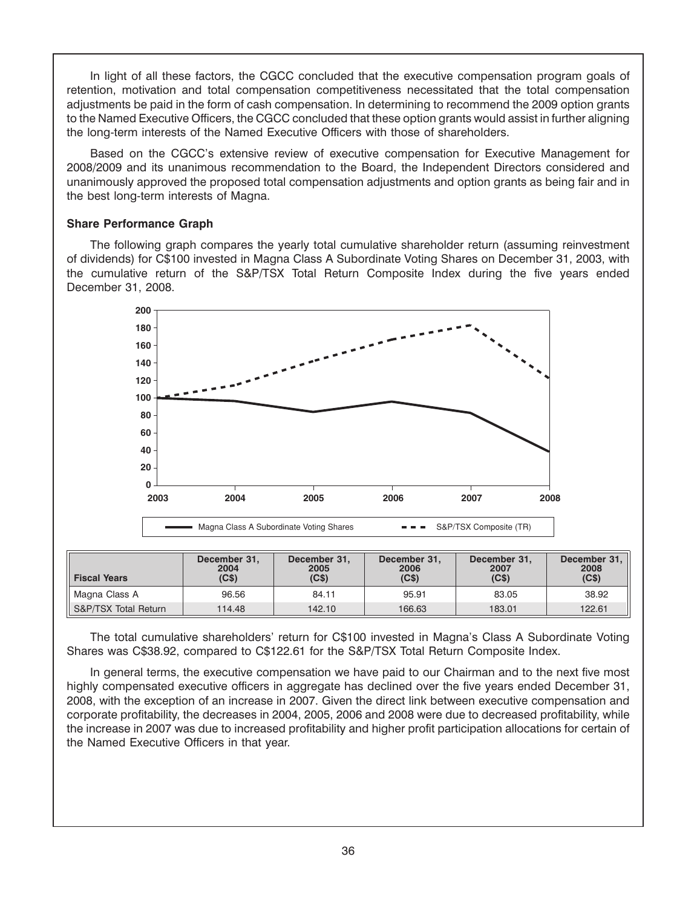In light of all these factors, the CGCC concluded that the executive compensation program goals of retention, motivation and total compensation competitiveness necessitated that the total compensation adjustments be paid in the form of cash compensation. In determining to recommend the 2009 option grants to the Named Executive Officers, the CGCC concluded that these option grants would assist in further aligning the long-term interests of the Named Executive Officers with those of shareholders.

Based on the CGCC's extensive review of executive compensation for Executive Management for 2008/2009 and its unanimous recommendation to the Board, the Independent Directors considered and unanimously approved the proposed total compensation adjustments and option grants as being fair and in the best long-term interests of Magna.

**Share Performance Graph**

The following graph compares the yearly total cumulative shareholder return (assuming reinvestment of dividends) for C$100 invested in Magna Class A Subordinate Voting Shares on December 31, 2003, with the cumulative return of the S&P/TSX Total Return Composite Index during the five years ended December 31, 2008.

| Fiscal Years | December 31, 2004 (C$) | December 31, 2005 (C$) | December 31, 2006 (C$) | December 31, 2007 (C$) | December 31, 2008 (C$) |
|---|---|---|---|---|---|
| Magna Class A | 96.56 | 84.11 | 95.91 | 83.05 | 38.92 |
| S&P/TSX Total Return | 114.48 | 142.10 | 166.63 | 183.01 | 122.61 |

The total cumulative shareholders' return for C$100 invested in Magna's Class A Subordinate Voting Shares was C$38.92, compared to C$122.61 for the S&P/TSX Total Return Composite Index.

In general terms, the executive compensation we have paid to our Chairman and to the next five most highly compensated executive officers in aggregate has declined over the five years ended December 31, 2008, with the exception of an increase in 2007. Given the direct link between executive compensation and corporate profitability, the decreases in 2004, 2005, 2006 and 2008 were due to decreased profitability, while the increase in 2007 was due to increased profitability and higher profit participation allocations for certain of the Named Executive Officers in that year.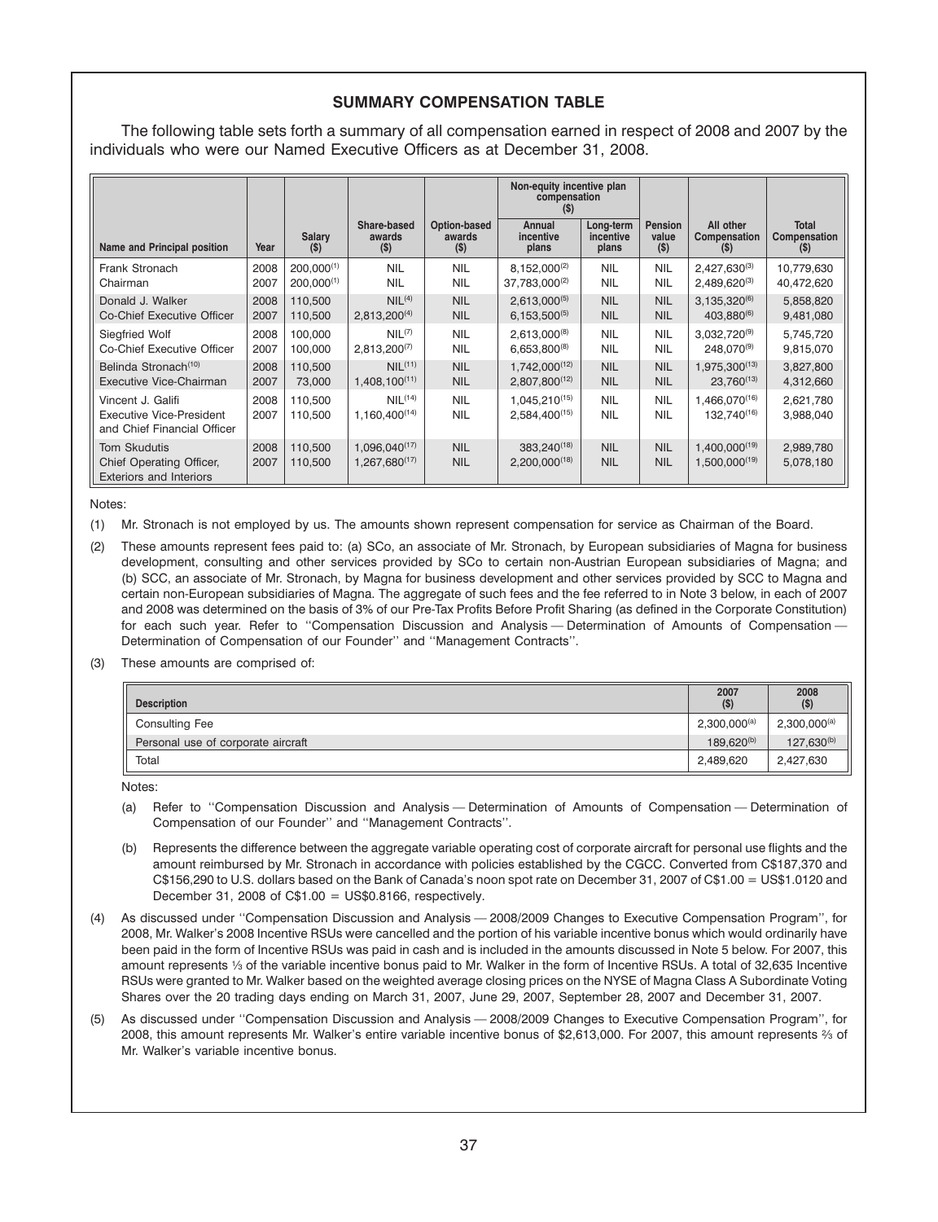## SUMMARY COMPENSATION TABLE

The following table sets forth a summary of all compensation earned in respect of 2008 and 2007 by the individuals who were our Named Executive Officers as at December 31, 2008.

| Name and Principal position | Year | Salary ($) | Share-based awards ($) | Option-based awards ($) | Non-equity incentive plan compensation ($) | | Pension value ($) | All other Compensation ($) | Total Compensation ($) |
|---|---|---|---|---|---|---|---|---|---|
| | | | | | Annual incentive plans | Long-term incentive plans | | | |
| Frank Stronach | 2008 | 200,000[(1)] | NIL | NIL | 8,152,000[(2)] | NIL | NIL | 2,427,630[(3)] | 10,779,630 |
| Chairman | 2007 | 200,000[(1)] | NIL | NIL | 37,783,000[(2)] | NIL | NIL | 2,489,620[(3)] | 40,472,620 |
| Donald J. Walker | 2008 | 110,500 | NIL[(4)] | NIL | 2,613,000[(5)] | NIL | NIL | 3,135,320[(6)] | 5,858,820 |
| Co-Chief Executive Officer | 2007 | 110,500 | 2,813,200[(4)] | NIL | 6,153,500[(5)] | NIL | NIL | 403,880[(6)] | 9,481,080 |
| Siegfried Wolf | 2008 | 100,000 | NIL[(7)] | NIL | 2,613,000[(8)] | NIL | NIL | 3,032,720[(9)] | 5,745,720 |
| Co-Chief Executive Officer | 2007 | 100,000 | 2,813,200[(7)] | NIL | 6,653,800[(8)] | NIL | NIL | 248,070[(9)] | 9,815,070 |
| Belinda Stronach[(10)] | 2008 | 110,500 | NIL[(11)] | NIL | 1,742,000[(12)] | NIL | NIL | 1,975,300[(13)] | 3,827,800 |
| Executive Vice-Chairman | 2007 | 73,000 | 1,408,100[(11)] | NIL | 2,807,800[(12)] | NIL | NIL | 23,760[(13)] | 4,312,660 |
| Vincent J. Galifi | 2008 | 110,500 | NIL[(14)] | NIL | 1,045,210[(15)] | NIL | NIL | 1,466,070[(16)] | 2,621,780 |
| Executive Vice-President and Chief Financial Officer | 2007 | 110,500 | 1,160,400[(14)] | NIL | 2,584,400[(15)] | NIL | NIL | 132,740[(16)] | 3,988,040 |
| Tom Skudutis | 2008 | 110,500 | 1,096,040[(17)] | NIL | 383,240[(18)] | NIL | NIL | 1,400,000[(19)] | 2,989,780 |
| Chief Operating Officer, Exteriors and Interiors | 2007 | 110,500 | 1,267,680[(17)] | NIL | 2,200,000[(18)] | NIL | NIL | 1,500,000[(19)] | 5,078,180 |

Notes:

(1) Mr. Stronach is not employed by us. The amounts shown represent compensation for service as Chairman of the Board.

(2) These amounts represent fees paid to: (a) SCo, an associate of Mr. Stronach, by European subsidiaries of Magna for business development, consulting and other services provided by SCo to certain non-Austrian European subsidiaries of Magna; and (b) SCC, an associate of Mr. Stronach, by Magna for business development and other services provided by SCC to Magna and certain non-European subsidiaries of Magna. The aggregate of such fees and the fee referred to in Note 3 below, in each of 2007 and 2008 was determined on the basis of 3% of our Pre-Tax Profits Before Profit Sharing (as defined in the Corporate Constitution) for each such year. Refer to ''Compensation Discussion and Analysis — Determination of Amounts of Compensation — Determination of Compensation of our Founder'' and ''Management Contracts''.

(3) These amounts are comprised of:

| Description | 2007 ($) | 2008 ($) |
|---|---|---|
| Consulting Fee | 2,300,000[(a)] | 2,300,000[(a)] |
| Personal use of corporate aircraft | 189,620[(b)] | 127,630[(b)] |
| Total | 2,489,620 | 2,427,630 |

Notes:

(a) Refer to ''Compensation Discussion and Analysis — Determination of Amounts of Compensation — Determination of Compensation of our Founder'' and ''Management Contracts''.

(b) Represents the difference between the aggregate variable operating cost of corporate aircraft for personal use flights and the amount reimbursed by Mr. Stronach in accordance with policies established by the CGCC. Converted from C$187,370 and C$156,290 to U.S. dollars based on the Bank of Canada's noon spot rate on December 31, 2007 of C$1.00 = US$1.0120 and December 31, 2008 of C$1.00 = US$0.8166, respectively.

(4) As discussed under ''Compensation Discussion and Analysis — 2008/2009 Changes to Executive Compensation Program'', for 2008, Mr. Walker's 2008 Incentive RSUs were cancelled and the portion of his variable incentive bonus which would ordinarily have been paid in the form of Incentive RSUs was paid in cash and is included in the amounts discussed in Note 5 below. For 2007, this amount represents ⅓ of the variable incentive bonus paid to Mr. Walker in the form of Incentive RSUs. A total of 32,635 Incentive RSUs were granted to Mr. Walker based on the weighted average closing prices on the NYSE of Magna Class A Subordinate Voting Shares over the 20 trading days ending on March 31, 2007, June 29, 2007, September 28, 2007 and December 31, 2007.

(5) As discussed under ''Compensation Discussion and Analysis — 2008/2009 Changes to Executive Compensation Program'', for 2008, this amount represents Mr. Walker's entire variable incentive bonus of $2,613,000. For 2007, this amount represents ⅔ of Mr. Walker's variable incentive bonus.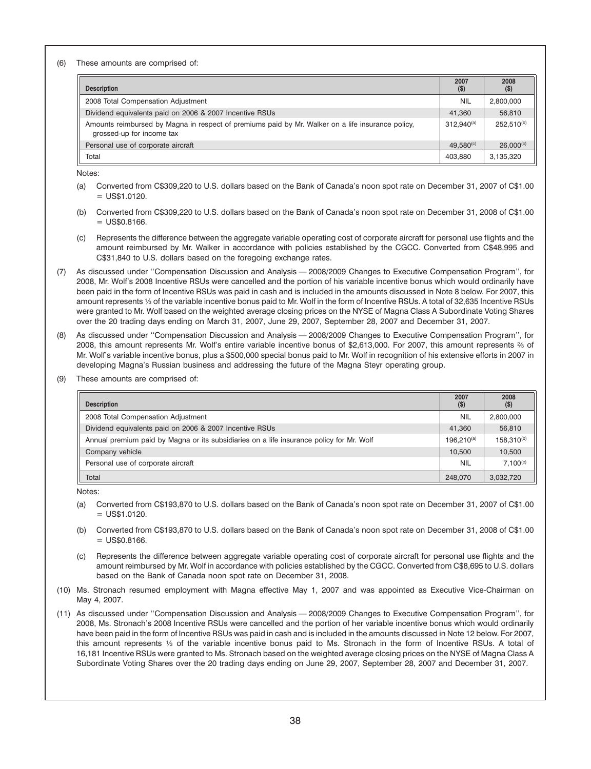(6) These amounts are comprised of:

| Description | 2007 ($) | 2008 ($) |
|---|---|---|
| 2008 Total Compensation Adjustment | NIL | 2,800,000 |
| Dividend equivalents paid on 2006 & 2007 Incentive RSUs | 41,360 | 56,810 |
| Amounts reimbursed by Magna in respect of premiums paid by Mr. Walker on a life insurance policy, grossed-up for income tax | 312,940[(a)] | 252,510[(b)] |
| Personal use of corporate aircraft | 49,580[(c)] | 26,000[(c)] |
| Total | 403,880 | 3,135,320 |

Notes:

(a) Converted from C$309,220 to U.S. dollars based on the Bank of Canada's noon spot rate on December 31, 2007 of C$1.00 = US$1.0120.

(b) Converted from C$309,220 to U.S. dollars based on the Bank of Canada's noon spot rate on December 31, 2008 of C$1.00 = US$0.8166.

(c) Represents the difference between the aggregate variable operating cost of corporate aircraft for personal use flights and the amount reimbursed by Mr. Walker in accordance with policies established by the CGCC. Converted from C$48,995 and C$31,840 to U.S. dollars based on the foregoing exchange rates.

(7) As discussed under ''Compensation Discussion and Analysis — 2008/2009 Changes to Executive Compensation Program'', for 2008, Mr. Wolf's 2008 Incentive RSUs were cancelled and the portion of his variable incentive bonus which would ordinarily have been paid in the form of Incentive RSUs was paid in cash and is included in the amounts discussed in Note 8 below. For 2007, this amount represents ⅓ of the variable incentive bonus paid to Mr. Wolf in the form of Incentive RSUs. A total of 32,635 Incentive RSUs were granted to Mr. Wolf based on the weighted average closing prices on the NYSE of Magna Class A Subordinate Voting Shares over the 20 trading days ending on March 31, 2007, June 29, 2007, September 28, 2007 and December 31, 2007.

(8) As discussed under ''Compensation Discussion and Analysis — 2008/2009 Changes to Executive Compensation Program'', for 2008, this amount represents Mr. Wolf's entire variable incentive bonus of $2,613,000. For 2007, this amount represents ⅔ of Mr. Wolf's variable incentive bonus, plus a $500,000 special bonus paid to Mr. Wolf in recognition of his extensive efforts in 2007 in developing Magna's Russian business and addressing the future of the Magna Steyr operating group.

(9) These amounts are comprised of:

| Description | 2007 ($) | 2008 ($) |
|---|---|---|
| 2008 Total Compensation Adjustment | NIL | 2,800,000 |
| Dividend equivalents paid on 2006 & 2007 Incentive RSUs | 41,360 | 56,810 |
| Annual premium paid by Magna or its subsidiaries on a life insurance policy for Mr. Wolf | 196,210[(a)] | 158,310[(b)] |
| Company vehicle | 10,500 | 10,500 |
| Personal use of corporate aircraft | NIL | 7,100[(c)] |
| Total | 248,070 | 3,032,720 |

Notes:

(a) Converted from C$193,870 to U.S. dollars based on the Bank of Canada's noon spot rate on December 31, 2007 of C$1.00 = US$1.0120.

(b) Converted from C$193,870 to U.S. dollars based on the Bank of Canada's noon spot rate on December 31, 2008 of C$1.00 = US$0.8166.

(c) Represents the difference between aggregate variable operating cost of corporate aircraft for personal use flights and the amount reimbursed by Mr. Wolf in accordance with policies established by the CGCC. Converted from C$8,695 to U.S. dollars based on the Bank of Canada noon spot rate on December 31, 2008.

(10) Ms. Stronach resumed employment with Magna effective May 1, 2007 and was appointed as Executive Vice-Chairman on May 4, 2007.

(11) As discussed under ''Compensation Discussion and Analysis — 2008/2009 Changes to Executive Compensation Program'', for 2008, Ms. Stronach's 2008 Incentive RSUs were cancelled and the portion of her variable incentive bonus which would ordinarily have been paid in the form of Incentive RSUs was paid in cash and is included in the amounts discussed in Note 12 below. For 2007, this amount represents ⅓ of the variable incentive bonus paid to Ms. Stronach in the form of Incentive RSUs. A total of 16,181 Incentive RSUs were granted to Ms. Stronach based on the weighted average closing prices on the NYSE of Magna Class A Subordinate Voting Shares over the 20 trading days ending on June 29, 2007, September 28, 2007 and December 31, 2007.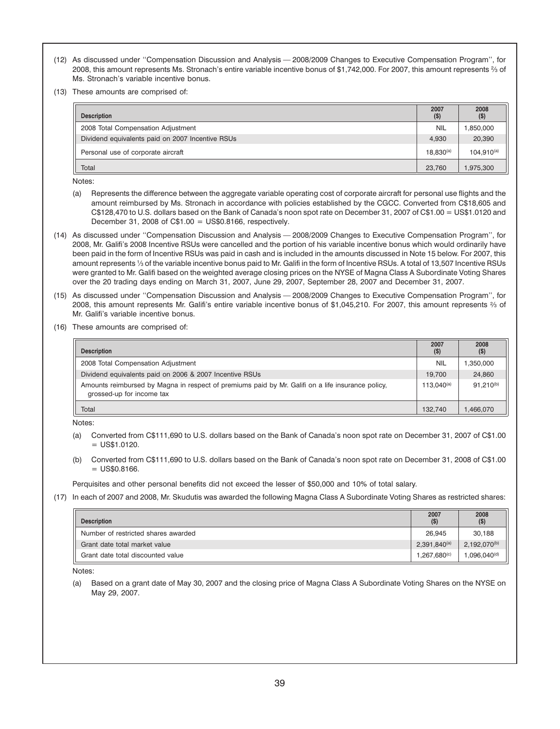(12) As discussed under ''Compensation Discussion and Analysis — 2008/2009 Changes to Executive Compensation Program'', for 2008, this amount represents Ms. Stronach's entire variable incentive bonus of $1,742,000. For 2007, this amount represents ⅔ of Ms. Stronach's variable incentive bonus.

(13) These amounts are comprised of:

| Description | 2007 ($) | 2008 ($) |
|---|---|---|
| 2008 Total Compensation Adjustment | NIL | 1,850,000 |
| Dividend equivalents paid on 2007 Incentive RSUs | 4,930 | 20,390 |
| Personal use of corporate aircraft | 18,830[(a)] | 104,910[(a)] |
| Total | 23,760 | 1,975,300 |

Notes:

(a) Represents the difference between the aggregate variable operating cost of corporate aircraft for personal use flights and the amount reimbursed by Ms. Stronach in accordance with policies established by the CGCC. Converted from C$18,605 and C$128,470 to U.S. dollars based on the Bank of Canada's noon spot rate on December 31, 2007 of C$1.00 = US$1.0120 and December 31, 2008 of C$1.00 = US$0.8166, respectively.

(14) As discussed under ''Compensation Discussion and Analysis — 2008/2009 Changes to Executive Compensation Program'', for 2008, Mr. Galifi's 2008 Incentive RSUs were cancelled and the portion of his variable incentive bonus which would ordinarily have been paid in the form of Incentive RSUs was paid in cash and is included in the amounts discussed in Note 15 below. For 2007, this amount represents ⅓ of the variable incentive bonus paid to Mr. Galifi in the form of Incentive RSUs. A total of 13,507 Incentive RSUs were granted to Mr. Galifi based on the weighted average closing prices on the NYSE of Magna Class A Subordinate Voting Shares over the 20 trading days ending on March 31, 2007, June 29, 2007, September 28, 2007 and December 31, 2007.

(15) As discussed under ''Compensation Discussion and Analysis — 2008/2009 Changes to Executive Compensation Program'', for 2008, this amount represents Mr. Galifi's entire variable incentive bonus of $1,045,210. For 2007, this amount represents ⅔ of Mr. Galifi's variable incentive bonus.

(16) These amounts are comprised of:

| Description | 2007 ($) | 2008 ($) |
|---|---|---|
| 2008 Total Compensation Adjustment | NIL | 1,350,000 |
| Dividend equivalents paid on 2006 & 2007 Incentive RSUs | 19,700 | 24,860 |
| Amounts reimbursed by Magna in respect of premiums paid by Mr. Galifi on a life insurance policy, grossed-up for income tax | 113,040[(a)] | 91,210[(b)] |
| Total | 132,740 | 1,466,070 |

Notes:

(a) Converted from C$111,690 to U.S. dollars based on the Bank of Canada's noon spot rate on December 31, 2007 of C$1.00 = US$1.0120.

(b) Converted from C$111,690 to U.S. dollars based on the Bank of Canada's noon spot rate on December 31, 2008 of C$1.00 = US$0.8166.

Perquisites and other personal benefits did not exceed the lesser of $50,000 and 10% of total salary.

(17) In each of 2007 and 2008, Mr. Skudutis was awarded the following Magna Class A Subordinate Voting Shares as restricted shares:

| Description | 2007 ($) | 2008 ($) |
|---|---|---|
| Number of restricted shares awarded | 26,945 | 30,188 |
| Grant date total market value | 2,391,840[(a)] | 2,192,070[(b)] |
| Grant date total discounted value | 1,267,680[(c)] | 1,096,040[(d)] |

Notes:

(a) Based on a grant date of May 30, 2007 and the closing price of Magna Class A Subordinate Voting Shares on the NYSE on May 29, 2007.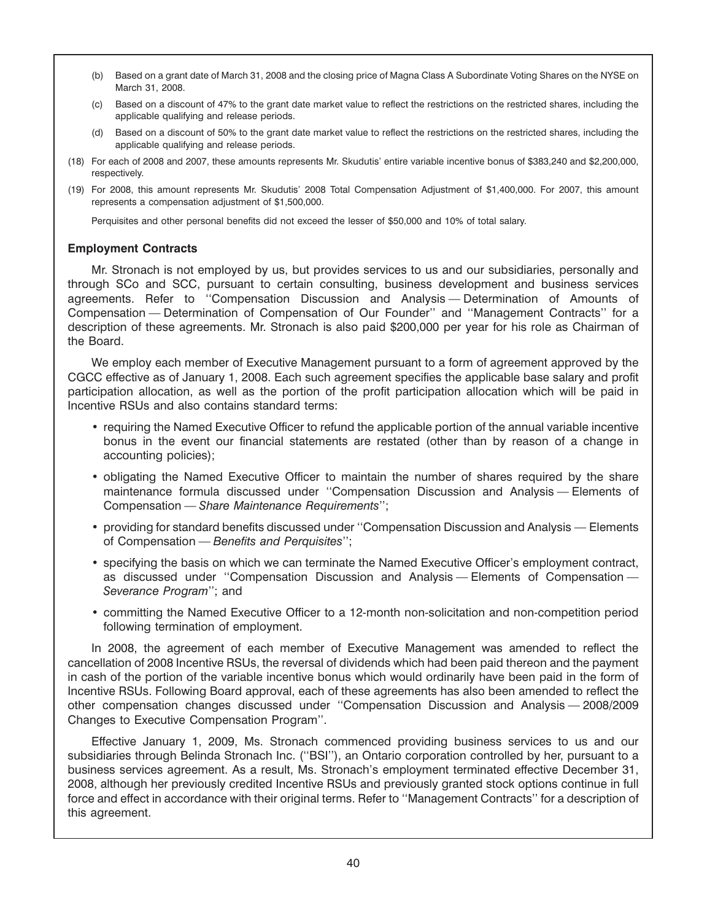(b) Based on a grant date of March 31, 2008 and the closing price of Magna Class A Subordinate Voting Shares on the NYSE on March 31, 2008.

(c) Based on a discount of 47% to the grant date market value to reflect the restrictions on the restricted shares, including the applicable qualifying and release periods.

(d) Based on a discount of 50% to the grant date market value to reflect the restrictions on the restricted shares, including the applicable qualifying and release periods.

(18) For each of 2008 and 2007, these amounts represents Mr. Skudutis' entire variable incentive bonus of $383,240 and $2,200,000, respectively.

(19) For 2008, this amount represents Mr. Skudutis' 2008 Total Compensation Adjustment of $1,400,000. For 2007, this amount represents a compensation adjustment of $1,500,000.

Perquisites and other personal benefits did not exceed the lesser of $50,000 and 10% of total salary.

### Employment Contracts

Mr. Stronach is not employed by us, but provides services to us and our subsidiaries, personally and through SCo and SCC, pursuant to certain consulting, business development and business services agreements. Refer to ''Compensation Discussion and Analysis — Determination of Amounts of Compensation — Determination of Compensation of Our Founder'' and ''Management Contracts'' for a description of these agreements. Mr. Stronach is also paid $200,000 per year for his role as Chairman of the Board.

We employ each member of Executive Management pursuant to a form of agreement approved by the CGCC effective as of January 1, 2008. Each such agreement specifies the applicable base salary and profit participation allocation, as well as the portion of the profit participation allocation which will be paid in Incentive RSUs and also contains standard terms:

- requiring the Named Executive Officer to refund the applicable portion of the annual variable incentive bonus in the event our financial statements are restated (other than by reason of a change in accounting policies);
- obligating the Named Executive Officer to maintain the number of shares required by the share maintenance formula discussed under ''Compensation Discussion and Analysis — Elements of Compensation — *Share Maintenance Requirements*'';
- providing for standard benefits discussed under ''Compensation Discussion and Analysis — Elements of Compensation — *Benefits and Perquisites*'';
- specifying the basis on which we can terminate the Named Executive Officer's employment contract, as discussed under ''Compensation Discussion and Analysis — Elements of Compensation — *Severance Program*''; and
- committing the Named Executive Officer to a 12-month non-solicitation and non-competition period following termination of employment.

In 2008, the agreement of each member of Executive Management was amended to reflect the cancellation of 2008 Incentive RSUs, the reversal of dividends which had been paid thereon and the payment in cash of the portion of the variable incentive bonus which would ordinarily have been paid in the form of Incentive RSUs. Following Board approval, each of these agreements has also been amended to reflect the other compensation changes discussed under ''Compensation Discussion and Analysis — 2008/2009 Changes to Executive Compensation Program''.

Effective January 1, 2009, Ms. Stronach commenced providing business services to us and our subsidiaries through Belinda Stronach Inc. (''BSI''), an Ontario corporation controlled by her, pursuant to a business services agreement. As a result, Ms. Stronach's employment terminated effective December 31, 2008, although her previously credited Incentive RSUs and previously granted stock options continue in full force and effect in accordance with their original terms. Refer to ''Management Contracts'' for a description of this agreement.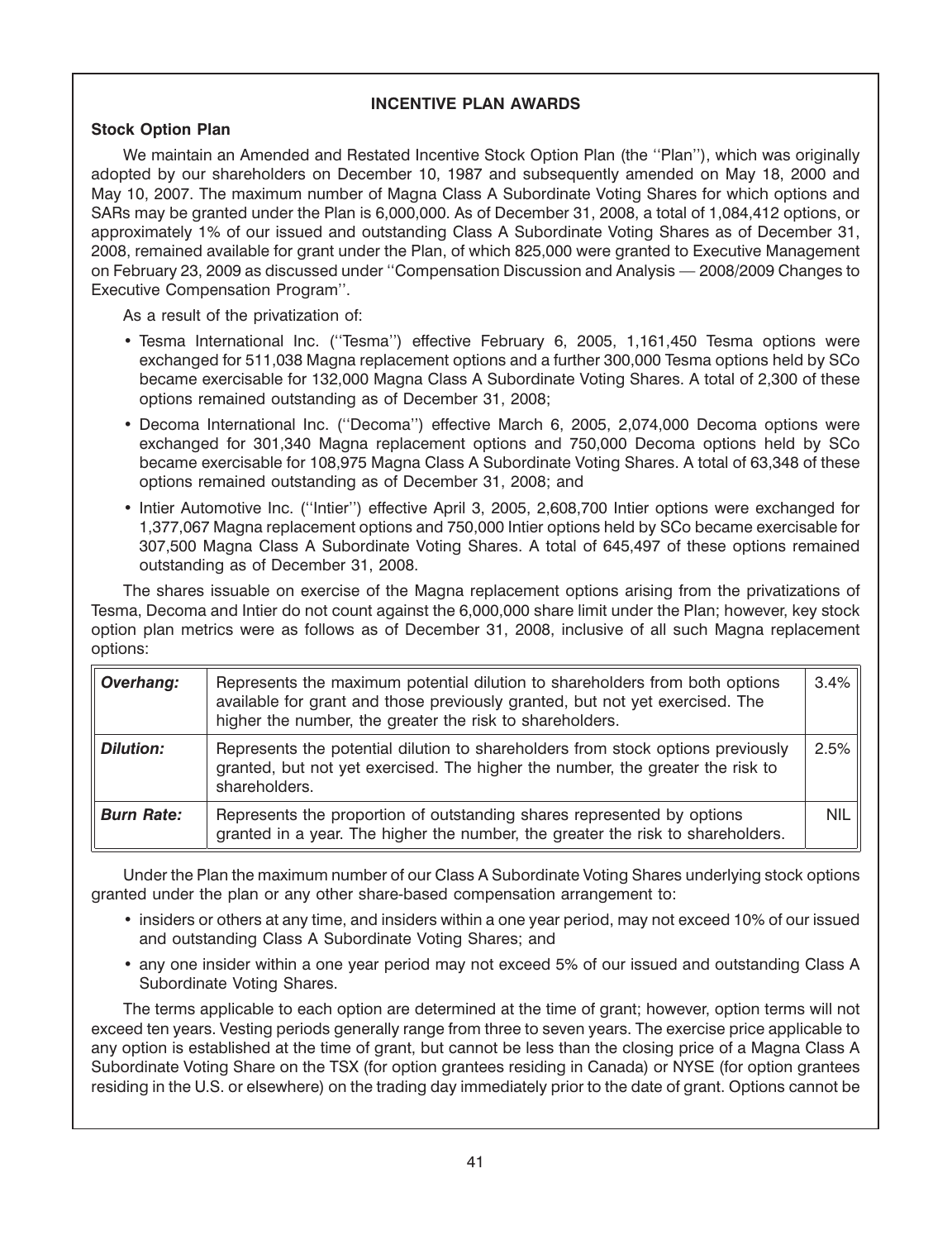## INCENTIVE PLAN AWARDS

### Stock Option Plan

We maintain an Amended and Restated Incentive Stock Option Plan (the ''Plan''), which was originally adopted by our shareholders on December 10, 1987 and subsequently amended on May 18, 2000 and May 10, 2007. The maximum number of Magna Class A Subordinate Voting Shares for which options and SARs may be granted under the Plan is 6,000,000. As of December 31, 2008, a total of 1,084,412 options, or approximately 1% of our issued and outstanding Class A Subordinate Voting Shares as of December 31, 2008, remained available for grant under the Plan, of which 825,000 were granted to Executive Management on February 23, 2009 as discussed under ''Compensation Discussion and Analysis — 2008/2009 Changes to Executive Compensation Program''.

As a result of the privatization of:

- Tesma International Inc. (''Tesma'') effective February 6, 2005, 1,161,450 Tesma options were exchanged for 511,038 Magna replacement options and a further 300,000 Tesma options held by SCo became exercisable for 132,000 Magna Class A Subordinate Voting Shares. A total of 2,300 of these options remained outstanding as of December 31, 2008;
- Decoma International Inc. (''Decoma'') effective March 6, 2005, 2,074,000 Decoma options were exchanged for 301,340 Magna replacement options and 750,000 Decoma options held by SCo became exercisable for 108,975 Magna Class A Subordinate Voting Shares. A total of 63,348 of these options remained outstanding as of December 31, 2008; and
- Intier Automotive Inc. (''Intier'') effective April 3, 2005, 2,608,700 Intier options were exchanged for 1,377,067 Magna replacement options and 750,000 Intier options held by SCo became exercisable for 307,500 Magna Class A Subordinate Voting Shares. A total of 645,497 of these options remained outstanding as of December 31, 2008.

The shares issuable on exercise of the Magna replacement options arising from the privatizations of Tesma, Decoma and Intier do not count against the 6,000,000 share limit under the Plan; however, key stock option plan metrics were as follows as of December 31, 2008, inclusive of all such Magna replacement options:

| | | |
|---|---|---|
| ***Overhang:*** | Represents the maximum potential dilution to shareholders from both options available for grant and those previously granted, but not yet exercised. The higher the number, the greater the risk to shareholders. | 3.4% |
| ***Dilution:*** | Represents the potential dilution to shareholders from stock options previously granted, but not yet exercised. The higher the number, the greater the risk to shareholders. | 2.5% |
| ***Burn Rate:*** | Represents the proportion of outstanding shares represented by options granted in a year. The higher the number, the greater the risk to shareholders. | NIL |

Under the Plan the maximum number of our Class A Subordinate Voting Shares underlying stock options granted under the plan or any other share-based compensation arrangement to:

- insiders or others at any time, and insiders within a one year period, may not exceed 10% of our issued and outstanding Class A Subordinate Voting Shares; and
- any one insider within a one year period may not exceed 5% of our issued and outstanding Class A Subordinate Voting Shares.

The terms applicable to each option are determined at the time of grant; however, option terms will not exceed ten years. Vesting periods generally range from three to seven years. The exercise price applicable to any option is established at the time of grant, but cannot be less than the closing price of a Magna Class A Subordinate Voting Share on the TSX (for option grantees residing in Canada) or NYSE (for option grantees residing in the U.S. or elsewhere) on the trading day immediately prior to the date of grant. Options cannot be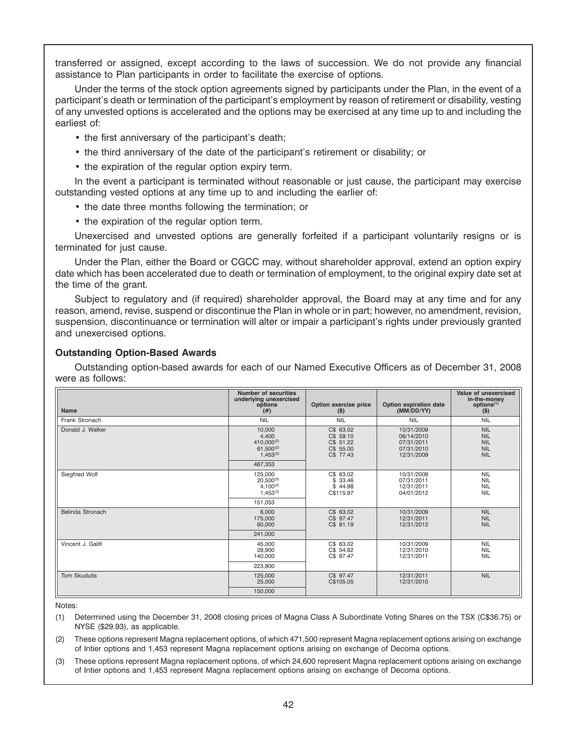transferred or assigned, except according to the laws of succession. We do not provide any financial assistance to Plan participants in order to facilitate the exercise of options.

Under the terms of the stock option agreements signed by participants under the Plan, in the event of a participant's death or termination of the participant's employment by reason of retirement or disability, vesting of any unvested options is accelerated and the options may be exercised at any time up to and including the earliest of:

- the first anniversary of the participant's death;
- the third anniversary of the date of the participant's retirement or disability; or
- the expiration of the regular option expiry term.

In the event a participant is terminated without reasonable or just cause, the participant may exercise outstanding vested options at any time up to and including the earlier of:

- the date three months following the termination; or
- the expiration of the regular option term.

Unexercised and unvested options are generally forfeited if a participant voluntarily resigns or is terminated for just cause.

Under the Plan, either the Board or CGCC may, without shareholder approval, extend an option expiry date which has been accelerated due to death or termination of employment, to the original expiry date set at the time of the grant.

Subject to regulatory and (if required) shareholder approval, the Board may at any time and for any reason, amend, revise, suspend or discontinue the Plan in whole or in part; however, no amendment, revision, suspension, discontinuance or termination will alter or impair a participant's rights under previously granted and unexercised options.

### Outstanding Option-Based Awards

Outstanding option-based awards for each of our Named Executive Officers as of December 31, 2008 were as follows:

| Name | Number of securities underlying unexercised options (#) | Option exercise price ($) | Option expiration date (MM/DD/YY) | Value of unexercised in-the-money options[1] ($) |
|---|---|---|---|---|
| Frank Stronach | NIL | NIL | NIL | NIL |
| Donald J. Walker | 10,000 | C$ 63.02 | 10/31/2009 | NIL |
| | 4,400 | C$ 59.10 | 06/14/2010 | NIL |
| | 410,000[2] | C$ 51.22 | 07/31/2011 | NIL |
| | 61,500[2] | C$ 55.00 | 07/31/2010 | NIL |
| | 1,453[2] | C$ 77.43 | 12/31/2009 | NIL |
| | 487,353 | | | |
| Siegfried Wolf | 125,000 | C$ 63.02 | 10/31/2009 | NIL |
| | 20,500[3] | $ 33.46 | 07/31/2011 | NIL |
| | 4,100[3] | $ 44.98 | 12/31/2011 | NIL |
| | 1,453[3] | C$115.97 | 04/01/2012 | NIL |
| | 151,053 | | | |
| Belinda Stronach | 6,000 | C$ 63.02 | 10/31/2009 | NIL |
| | 175,000 | C$ 97.47 | 12/31/2011 | NIL |
| | 60,000 | C$ 81.19 | 12/31/2012 | NIL |
| | 241,000 | | | |
| Vincent J. Galifi | 45,000 | C$ 63.02 | 10/31/2009 | NIL |
| | 28,900 | C$ 54.82 | 12/31/2010 | NIL |
| | 140,000 | C$ 97.47 | 12/31/2011 | NIL |
| | 223,900 | | | |
| Tom Skudutis | 125,000 | C$ 97.47 | 12/31/2011 | NIL |
| | 25,000 | C$105.05 | 12/31/2010 | |
| | 150,000 | | | |

Notes:

(1) Determined using the December 31, 2008 closing prices of Magna Class A Subordinate Voting Shares on the TSX (C$36.75) or NYSE ($29.93), as applicable.

(2) These options represent Magna replacement options, of which 471,500 represent Magna replacement options arising on exchange of Intier options and 1,453 represent Magna replacement options arising on exchange of Decoma options.

(3) These options represent Magna replacement options, of which 24,600 represent Magna replacement options arising on exchange of Intier options and 1,453 represent Magna replacement options arising on exchange of Decoma options.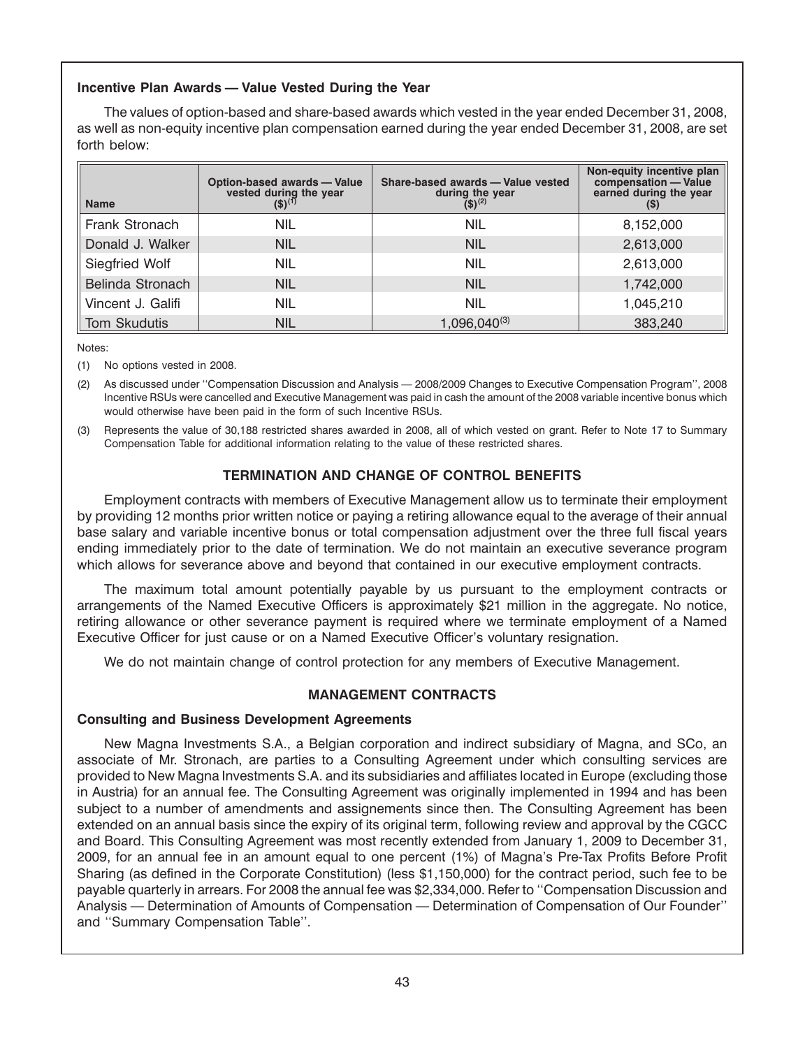### Incentive Plan Awards — Value Vested During the Year

The values of option-based and share-based awards which vested in the year ended December 31, 2008, as well as non-equity incentive plan compensation earned during the year ended December 31, 2008, are set forth below:

| Name | Option-based awards — Value vested during the year ($)[(1)] | Share-based awards — Value vested during the year ($)[(2)] | Non-equity incentive plan compensation — Value earned during the year ($) |
|---|---|---|---|
| Frank Stronach | NIL | NIL | 8,152,000 |
| Donald J. Walker | NIL | NIL | 2,613,000 |
| Siegfried Wolf | NIL | NIL | 2,613,000 |
| Belinda Stronach | NIL | NIL | 1,742,000 |
| Vincent J. Galifi | NIL | NIL | 1,045,210 |
| Tom Skudutis | NIL | 1,096,040[(3)] | 383,240 |

Notes:

(1) No options vested in 2008.

(2) As discussed under ''Compensation Discussion and Analysis — 2008/2009 Changes to Executive Compensation Program'', 2008 Incentive RSUs were cancelled and Executive Management was paid in cash the amount of the 2008 variable incentive bonus which would otherwise have been paid in the form of such Incentive RSUs.

(3) Represents the value of 30,188 restricted shares awarded in 2008, all of which vested on grant. Refer to Note 17 to Summary Compensation Table for additional information relating to the value of these restricted shares.

## TERMINATION AND CHANGE OF CONTROL BENEFITS

Employment contracts with members of Executive Management allow us to terminate their employment by providing 12 months prior written notice or paying a retiring allowance equal to the average of their annual base salary and variable incentive bonus or total compensation adjustment over the three full fiscal years ending immediately prior to the date of termination. We do not maintain an executive severance program which allows for severance above and beyond that contained in our executive employment contracts.

The maximum total amount potentially payable by us pursuant to the employment contracts or arrangements of the Named Executive Officers is approximately $21 million in the aggregate. No notice, retiring allowance or other severance payment is required where we terminate employment of a Named Executive Officer for just cause or on a Named Executive Officer's voluntary resignation.

We do not maintain change of control protection for any members of Executive Management.

## MANAGEMENT CONTRACTS

### Consulting and Business Development Agreements

New Magna Investments S.A., a Belgian corporation and indirect subsidiary of Magna, and SCo, an associate of Mr. Stronach, are parties to a Consulting Agreement under which consulting services are provided to New Magna Investments S.A. and its subsidiaries and affiliates located in Europe (excluding those in Austria) for an annual fee. The Consulting Agreement was originally implemented in 1994 and has been subject to a number of amendments and assignements since then. The Consulting Agreement has been extended on an annual basis since the expiry of its original term, following review and approval by the CGCC and Board. This Consulting Agreement was most recently extended from January 1, 2009 to December 31, 2009, for an annual fee in an amount equal to one percent (1%) of Magna's Pre-Tax Profits Before Profit Sharing (as defined in the Corporate Constitution) (less $1,150,000) for the contract period, such fee to be payable quarterly in arrears. For 2008 the annual fee was $2,334,000. Refer to ''Compensation Discussion and Analysis — Determination of Amounts of Compensation — Determination of Compensation of Our Founder'' and ''Summary Compensation Table''.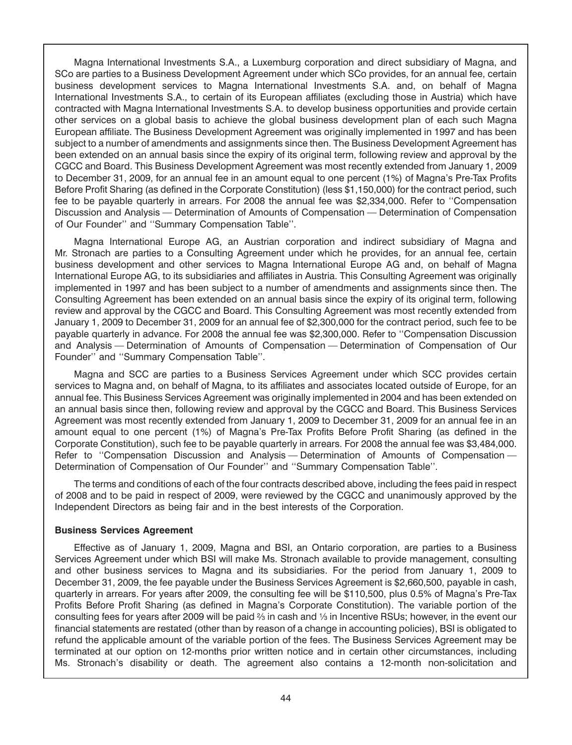Magna International Investments S.A., a Luxemburg corporation and direct subsidiary of Magna, and SCo are parties to a Business Development Agreement under which SCo provides, for an annual fee, certain business development services to Magna International Investments S.A. and, on behalf of Magna International Investments S.A., to certain of its European affiliates (excluding those in Austria) which have contracted with Magna International Investments S.A. to develop business opportunities and provide certain other services on a global basis to achieve the global business development plan of each such Magna European affiliate. The Business Development Agreement was originally implemented in 1997 and has been subject to a number of amendments and assignments since then. The Business Development Agreement has been extended on an annual basis since the expiry of its original term, following review and approval by the CGCC and Board. This Business Development Agreement was most recently extended from January 1, 2009 to December 31, 2009, for an annual fee in an amount equal to one percent (1%) of Magna's Pre-Tax Profits Before Profit Sharing (as defined in the Corporate Constitution) (less $1,150,000) for the contract period, such fee to be payable quarterly in arrears. For 2008 the annual fee was $2,334,000. Refer to ''Compensation Discussion and Analysis — Determination of Amounts of Compensation — Determination of Compensation of Our Founder'' and ''Summary Compensation Table''.

Magna International Europe AG, an Austrian corporation and indirect subsidiary of Magna and Mr. Stronach are parties to a Consulting Agreement under which he provides, for an annual fee, certain business development and other services to Magna International Europe AG and, on behalf of Magna International Europe AG, to its subsidiaries and affiliates in Austria. This Consulting Agreement was originally implemented in 1997 and has been subject to a number of amendments and assignments since then. The Consulting Agreement has been extended on an annual basis since the expiry of its original term, following review and approval by the CGCC and Board. This Consulting Agreement was most recently extended from January 1, 2009 to December 31, 2009 for an annual fee of $2,300,000 for the contract period, such fee to be payable quarterly in advance. For 2008 the annual fee was $2,300,000. Refer to ''Compensation Discussion and Analysis — Determination of Amounts of Compensation — Determination of Compensation of Our Founder'' and ''Summary Compensation Table''.

Magna and SCC are parties to a Business Services Agreement under which SCC provides certain services to Magna and, on behalf of Magna, to its affiliates and associates located outside of Europe, for an annual fee. This Business Services Agreement was originally implemented in 2004 and has been extended on an annual basis since then, following review and approval by the CGCC and Board. This Business Services Agreement was most recently extended from January 1, 2009 to December 31, 2009 for an annual fee in an amount equal to one percent (1%) of Magna's Pre-Tax Profits Before Profit Sharing (as defined in the Corporate Constitution), such fee to be payable quarterly in arrears. For 2008 the annual fee was $3,484,000. Refer to ''Compensation Discussion and Analysis — Determination of Amounts of Compensation — Determination of Compensation of Our Founder'' and ''Summary Compensation Table''.

The terms and conditions of each of the four contracts described above, including the fees paid in respect of 2008 and to be paid in respect of 2009, were reviewed by the CGCC and unanimously approved by the Independent Directors as being fair and in the best interests of the Corporation.

**Business Services Agreement**

Effective as of January 1, 2009, Magna and BSI, an Ontario corporation, are parties to a Business Services Agreement under which BSI will make Ms. Stronach available to provide management, consulting and other business services to Magna and its subsidiaries. For the period from January 1, 2009 to December 31, 2009, the fee payable under the Business Services Agreement is $2,660,500, payable in cash, quarterly in arrears. For years after 2009, the consulting fee will be $110,500, plus 0.5% of Magna's Pre-Tax Profits Before Profit Sharing (as defined in Magna's Corporate Constitution). The variable portion of the consulting fees for years after 2009 will be paid ⅔ in cash and ⅓ in Incentive RSUs; however, in the event our financial statements are restated (other than by reason of a change in accounting policies), BSI is obligated to refund the applicable amount of the variable portion of the fees. The Business Services Agreement may be terminated at our option on 12-months prior written notice and in certain other circumstances, including Ms. Stronach's disability or death. The agreement also contains a 12-month non-solicitation and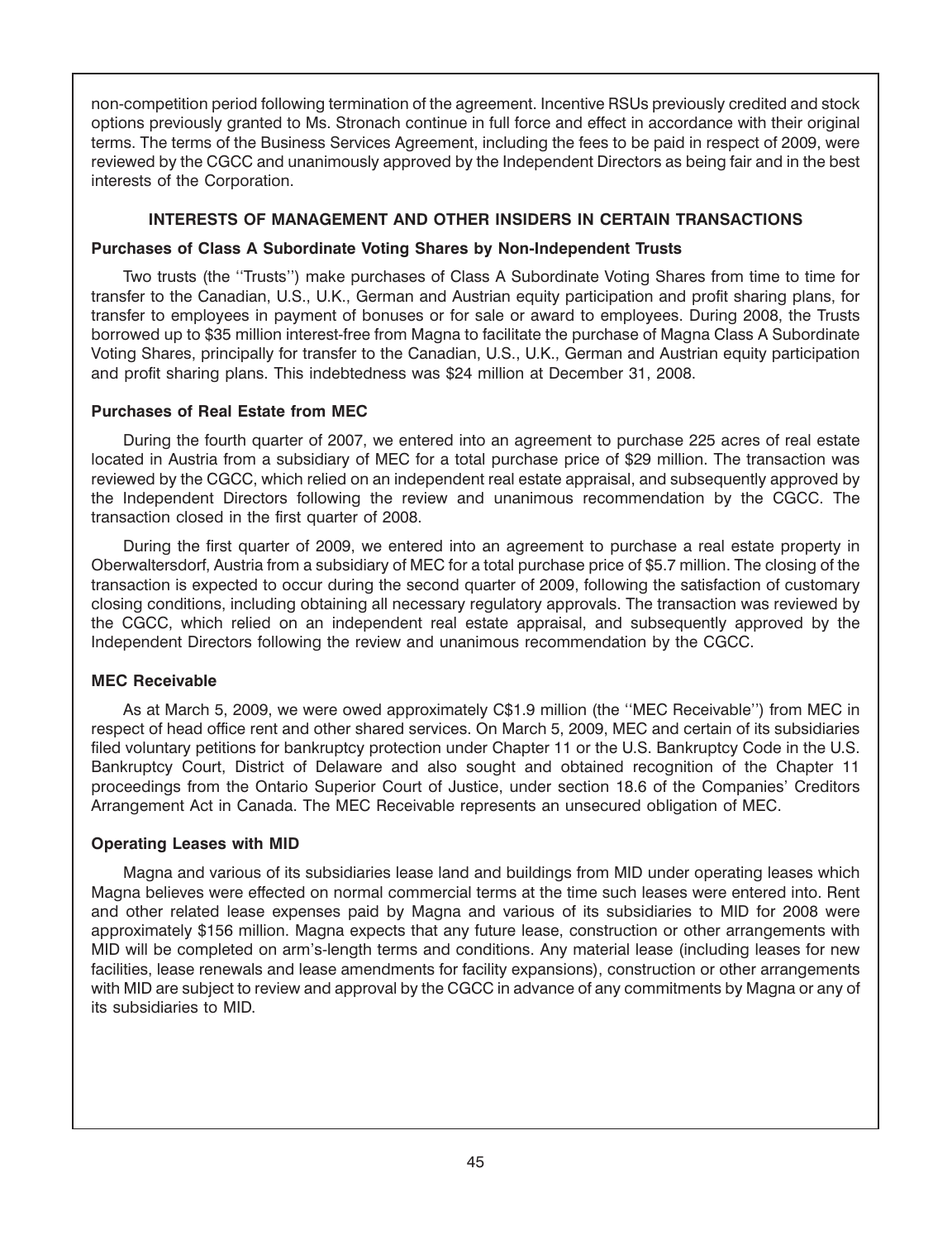non-competition period following termination of the agreement. Incentive RSUs previously credited and stock options previously granted to Ms. Stronach continue in full force and effect in accordance with their original terms. The terms of the Business Services Agreement, including the fees to be paid in respect of 2009, were reviewed by the CGCC and unanimously approved by the Independent Directors as being fair and in the best interests of the Corporation.

## INTERESTS OF MANAGEMENT AND OTHER INSIDERS IN CERTAIN TRANSACTIONS

### Purchases of Class A Subordinate Voting Shares by Non-Independent Trusts

Two trusts (the ''Trusts'') make purchases of Class A Subordinate Voting Shares from time to time for transfer to the Canadian, U.S., U.K., German and Austrian equity participation and profit sharing plans, for transfer to employees in payment of bonuses or for sale or award to employees. During 2008, the Trusts borrowed up to $35 million interest-free from Magna to facilitate the purchase of Magna Class A Subordinate Voting Shares, principally for transfer to the Canadian, U.S., U.K., German and Austrian equity participation and profit sharing plans. This indebtedness was $24 million at December 31, 2008.

### Purchases of Real Estate from MEC

During the fourth quarter of 2007, we entered into an agreement to purchase 225 acres of real estate located in Austria from a subsidiary of MEC for a total purchase price of $29 million. The transaction was reviewed by the CGCC, which relied on an independent real estate appraisal, and subsequently approved by the Independent Directors following the review and unanimous recommendation by the CGCC. The transaction closed in the first quarter of 2008.

During the first quarter of 2009, we entered into an agreement to purchase a real estate property in Oberwaltersdorf, Austria from a subsidiary of MEC for a total purchase price of $5.7 million. The closing of the transaction is expected to occur during the second quarter of 2009, following the satisfaction of customary closing conditions, including obtaining all necessary regulatory approvals. The transaction was reviewed by the CGCC, which relied on an independent real estate appraisal, and subsequently approved by the Independent Directors following the review and unanimous recommendation by the CGCC.

### MEC Receivable

As at March 5, 2009, we were owed approximately C$1.9 million (the ''MEC Receivable'') from MEC in respect of head office rent and other shared services. On March 5, 2009, MEC and certain of its subsidiaries filed voluntary petitions for bankruptcy protection under Chapter 11 or the U.S. Bankruptcy Code in the U.S. Bankruptcy Court, District of Delaware and also sought and obtained recognition of the Chapter 11 proceedings from the Ontario Superior Court of Justice, under section 18.6 of the Companies' Creditors Arrangement Act in Canada. The MEC Receivable represents an unsecured obligation of MEC.

### Operating Leases with MID

Magna and various of its subsidiaries lease land and buildings from MID under operating leases which Magna believes were effected on normal commercial terms at the time such leases were entered into. Rent and other related lease expenses paid by Magna and various of its subsidiaries to MID for 2008 were approximately $156 million. Magna expects that any future lease, construction or other arrangements with MID will be completed on arm's-length terms and conditions. Any material lease (including leases for new facilities, lease renewals and lease amendments for facility expansions), construction or other arrangements with MID are subject to review and approval by the CGCC in advance of any commitments by Magna or any of its subsidiaries to MID.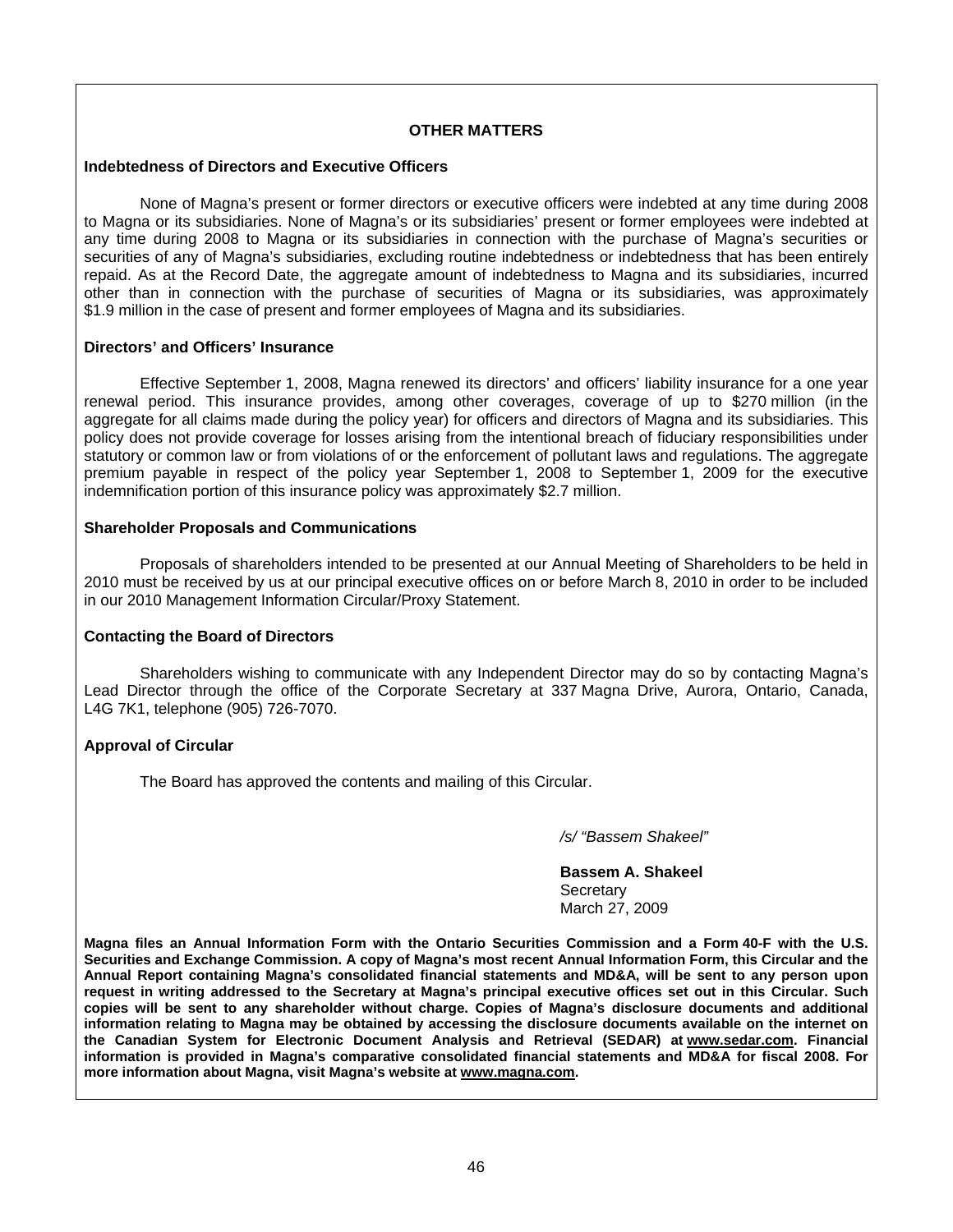## OTHER MATTERS

### Indebtedness of Directors and Executive Officers

None of Magna's present or former directors or executive officers were indebted at any time during 2008 to Magna or its subsidiaries. None of Magna's or its subsidiaries' present or former employees were indebted at any time during 2008 to Magna or its subsidiaries in connection with the purchase of Magna's securities or securities of any of Magna's subsidiaries, excluding routine indebtedness or indebtedness that has been entirely repaid. As at the Record Date, the aggregate amount of indebtedness to Magna and its subsidiaries, incurred other than in connection with the purchase of securities of Magna or its subsidiaries, was approximately $1.9 million in the case of present and former employees of Magna and its subsidiaries.

### Directors' and Officers' Insurance

Effective September 1, 2008, Magna renewed its directors' and officers' liability insurance for a one year renewal period. This insurance provides, among other coverages, coverage of up to $270 million (in the aggregate for all claims made during the policy year) for officers and directors of Magna and its subsidiaries. This policy does not provide coverage for losses arising from the intentional breach of fiduciary responsibilities under statutory or common law or from violations of or the enforcement of pollutant laws and regulations. The aggregate premium payable in respect of the policy year September 1, 2008 to September 1, 2009 for the executive indemnification portion of this insurance policy was approximately $2.7 million.

### Shareholder Proposals and Communications

Proposals of shareholders intended to be presented at our Annual Meeting of Shareholders to be held in 2010 must be received by us at our principal executive offices on or before March 8, 2010 in order to be included in our 2010 Management Information Circular/Proxy Statement.

### Contacting the Board of Directors

Shareholders wishing to communicate with any Independent Director may do so by contacting Magna's Lead Director through the office of the Corporate Secretary at 337 Magna Drive, Aurora, Ontario, Canada, L4G 7K1, telephone (905) 726-7070.

### Approval of Circular

The Board has approved the contents and mailing of this Circular.

*/s/ "Bassem Shakeel"*

**Bassem A. Shakeel**
Secretary
March 27, 2009

**Magna files an Annual Information Form with the Ontario Securities Commission and a Form 40-F with the U.S. Securities and Exchange Commission. A copy of Magna's most recent Annual Information Form, this Circular and the Annual Report containing Magna's consolidated financial statements and MD&A, will be sent to any person upon request in writing addressed to the Secretary at Magna's principal executive offices set out in this Circular. Such copies will be sent to any shareholder without charge. Copies of Magna's disclosure documents and additional information relating to Magna may be obtained by accessing the disclosure documents available on the internet on the Canadian System for Electronic Document Analysis and Retrieval (SEDAR) at www.sedar.com. Financial information is provided in Magna's comparative consolidated financial statements and MD&A for fiscal 2008. For more information about Magna, visit Magna's website at www.magna.com.**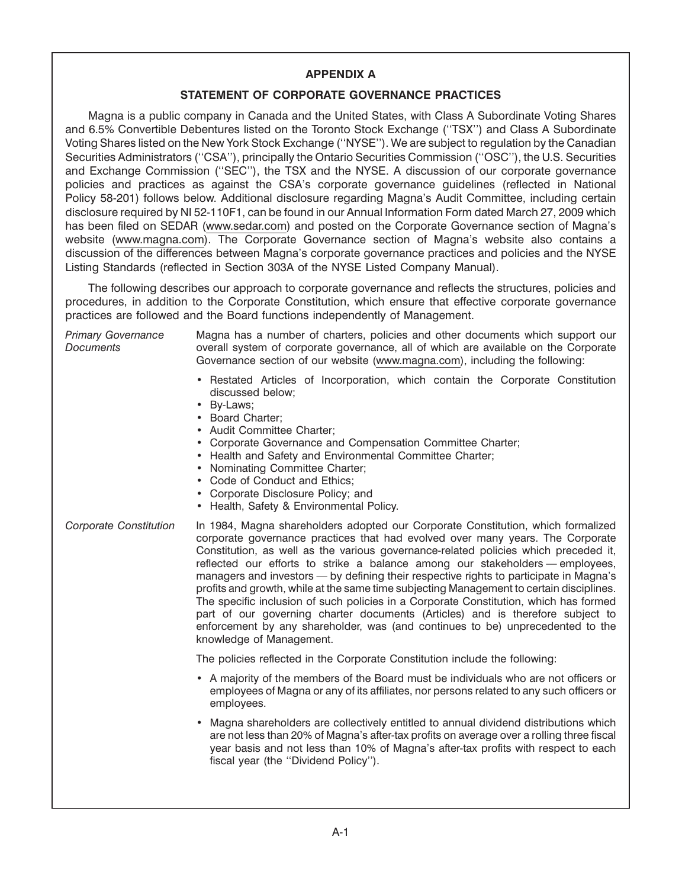# APPENDIX A

## STATEMENT OF CORPORATE GOVERNANCE PRACTICES

Magna is a public company in Canada and the United States, with Class A Subordinate Voting Shares and 6.5% Convertible Debentures listed on the Toronto Stock Exchange (''TSX'') and Class A Subordinate Voting Shares listed on the New York Stock Exchange (''NYSE''). We are subject to regulation by the Canadian Securities Administrators (''CSA''), principally the Ontario Securities Commission (''OSC''), the U.S. Securities and Exchange Commission (''SEC''), the TSX and the NYSE. A discussion of our corporate governance policies and practices as against the CSA's corporate governance guidelines (reflected in National Policy 58-201) follows below. Additional disclosure regarding Magna's Audit Committee, including certain disclosure required by NI 52-110F1, can be found in our Annual Information Form dated March 27, 2009 which has been filed on SEDAR (www.sedar.com) and posted on the Corporate Governance section of Magna's website (www.magna.com). The Corporate Governance section of Magna's website also contains a discussion of the differences between Magna's corporate governance practices and policies and the NYSE Listing Standards (reflected in Section 303A of the NYSE Listed Company Manual).

The following describes our approach to corporate governance and reflects the structures, policies and procedures, in addition to the Corporate Constitution, which ensure that effective corporate governance practices are followed and the Board functions independently of Management.

*Primary Governance Documents*

Magna has a number of charters, policies and other documents which support our overall system of corporate governance, all of which are available on the Corporate Governance section of our website (www.magna.com), including the following:

- Restated Articles of Incorporation, which contain the Corporate Constitution discussed below;
- By-Laws;
- Board Charter;
- Audit Committee Charter;
- Corporate Governance and Compensation Committee Charter;
- Health and Safety and Environmental Committee Charter;
- Nominating Committee Charter;
- Code of Conduct and Ethics;
- Corporate Disclosure Policy; and
- Health, Safety & Environmental Policy.

*Corporate Constitution*

In 1984, Magna shareholders adopted our Corporate Constitution, which formalized corporate governance practices that had evolved over many years. The Corporate Constitution, as well as the various governance-related policies which preceded it, reflected our efforts to strike a balance among our stakeholders — employees, managers and investors — by defining their respective rights to participate in Magna's profits and growth, while at the same time subjecting Management to certain disciplines. The specific inclusion of such policies in a Corporate Constitution, which has formed part of our governing charter documents (Articles) and is therefore subject to enforcement by any shareholder, was (and continues to be) unprecedented to the knowledge of Management.

The policies reflected in the Corporate Constitution include the following:

- A majority of the members of the Board must be individuals who are not officers or employees of Magna or any of its affiliates, nor persons related to any such officers or employees.
- Magna shareholders are collectively entitled to annual dividend distributions which are not less than 20% of Magna's after-tax profits on average over a rolling three fiscal year basis and not less than 10% of Magna's after-tax profits with respect to each fiscal year (the ''Dividend Policy'').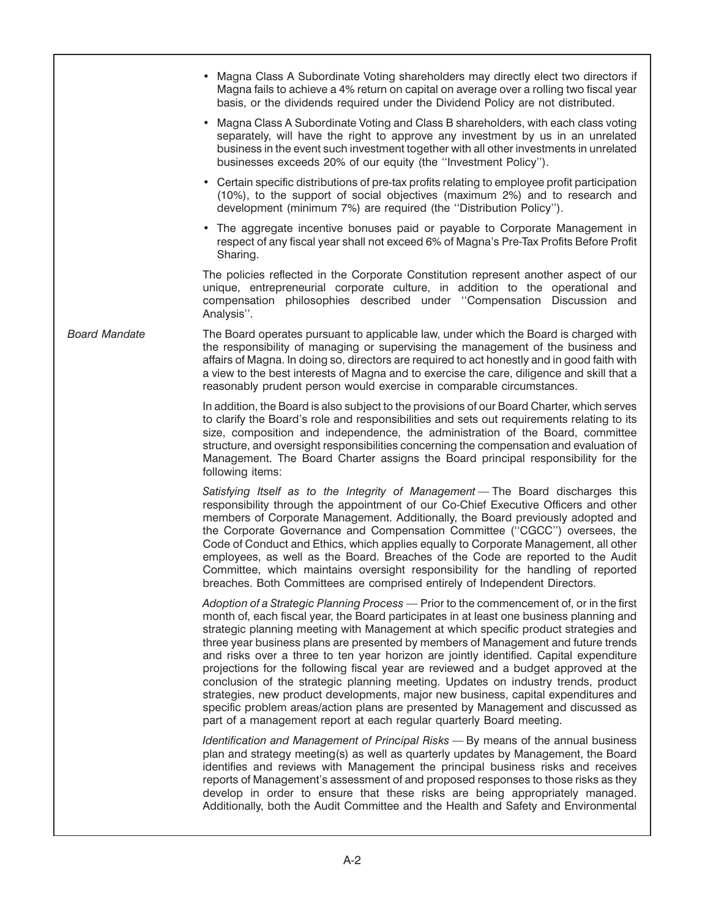- Magna Class A Subordinate Voting shareholders may directly elect two directors if Magna fails to achieve a 4% return on capital on average over a rolling two fiscal year basis, or the dividends required under the Dividend Policy are not distributed.
- Magna Class A Subordinate Voting and Class B shareholders, with each class voting separately, will have the right to approve any investment by us in an unrelated business in the event such investment together with all other investments in unrelated businesses exceeds 20% of our equity (the ''Investment Policy'').
- Certain specific distributions of pre-tax profits relating to employee profit participation (10%), to the support of social objectives (maximum 2%) and to research and development (minimum 7%) are required (the ''Distribution Policy'').
- The aggregate incentive bonuses paid or payable to Corporate Management in respect of any fiscal year shall not exceed 6% of Magna's Pre-Tax Profits Before Profit Sharing.

The policies reflected in the Corporate Constitution represent another aspect of our unique, entrepreneurial corporate culture, in addition to the operational and compensation philosophies described under ''Compensation Discussion and Analysis''.

*Board Mandate*

The Board operates pursuant to applicable law, under which the Board is charged with the responsibility of managing or supervising the management of the business and affairs of Magna. In doing so, directors are required to act honestly and in good faith with a view to the best interests of Magna and to exercise the care, diligence and skill that a reasonably prudent person would exercise in comparable circumstances.

In addition, the Board is also subject to the provisions of our Board Charter, which serves to clarify the Board's role and responsibilities and sets out requirements relating to its size, composition and independence, the administration of the Board, committee structure, and oversight responsibilities concerning the compensation and evaluation of Management. The Board Charter assigns the Board principal responsibility for the following items:

*Satisfying Itself as to the Integrity of Management* — The Board discharges this responsibility through the appointment of our Co-Chief Executive Officers and other members of Corporate Management. Additionally, the Board previously adopted and the Corporate Governance and Compensation Committee (''CGCC'') oversees, the Code of Conduct and Ethics, which applies equally to Corporate Management, all other employees, as well as the Board. Breaches of the Code are reported to the Audit Committee, which maintains oversight responsibility for the handling of reported breaches. Both Committees are comprised entirely of Independent Directors.

*Adoption of a Strategic Planning Process* — Prior to the commencement of, or in the first month of, each fiscal year, the Board participates in at least one business planning and strategic planning meeting with Management at which specific product strategies and three year business plans are presented by members of Management and future trends and risks over a three to ten year horizon are jointly identified. Capital expenditure projections for the following fiscal year are reviewed and a budget approved at the conclusion of the strategic planning meeting. Updates on industry trends, product strategies, new product developments, major new business, capital expenditures and specific problem areas/action plans are presented by Management and discussed as part of a management report at each regular quarterly Board meeting.

*Identification and Management of Principal Risks* — By means of the annual business plan and strategy meeting(s) as well as quarterly updates by Management, the Board identifies and reviews with Management the principal business risks and receives reports of Management's assessment of and proposed responses to those risks as they develop in order to ensure that these risks are being appropriately managed. Additionally, both the Audit Committee and the Health and Safety and Environmental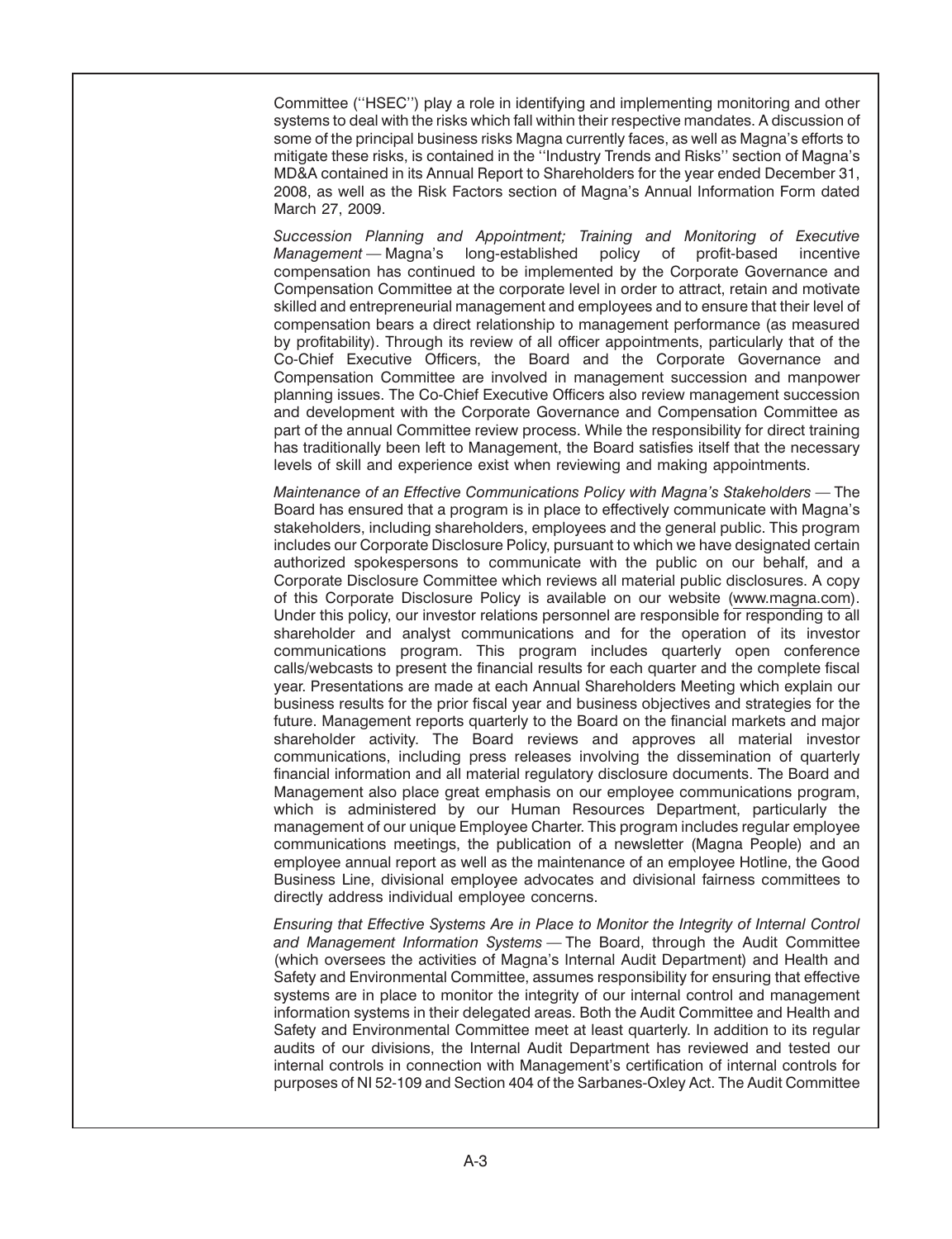Committee (''HSEC'') play a role in identifying and implementing monitoring and other systems to deal with the risks which fall within their respective mandates. A discussion of some of the principal business risks Magna currently faces, as well as Magna's efforts to mitigate these risks, is contained in the ''Industry Trends and Risks'' section of Magna's MD&A contained in its Annual Report to Shareholders for the year ended December 31, 2008, as well as the Risk Factors section of Magna's Annual Information Form dated March 27, 2009.

*Succession Planning and Appointment; Training and Monitoring of Executive Management* — Magna's long-established policy of profit-based incentive compensation has continued to be implemented by the Corporate Governance and Compensation Committee at the corporate level in order to attract, retain and motivate skilled and entrepreneurial management and employees and to ensure that their level of compensation bears a direct relationship to management performance (as measured by profitability). Through its review of all officer appointments, particularly that of the Co-Chief Executive Officers, the Board and the Corporate Governance and Compensation Committee are involved in management succession and manpower planning issues. The Co-Chief Executive Officers also review management succession and development with the Corporate Governance and Compensation Committee as part of the annual Committee review process. While the responsibility for direct training has traditionally been left to Management, the Board satisfies itself that the necessary levels of skill and experience exist when reviewing and making appointments.

*Maintenance of an Effective Communications Policy with Magna's Stakeholders* — The Board has ensured that a program is in place to effectively communicate with Magna's stakeholders, including shareholders, employees and the general public. This program includes our Corporate Disclosure Policy, pursuant to which we have designated certain authorized spokespersons to communicate with the public on our behalf, and a Corporate Disclosure Committee which reviews all material public disclosures. A copy of this Corporate Disclosure Policy is available on our website (www.magna.com). Under this policy, our investor relations personnel are responsible for responding to all shareholder and analyst communications and for the operation of its investor communications program. This program includes quarterly open conference calls/webcasts to present the financial results for each quarter and the complete fiscal year. Presentations are made at each Annual Shareholders Meeting which explain our business results for the prior fiscal year and business objectives and strategies for the future. Management reports quarterly to the Board on the financial markets and major shareholder activity. The Board reviews and approves all material investor communications, including press releases involving the dissemination of quarterly financial information and all material regulatory disclosure documents. The Board and Management also place great emphasis on our employee communications program, which is administered by our Human Resources Department, particularly the management of our unique Employee Charter. This program includes regular employee communications meetings, the publication of a newsletter (Magna People) and an employee annual report as well as the maintenance of an employee Hotline, the Good Business Line, divisional employee advocates and divisional fairness committees to directly address individual employee concerns.

*Ensuring that Effective Systems Are in Place to Monitor the Integrity of Internal Control and Management Information Systems* — The Board, through the Audit Committee (which oversees the activities of Magna's Internal Audit Department) and Health and Safety and Environmental Committee, assumes responsibility for ensuring that effective systems are in place to monitor the integrity of our internal control and management information systems in their delegated areas. Both the Audit Committee and Health and Safety and Environmental Committee meet at least quarterly. In addition to its regular audits of our divisions, the Internal Audit Department has reviewed and tested our internal controls in connection with Management's certification of internal controls for purposes of NI 52-109 and Section 404 of the Sarbanes-Oxley Act. The Audit Committee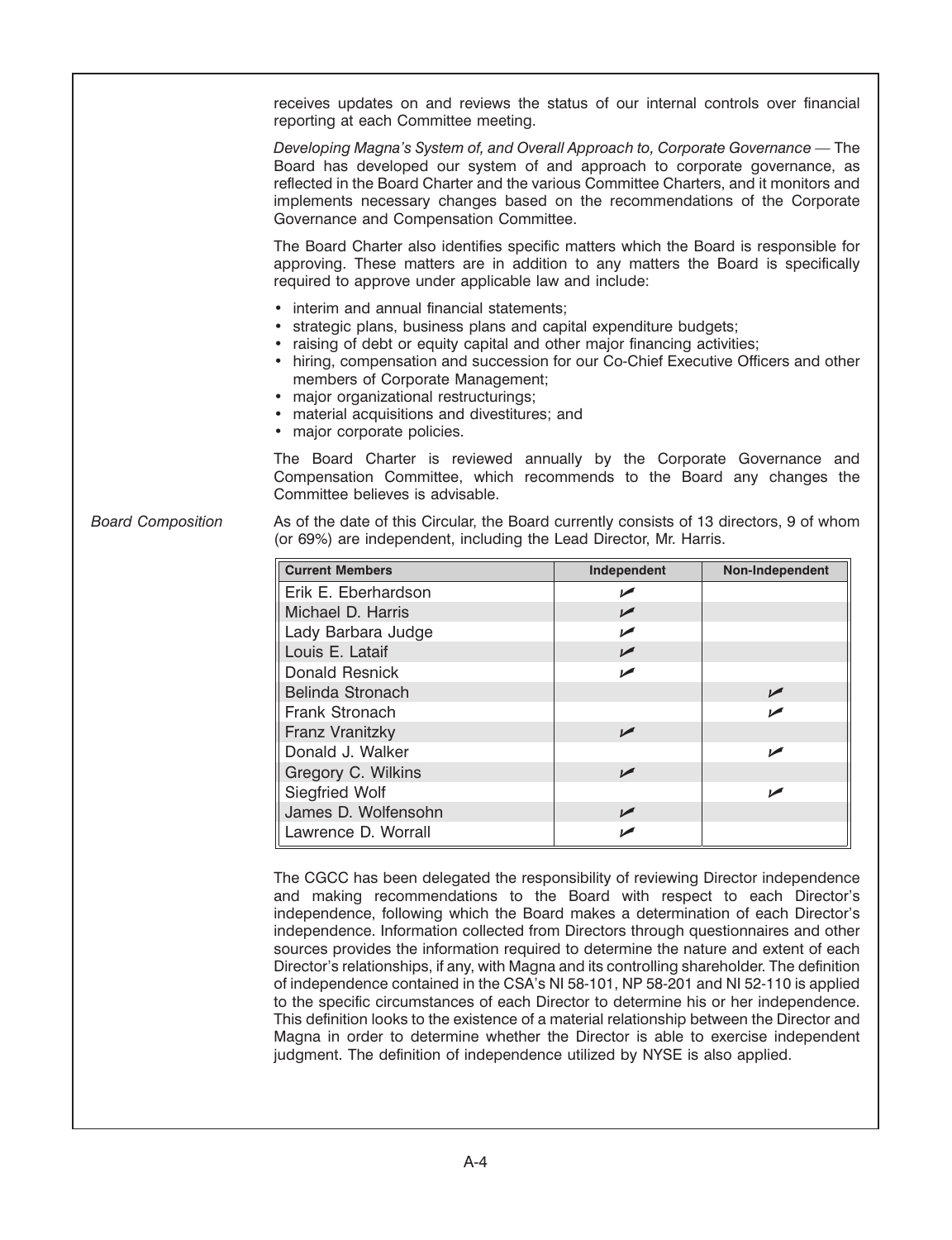receives updates on and reviews the status of our internal controls over financial reporting at each Committee meeting.

*Developing Magna's System of, and Overall Approach to, Corporate Governance* — The Board has developed our system of and approach to corporate governance, as reflected in the Board Charter and the various Committee Charters, and it monitors and implements necessary changes based on the recommendations of the Corporate Governance and Compensation Committee.

The Board Charter also identifies specific matters which the Board is responsible for approving. These matters are in addition to any matters the Board is specifically required to approve under applicable law and include:

- interim and annual financial statements;
- strategic plans, business plans and capital expenditure budgets;
- raising of debt or equity capital and other major financing activities;
- hiring, compensation and succession for our Co-Chief Executive Officers and other members of Corporate Management;
- major organizational restructurings;
- material acquisitions and divestitures; and
- major corporate policies.

The Board Charter is reviewed annually by the Corporate Governance and Compensation Committee, which recommends to the Board any changes the Committee believes is advisable.

*Board Composition*

As of the date of this Circular, the Board currently consists of 13 directors, 9 of whom (or 69%) are independent, including the Lead Director, Mr. Harris.

| Current Members | Independent | Non-Independent |
|---|---|---|
| Erik E. Eberhardson | ✓ | |
| Michael D. Harris | ✓ | |
| Lady Barbara Judge | ✓ | |
| Louis E. Lataif | ✓ | |
| Donald Resnick | ✓ | |
| Belinda Stronach | | ✓ |
| Frank Stronach | | ✓ |
| Franz Vranitzky | ✓ | |
| Donald J. Walker | | ✓ |
| Gregory C. Wilkins | ✓ | |
| Siegfried Wolf | | ✓ |
| James D. Wolfensohn | ✓ | |
| Lawrence D. Worrall | ✓ | |

The CGCC has been delegated the responsibility of reviewing Director independence and making recommendations to the Board with respect to each Director's independence, following which the Board makes a determination of each Director's independence. Information collected from Directors through questionnaires and other sources provides the information required to determine the nature and extent of each Director's relationships, if any, with Magna and its controlling shareholder. The definition of independence contained in the CSA's NI 58-101, NP 58-201 and NI 52-110 is applied to the specific circumstances of each Director to determine his or her independence. This definition looks to the existence of a material relationship between the Director and Magna in order to determine whether the Director is able to exercise independent judgment. The definition of independence utilized by NYSE is also applied.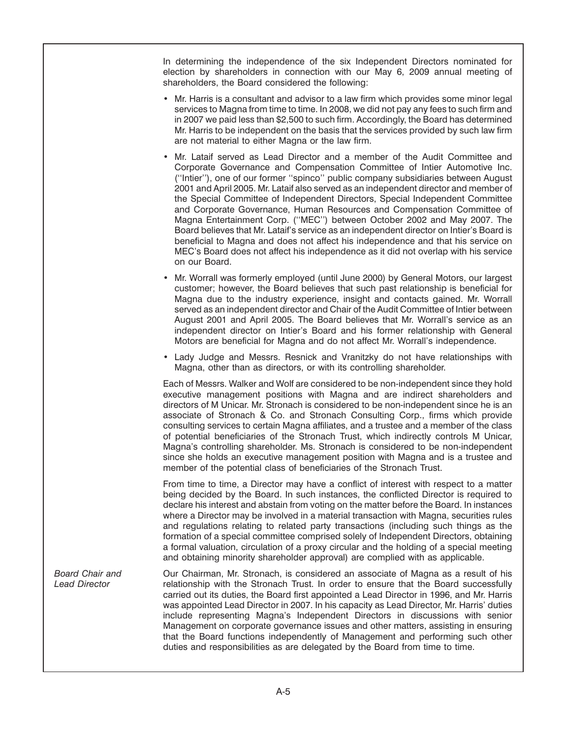In determining the independence of the six Independent Directors nominated for election by shareholders in connection with our May 6, 2009 annual meeting of shareholders, the Board considered the following:

- Mr. Harris is a consultant and advisor to a law firm which provides some minor legal services to Magna from time to time. In 2008, we did not pay any fees to such firm and in 2007 we paid less than $2,500 to such firm. Accordingly, the Board has determined Mr. Harris to be independent on the basis that the services provided by such law firm are not material to either Magna or the law firm.
- Mr. Lataif served as Lead Director and a member of the Audit Committee and Corporate Governance and Compensation Committee of Intier Automotive Inc. (''Intier''), one of our former ''spinco'' public company subsidiaries between August 2001 and April 2005. Mr. Lataif also served as an independent director and member of the Special Committee of Independent Directors, Special Independent Committee and Corporate Governance, Human Resources and Compensation Committee of Magna Entertainment Corp. (''MEC'') between October 2002 and May 2007. The Board believes that Mr. Lataif's service as an independent director on Intier's Board is beneficial to Magna and does not affect his independence and that his service on MEC's Board does not affect his independence as it did not overlap with his service on our Board.
- Mr. Worrall was formerly employed (until June 2000) by General Motors, our largest customer; however, the Board believes that such past relationship is beneficial for Magna due to the industry experience, insight and contacts gained. Mr. Worrall served as an independent director and Chair of the Audit Committee of Intier between August 2001 and April 2005. The Board believes that Mr. Worrall's service as an independent director on Intier's Board and his former relationship with General Motors are beneficial for Magna and do not affect Mr. Worrall's independence.
- Lady Judge and Messrs. Resnick and Vranitzky do not have relationships with Magna, other than as directors, or with its controlling shareholder.

Each of Messrs. Walker and Wolf are considered to be non-independent since they hold executive management positions with Magna and are indirect shareholders and directors of M Unicar. Mr. Stronach is considered to be non-independent since he is an associate of Stronach & Co. and Stronach Consulting Corp., firms which provide consulting services to certain Magna affiliates, and a trustee and a member of the class of potential beneficiaries of the Stronach Trust, which indirectly controls M Unicar, Magna's controlling shareholder. Ms. Stronach is considered to be non-independent since she holds an executive management position with Magna and is a trustee and member of the potential class of beneficiaries of the Stronach Trust.

From time to time, a Director may have a conflict of interest with respect to a matter being decided by the Board. In such instances, the conflicted Director is required to declare his interest and abstain from voting on the matter before the Board. In instances where a Director may be involved in a material transaction with Magna, securities rules and regulations relating to related party transactions (including such things as the formation of a special committee comprised solely of Independent Directors, obtaining a formal valuation, circulation of a proxy circular and the holding of a special meeting and obtaining minority shareholder approval) are complied with as applicable.

*Board Chair and Lead Director*

Our Chairman, Mr. Stronach, is considered an associate of Magna as a result of his relationship with the Stronach Trust. In order to ensure that the Board successfully carried out its duties, the Board first appointed a Lead Director in 1996, and Mr. Harris was appointed Lead Director in 2007. In his capacity as Lead Director, Mr. Harris' duties include representing Magna's Independent Directors in discussions with senior Management on corporate governance issues and other matters, assisting in ensuring that the Board functions independently of Management and performing such other duties and responsibilities as are delegated by the Board from time to time.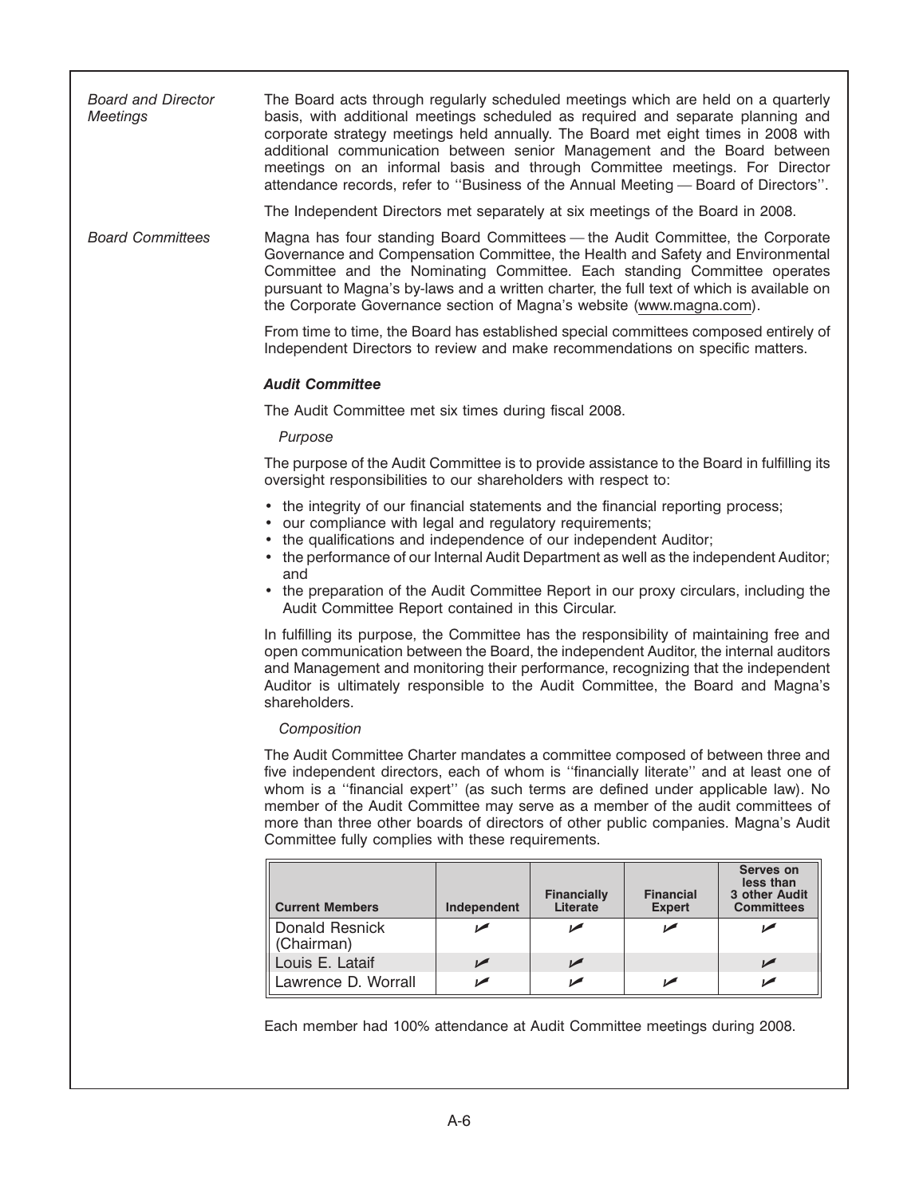*Board and Director Meetings*

The Board acts through regularly scheduled meetings which are held on a quarterly basis, with additional meetings scheduled as required and separate planning and corporate strategy meetings held annually. The Board met eight times in 2008 with additional communication between senior Management and the Board between meetings on an informal basis and through Committee meetings. For Director attendance records, refer to ''Business of the Annual Meeting — Board of Directors''.

The Independent Directors met separately at six meetings of the Board in 2008.

*Board Committees*

Magna has four standing Board Committees — the Audit Committee, the Corporate Governance and Compensation Committee, the Health and Safety and Environmental Committee and the Nominating Committee. Each standing Committee operates pursuant to Magna's by-laws and a written charter, the full text of which is available on the Corporate Governance section of Magna's website (www.magna.com).

From time to time, the Board has established special committees composed entirely of Independent Directors to review and make recommendations on specific matters.

***Audit Committee***

The Audit Committee met six times during fiscal 2008.

*Purpose*

The purpose of the Audit Committee is to provide assistance to the Board in fulfilling its oversight responsibilities to our shareholders with respect to:

- the integrity of our financial statements and the financial reporting process;
- our compliance with legal and regulatory requirements;
- the qualifications and independence of our independent Auditor;
- the performance of our Internal Audit Department as well as the independent Auditor; and
- the preparation of the Audit Committee Report in our proxy circulars, including the Audit Committee Report contained in this Circular.

In fulfilling its purpose, the Committee has the responsibility of maintaining free and open communication between the Board, the independent Auditor, the internal auditors and Management and monitoring their performance, recognizing that the independent Auditor is ultimately responsible to the Audit Committee, the Board and Magna's shareholders.

*Composition*

The Audit Committee Charter mandates a committee composed of between three and five independent directors, each of whom is ''financially literate'' and at least one of whom is a ''financial expert'' (as such terms are defined under applicable law). No member of the Audit Committee may serve as a member of the audit committees of more than three other boards of directors of other public companies. Magna's Audit Committee fully complies with these requirements.

| Current Members | Independent | Financially Literate | Financial Expert | Serves on less than 3 other Audit Committees |
|---|---|---|---|---|
| Donald Resnick (Chairman) | ✔ | ✔ | ✔ | ✔ |
| Louis E. Lataif | ✔ | ✔ | | ✔ |
| Lawrence D. Worrall | ✔ | ✔ | ✔ | ✔ |

Each member had 100% attendance at Audit Committee meetings during 2008.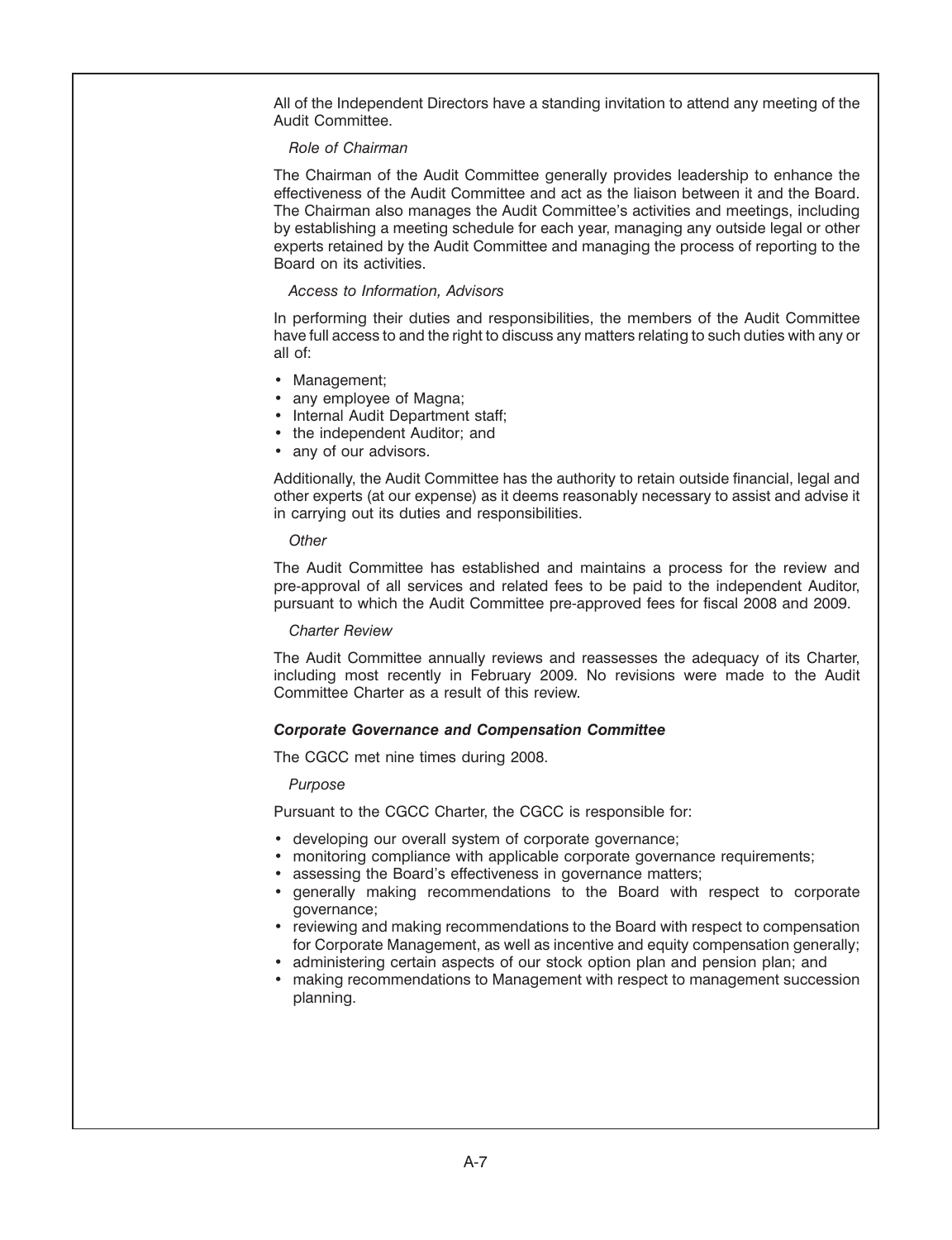All of the Independent Directors have a standing invitation to attend any meeting of the Audit Committee.

*Role of Chairman*

The Chairman of the Audit Committee generally provides leadership to enhance the effectiveness of the Audit Committee and act as the liaison between it and the Board. The Chairman also manages the Audit Committee's activities and meetings, including by establishing a meeting schedule for each year, managing any outside legal or other experts retained by the Audit Committee and managing the process of reporting to the Board on its activities.

*Access to Information, Advisors*

In performing their duties and responsibilities, the members of the Audit Committee have full access to and the right to discuss any matters relating to such duties with any or all of:

- Management;
- any employee of Magna;
- Internal Audit Department staff;
- the independent Auditor; and
- any of our advisors.

Additionally, the Audit Committee has the authority to retain outside financial, legal and other experts (at our expense) as it deems reasonably necessary to assist and advise it in carrying out its duties and responsibilities.

*Other*

The Audit Committee has established and maintains a process for the review and pre-approval of all services and related fees to be paid to the independent Auditor, pursuant to which the Audit Committee pre-approved fees for fiscal 2008 and 2009.

*Charter Review*

The Audit Committee annually reviews and reassesses the adequacy of its Charter, including most recently in February 2009. No revisions were made to the Audit Committee Charter as a result of this review.

***Corporate Governance and Compensation Committee***

The CGCC met nine times during 2008.

*Purpose*

Pursuant to the CGCC Charter, the CGCC is responsible for:

- developing our overall system of corporate governance;
- monitoring compliance with applicable corporate governance requirements;
- assessing the Board's effectiveness in governance matters;
- generally making recommendations to the Board with respect to corporate governance;
- reviewing and making recommendations to the Board with respect to compensation for Corporate Management, as well as incentive and equity compensation generally;
- administering certain aspects of our stock option plan and pension plan; and
- making recommendations to Management with respect to management succession planning.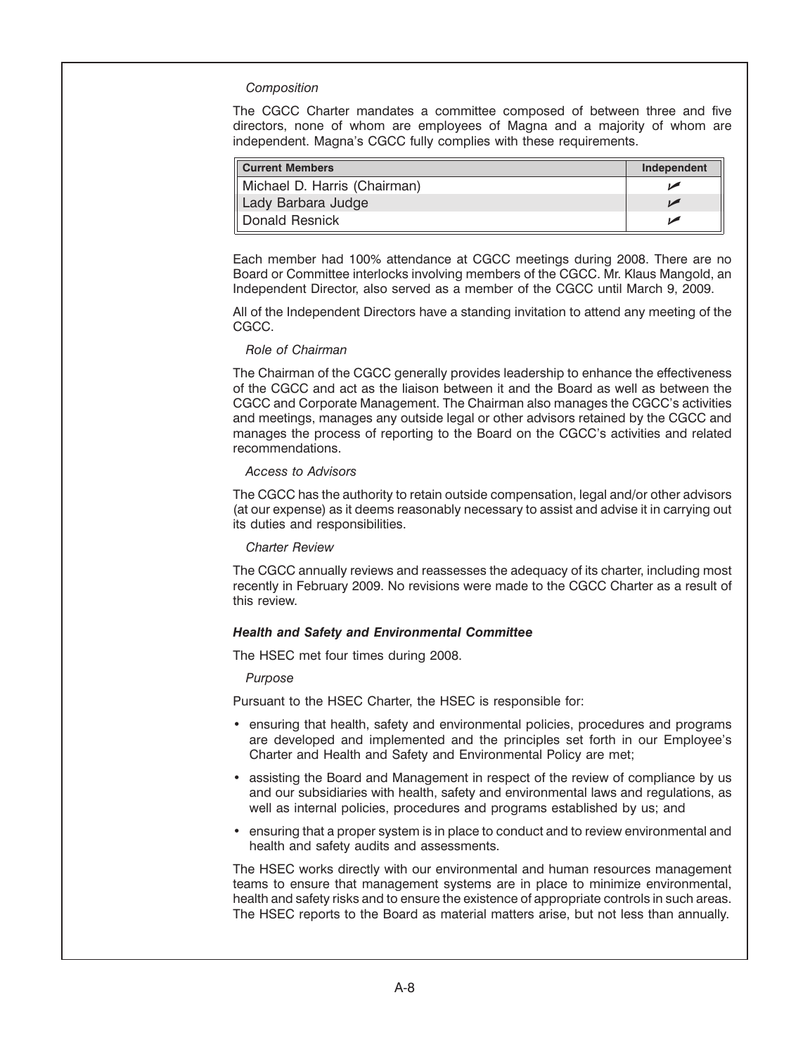*Composition*

The CGCC Charter mandates a committee composed of between three and five directors, none of whom are employees of Magna and a majority of whom are independent. Magna's CGCC fully complies with these requirements.

| Current Members | Independent |
| --- | --- |
| Michael D. Harris (Chairman) | ✓ |
| Lady Barbara Judge | ✓ |
| Donald Resnick | ✓ |

Each member had 100% attendance at CGCC meetings during 2008. There are no Board or Committee interlocks involving members of the CGCC. Mr. Klaus Mangold, an Independent Director, also served as a member of the CGCC until March 9, 2009.

All of the Independent Directors have a standing invitation to attend any meeting of the CGCC.

*Role of Chairman*

The Chairman of the CGCC generally provides leadership to enhance the effectiveness of the CGCC and act as the liaison between it and the Board as well as between the CGCC and Corporate Management. The Chairman also manages the CGCC's activities and meetings, manages any outside legal or other advisors retained by the CGCC and manages the process of reporting to the Board on the CGCC's activities and related recommendations.

*Access to Advisors*

The CGCC has the authority to retain outside compensation, legal and/or other advisors (at our expense) as it deems reasonably necessary to assist and advise it in carrying out its duties and responsibilities.

*Charter Review*

The CGCC annually reviews and reassesses the adequacy of its charter, including most recently in February 2009. No revisions were made to the CGCC Charter as a result of this review.

***Health and Safety and Environmental Committee***

The HSEC met four times during 2008.

*Purpose*

Pursuant to the HSEC Charter, the HSEC is responsible for:

- ensuring that health, safety and environmental policies, procedures and programs are developed and implemented and the principles set forth in our Employee's Charter and Health and Safety and Environmental Policy are met;
- assisting the Board and Management in respect of the review of compliance by us and our subsidiaries with health, safety and environmental laws and regulations, as well as internal policies, procedures and programs established by us; and
- ensuring that a proper system is in place to conduct and to review environmental and health and safety audits and assessments.

The HSEC works directly with our environmental and human resources management teams to ensure that management systems are in place to minimize environmental, health and safety risks and to ensure the existence of appropriate controls in such areas. The HSEC reports to the Board as material matters arise, but not less than annually.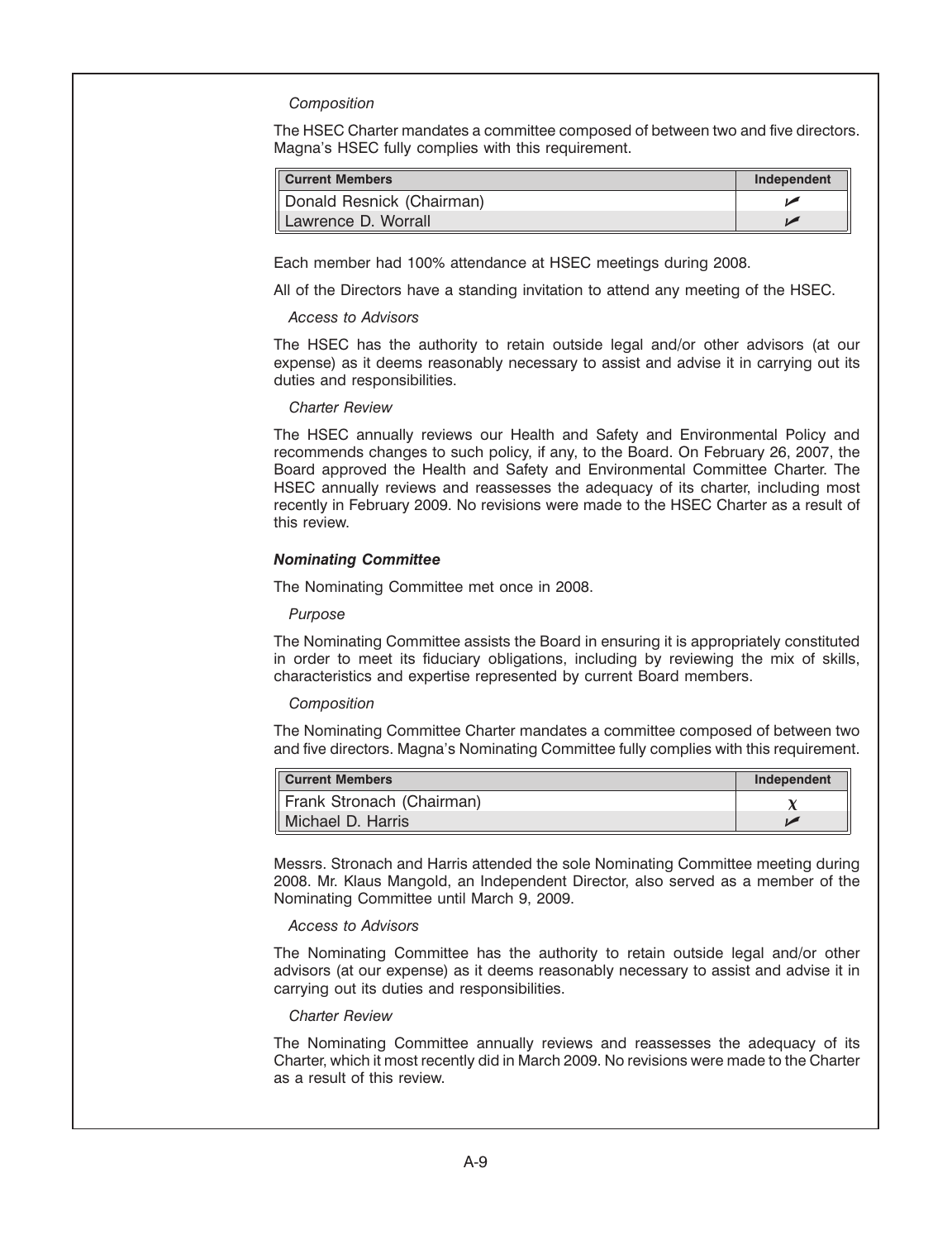*Composition*

The HSEC Charter mandates a committee composed of between two and five directors. Magna's HSEC fully complies with this requirement.

| Current Members | Independent |
|---|---|
| Donald Resnick (Chairman) | ✓ |
| Lawrence D. Worrall | ✓ |

Each member had 100% attendance at HSEC meetings during 2008.

All of the Directors have a standing invitation to attend any meeting of the HSEC.

*Access to Advisors*

The HSEC has the authority to retain outside legal and/or other advisors (at our expense) as it deems reasonably necessary to assist and advise it in carrying out its duties and responsibilities.

*Charter Review*

The HSEC annually reviews our Health and Safety and Environmental Policy and recommends changes to such policy, if any, to the Board. On February 26, 2007, the Board approved the Health and Safety and Environmental Committee Charter. The HSEC annually reviews and reassesses the adequacy of its charter, including most recently in February 2009. No revisions were made to the HSEC Charter as a result of this review.

***Nominating Committee***

The Nominating Committee met once in 2008.

*Purpose*

The Nominating Committee assists the Board in ensuring it is appropriately constituted in order to meet its fiduciary obligations, including by reviewing the mix of skills, characteristics and expertise represented by current Board members.

*Composition*

The Nominating Committee Charter mandates a committee composed of between two and five directors. Magna's Nominating Committee fully complies with this requirement.

| Current Members | Independent |
|---|---|
| Frank Stronach (Chairman) | χ |
| Michael D. Harris | ✓ |

Messrs. Stronach and Harris attended the sole Nominating Committee meeting during 2008. Mr. Klaus Mangold, an Independent Director, also served as a member of the Nominating Committee until March 9, 2009.

*Access to Advisors*

The Nominating Committee has the authority to retain outside legal and/or other advisors (at our expense) as it deems reasonably necessary to assist and advise it in carrying out its duties and responsibilities.

*Charter Review*

The Nominating Committee annually reviews and reassesses the adequacy of its Charter, which it most recently did in March 2009. No revisions were made to the Charter as a result of this review.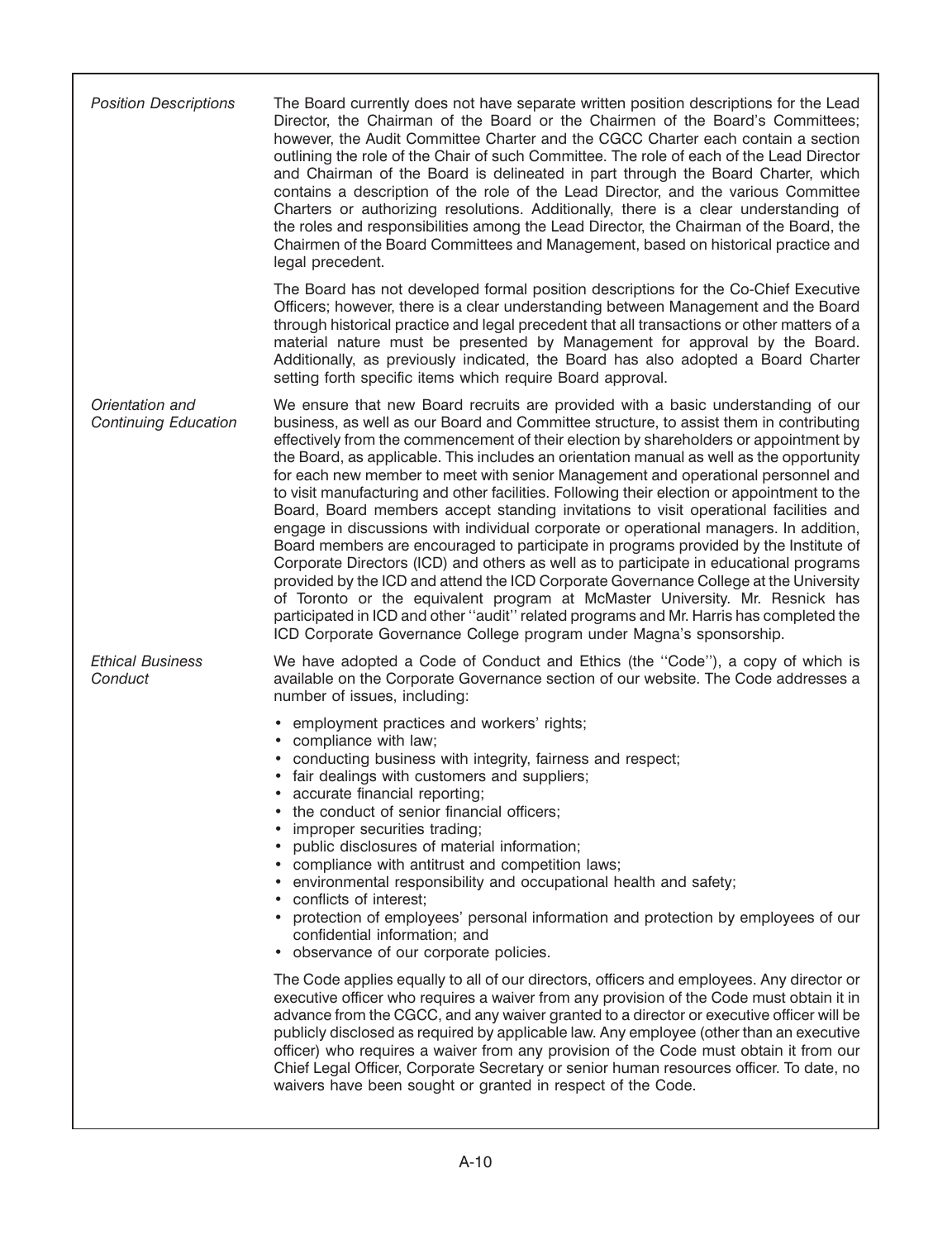| | |
|---|---|
| *Position Descriptions* | The Board currently does not have separate written position descriptions for the Lead Director, the Chairman of the Board or the Chairmen of the Board's Committees; however, the Audit Committee Charter and the CGCC Charter each contain a section outlining the role of the Chair of such Committee. The role of each of the Lead Director and Chairman of the Board is delineated in part through the Board Charter, which contains a description of the role of the Lead Director, and the various Committee Charters or authorizing resolutions. Additionally, there is a clear understanding of the roles and responsibilities among the Lead Director, the Chairman of the Board, the Chairmen of the Board Committees and Management, based on historical practice and legal precedent.<br><br>The Board has not developed formal position descriptions for the Co-Chief Executive Officers; however, there is a clear understanding between Management and the Board through historical practice and legal precedent that all transactions or other matters of a material nature must be presented by Management for approval by the Board. Additionally, as previously indicated, the Board has also adopted a Board Charter setting forth specific items which require Board approval. |
| *Orientation and Continuing Education* | We ensure that new Board recruits are provided with a basic understanding of our business, as well as our Board and Committee structure, to assist them in contributing effectively from the commencement of their election by shareholders or appointment by the Board, as applicable. This includes an orientation manual as well as the opportunity for each new member to meet with senior Management and operational personnel and to visit manufacturing and other facilities. Following their election or appointment to the Board, Board members accept standing invitations to visit operational facilities and engage in discussions with individual corporate or operational managers. In addition, Board members are encouraged to participate in programs provided by the Institute of Corporate Directors (ICD) and others as well as to participate in educational programs provided by the ICD and attend the ICD Corporate Governance College at the University of Toronto or the equivalent program at McMaster University. Mr. Resnick has participated in ICD and other ''audit'' related programs and Mr. Harris has completed the ICD Corporate Governance College program under Magna's sponsorship. |
| *Ethical Business Conduct* | We have adopted a Code of Conduct and Ethics (the ''Code''), a copy of which is available on the Corporate Governance section of our website. The Code addresses a number of issues, including:<br><br>• employment practices and workers' rights;<br>• compliance with law;<br>• conducting business with integrity, fairness and respect;<br>• fair dealings with customers and suppliers;<br>• accurate financial reporting;<br>• the conduct of senior financial officers;<br>• improper securities trading;<br>• public disclosures of material information;<br>• compliance with antitrust and competition laws;<br>• environmental responsibility and occupational health and safety;<br>• conflicts of interest;<br>• protection of employees' personal information and protection by employees of our confidential information; and<br>• observance of our corporate policies.<br><br>The Code applies equally to all of our directors, officers and employees. Any director or executive officer who requires a waiver from any provision of the Code must obtain it in advance from the CGCC, and any waiver granted to a director or executive officer will be publicly disclosed as required by applicable law. Any employee (other than an executive officer) who requires a waiver from any provision of the Code must obtain it from our Chief Legal Officer, Corporate Secretary or senior human resources officer. To date, no waivers have been sought or granted in respect of the Code. |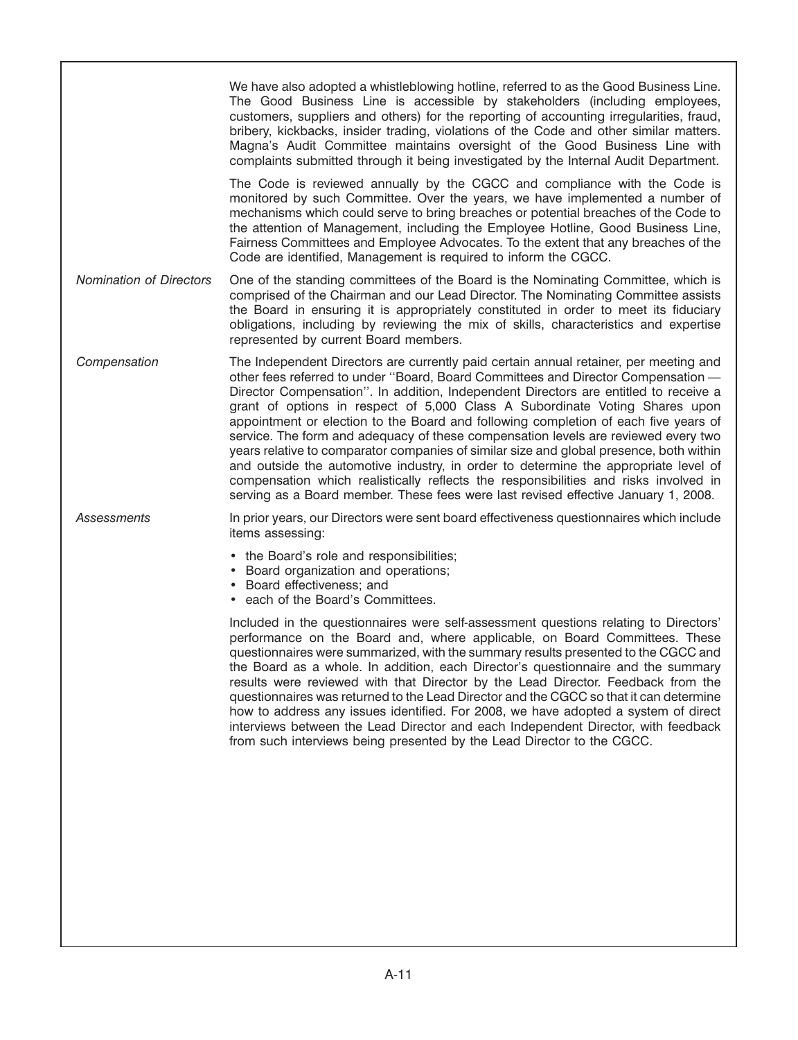We have also adopted a whistleblowing hotline, referred to as the Good Business Line. The Good Business Line is accessible by stakeholders (including employees, customers, suppliers and others) for the reporting of accounting irregularities, fraud, bribery, kickbacks, insider trading, violations of the Code and other similar matters. Magna's Audit Committee maintains oversight of the Good Business Line with complaints submitted through it being investigated by the Internal Audit Department.

The Code is reviewed annually by the CGCC and compliance with the Code is monitored by such Committee. Over the years, we have implemented a number of mechanisms which could serve to bring breaches or potential breaches of the Code to the attention of Management, including the Employee Hotline, Good Business Line, Fairness Committees and Employee Advocates. To the extent that any breaches of the Code are identified, Management is required to inform the CGCC.

*Nomination of Directors*

One of the standing committees of the Board is the Nominating Committee, which is comprised of the Chairman and our Lead Director. The Nominating Committee assists the Board in ensuring it is appropriately constituted in order to meet its fiduciary obligations, including by reviewing the mix of skills, characteristics and expertise represented by current Board members.

*Compensation*

The Independent Directors are currently paid certain annual retainer, per meeting and other fees referred to under ''Board, Board Committees and Director Compensation — Director Compensation''. In addition, Independent Directors are entitled to receive a grant of options in respect of 5,000 Class A Subordinate Voting Shares upon appointment or election to the Board and following completion of each five years of service. The form and adequacy of these compensation levels are reviewed every two years relative to comparator companies of similar size and global presence, both within and outside the automotive industry, in order to determine the appropriate level of compensation which realistically reflects the responsibilities and risks involved in serving as a Board member. These fees were last revised effective January 1, 2008.

*Assessments*

In prior years, our Directors were sent board effectiveness questionnaires which include items assessing:

- the Board's role and responsibilities;
- Board organization and operations;
- Board effectiveness; and
- each of the Board's Committees.

Included in the questionnaires were self-assessment questions relating to Directors' performance on the Board and, where applicable, on Board Committees. These questionnaires were summarized, with the summary results presented to the CGCC and the Board as a whole. In addition, each Director's questionnaire and the summary results were reviewed with that Director by the Lead Director. Feedback from the questionnaires was returned to the Lead Director and the CGCC so that it can determine how to address any issues identified. For 2008, we have adopted a system of direct interviews between the Lead Director and each Independent Director, with feedback from such interviews being presented by the Lead Director to the CGCC.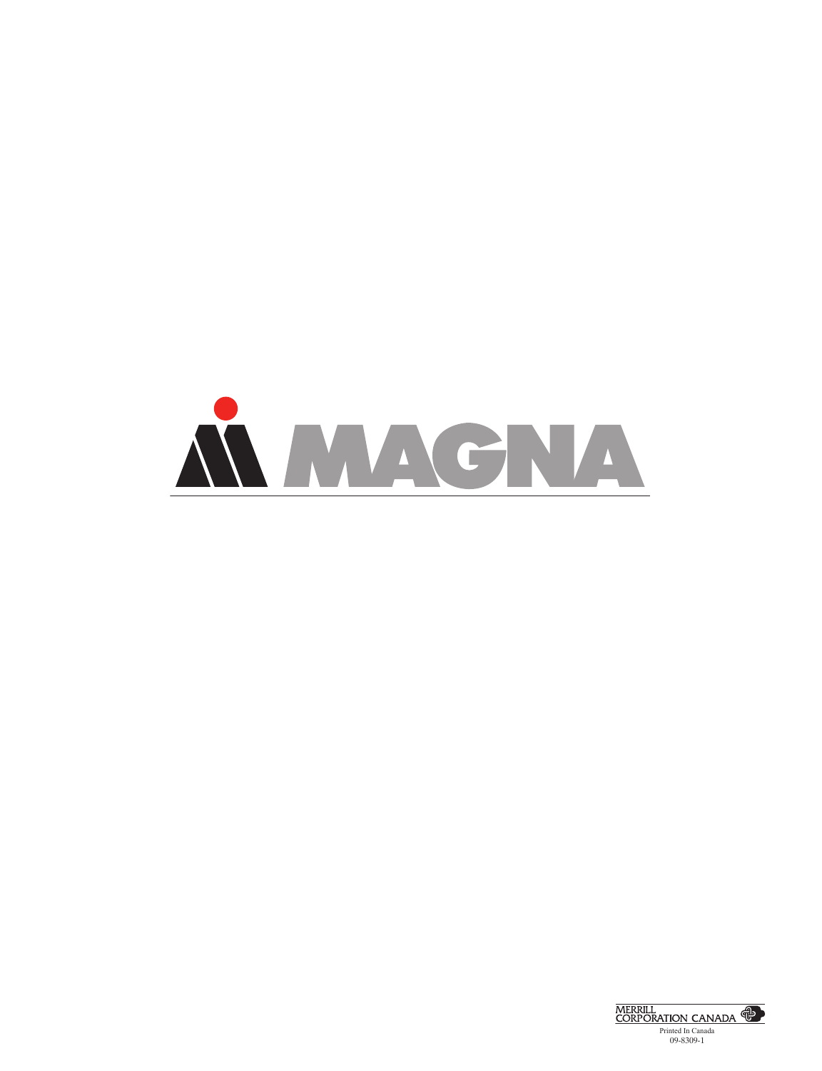MAGNA

MERRILL CORPORATION CANADA

Printed In Canada
09-8309-1